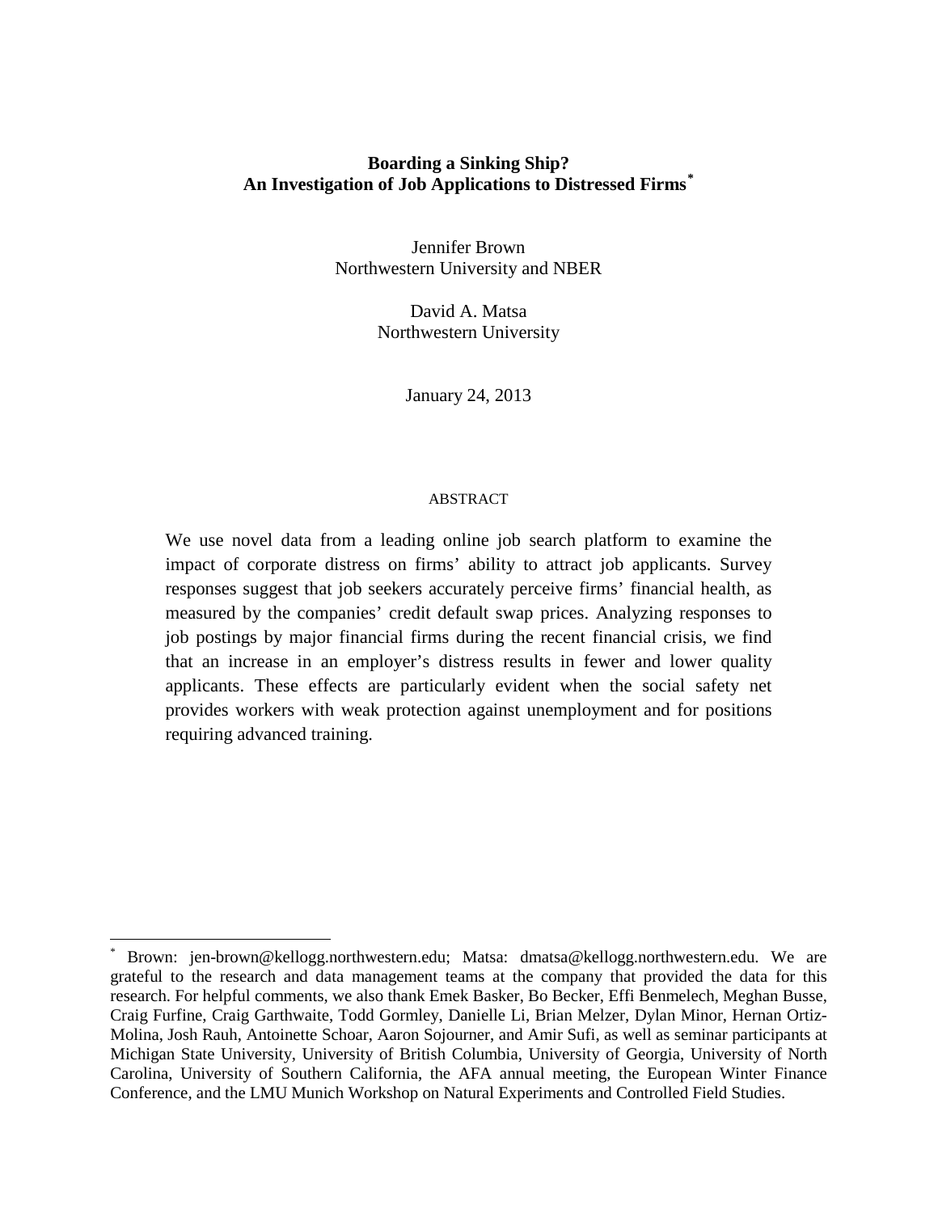# Boarding a Sinking Ship?
# An Investigation of Job Applications to Distressed Firms[*]

Jennifer Brown
Northwestern University and NBER

David A. Matsa
Northwestern University

January 24, 2013

## ABSTRACT

We use novel data from a leading online job search platform to examine the impact of corporate distress on firms' ability to attract job applicants. Survey responses suggest that job seekers accurately perceive firms' financial health, as measured by the companies' credit default swap prices. Analyzing responses to job postings by major financial firms during the recent financial crisis, we find that an increase in an employer's distress results in fewer and lower quality applicants. These effects are particularly evident when the social safety net provides workers with weak protection against unemployment and for positions requiring advanced training.

---

[*] Brown: jen-brown@kellogg.northwestern.edu; Matsa: dmatsa@kellogg.northwestern.edu. We are grateful to the research and data management teams at the company that provided the data for this research. For helpful comments, we also thank Emek Basker, Bo Becker, Effi Benmelech, Meghan Busse, Craig Furfine, Craig Garthwaite, Todd Gormley, Danielle Li, Brian Melzer, Dylan Minor, Hernan Ortiz-Molina, Josh Rauh, Antoinette Schoar, Aaron Sojourner, and Amir Sufi, as well as seminar participants at Michigan State University, University of British Columbia, University of Georgia, University of North Carolina, University of Southern California, the AFA annual meeting, the European Winter Finance Conference, and the LMU Munich Workshop on Natural Experiments and Controlled Field Studies.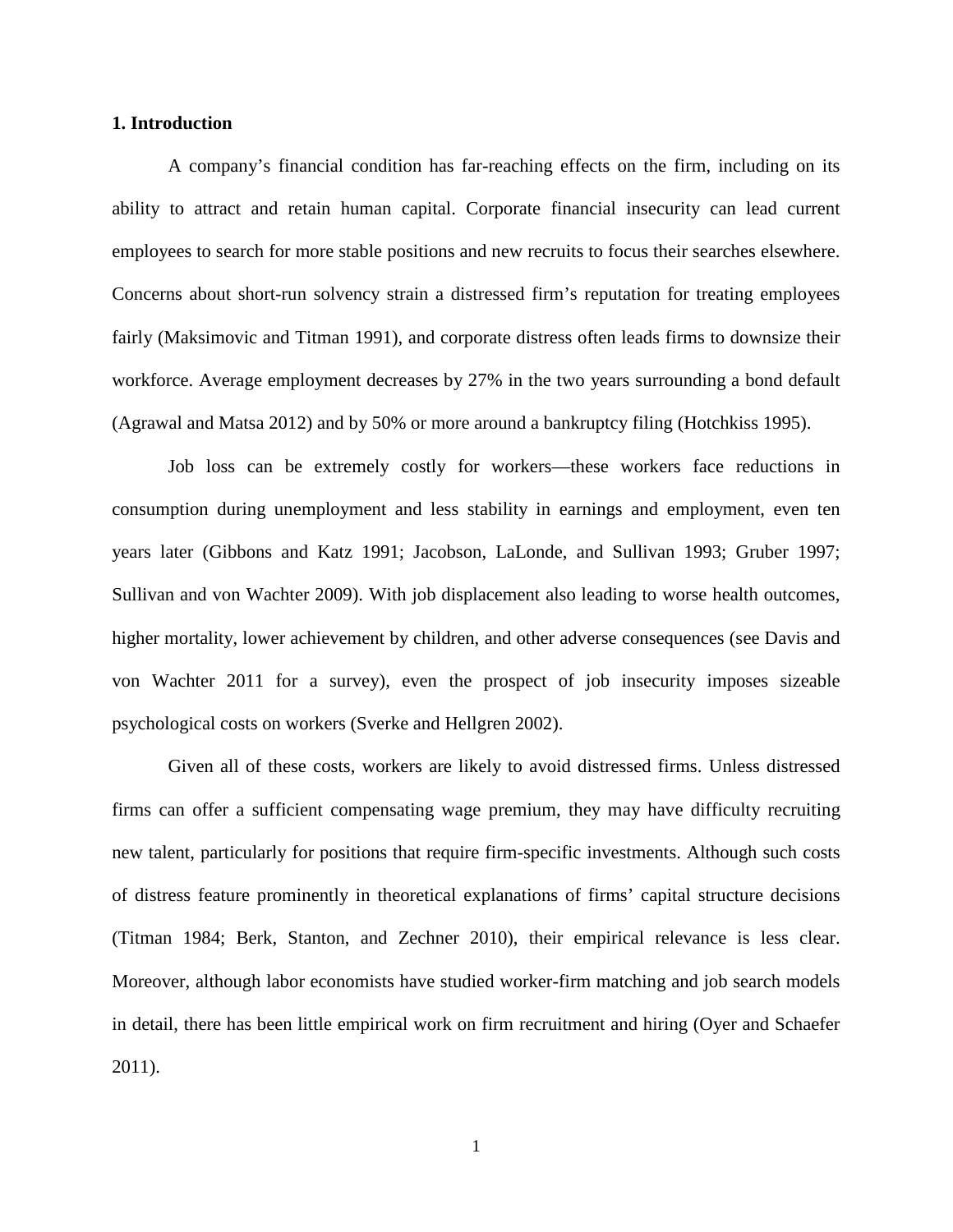## 1. Introduction

A company's financial condition has far-reaching effects on the firm, including on its ability to attract and retain human capital. Corporate financial insecurity can lead current employees to search for more stable positions and new recruits to focus their searches elsewhere. Concerns about short-run solvency strain a distressed firm's reputation for treating employees fairly (Maksimovic and Titman 1991), and corporate distress often leads firms to downsize their workforce. Average employment decreases by 27% in the two years surrounding a bond default (Agrawal and Matsa 2012) and by 50% or more around a bankruptcy filing (Hotchkiss 1995).

Job loss can be extremely costly for workers—these workers face reductions in consumption during unemployment and less stability in earnings and employment, even ten years later (Gibbons and Katz 1991; Jacobson, LaLonde, and Sullivan 1993; Gruber 1997; Sullivan and von Wachter 2009). With job displacement also leading to worse health outcomes, higher mortality, lower achievement by children, and other adverse consequences (see Davis and von Wachter 2011 for a survey), even the prospect of job insecurity imposes sizeable psychological costs on workers (Sverke and Hellgren 2002).

Given all of these costs, workers are likely to avoid distressed firms. Unless distressed firms can offer a sufficient compensating wage premium, they may have difficulty recruiting new talent, particularly for positions that require firm-specific investments. Although such costs of distress feature prominently in theoretical explanations of firms' capital structure decisions (Titman 1984; Berk, Stanton, and Zechner 2010), their empirical relevance is less clear. Moreover, although labor economists have studied worker-firm matching and job search models in detail, there has been little empirical work on firm recruitment and hiring (Oyer and Schaefer 2011).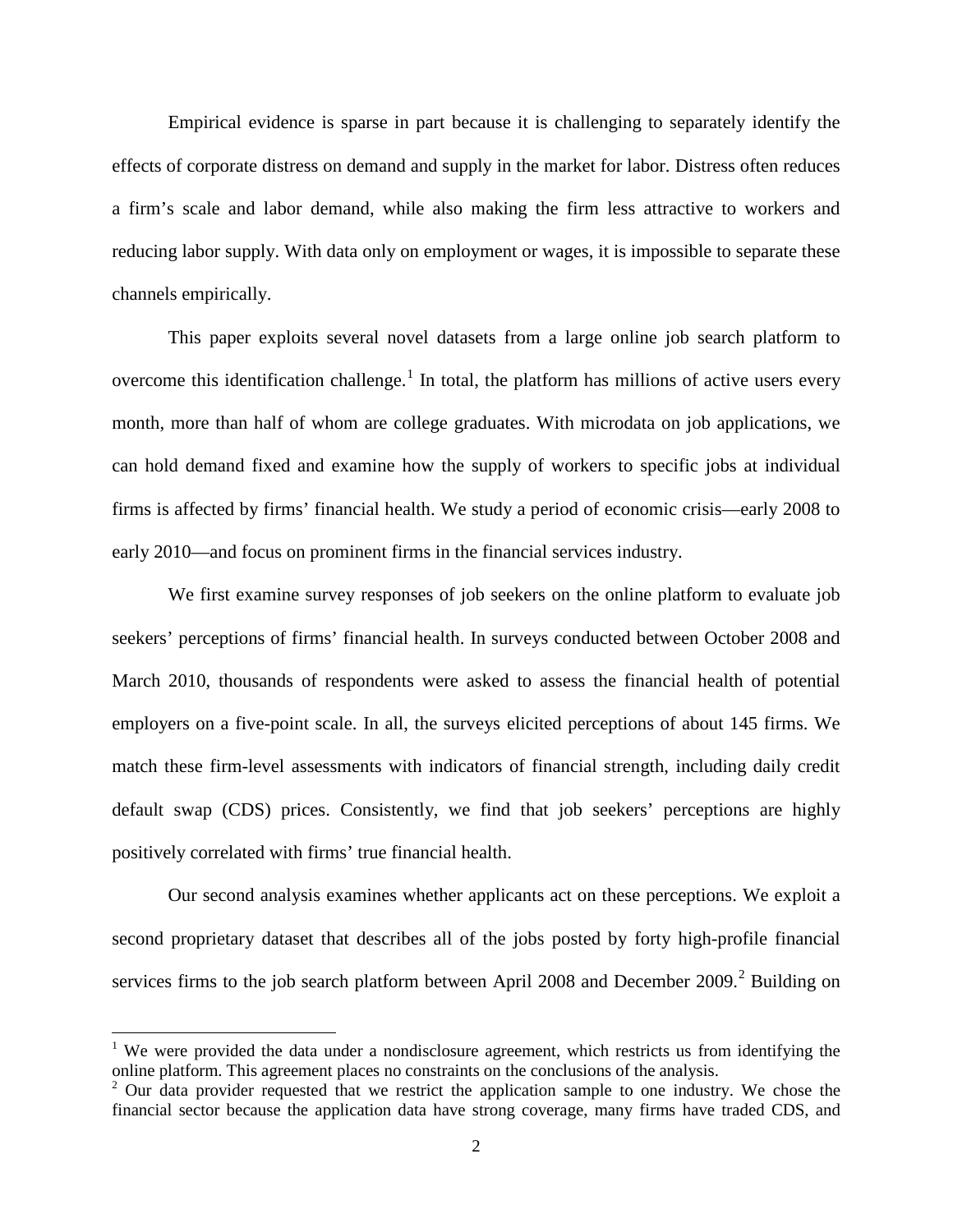Empirical evidence is sparse in part because it is challenging to separately identify the effects of corporate distress on demand and supply in the market for labor. Distress often reduces a firm's scale and labor demand, while also making the firm less attractive to workers and reducing labor supply. With data only on employment or wages, it is impossible to separate these channels empirically.

This paper exploits several novel datasets from a large online job search platform to overcome this identification challenge.[1] In total, the platform has millions of active users every month, more than half of whom are college graduates. With microdata on job applications, we can hold demand fixed and examine how the supply of workers to specific jobs at individual firms is affected by firms' financial health. We study a period of economic crisis—early 2008 to early 2010—and focus on prominent firms in the financial services industry.

We first examine survey responses of job seekers on the online platform to evaluate job seekers' perceptions of firms' financial health. In surveys conducted between October 2008 and March 2010, thousands of respondents were asked to assess the financial health of potential employers on a five-point scale. In all, the surveys elicited perceptions of about 145 firms. We match these firm-level assessments with indicators of financial strength, including daily credit default swap (CDS) prices. Consistently, we find that job seekers' perceptions are highly positively correlated with firms' true financial health.

Our second analysis examines whether applicants act on these perceptions. We exploit a second proprietary dataset that describes all of the jobs posted by forty high-profile financial services firms to the job search platform between April 2008 and December 2009.[2] Building on

[1] We were provided the data under a nondisclosure agreement, which restricts us from identifying the online platform. This agreement places no constraints on the conclusions of the analysis.

[2] Our data provider requested that we restrict the application sample to one industry. We chose the financial sector because the application data have strong coverage, many firms have traded CDS, and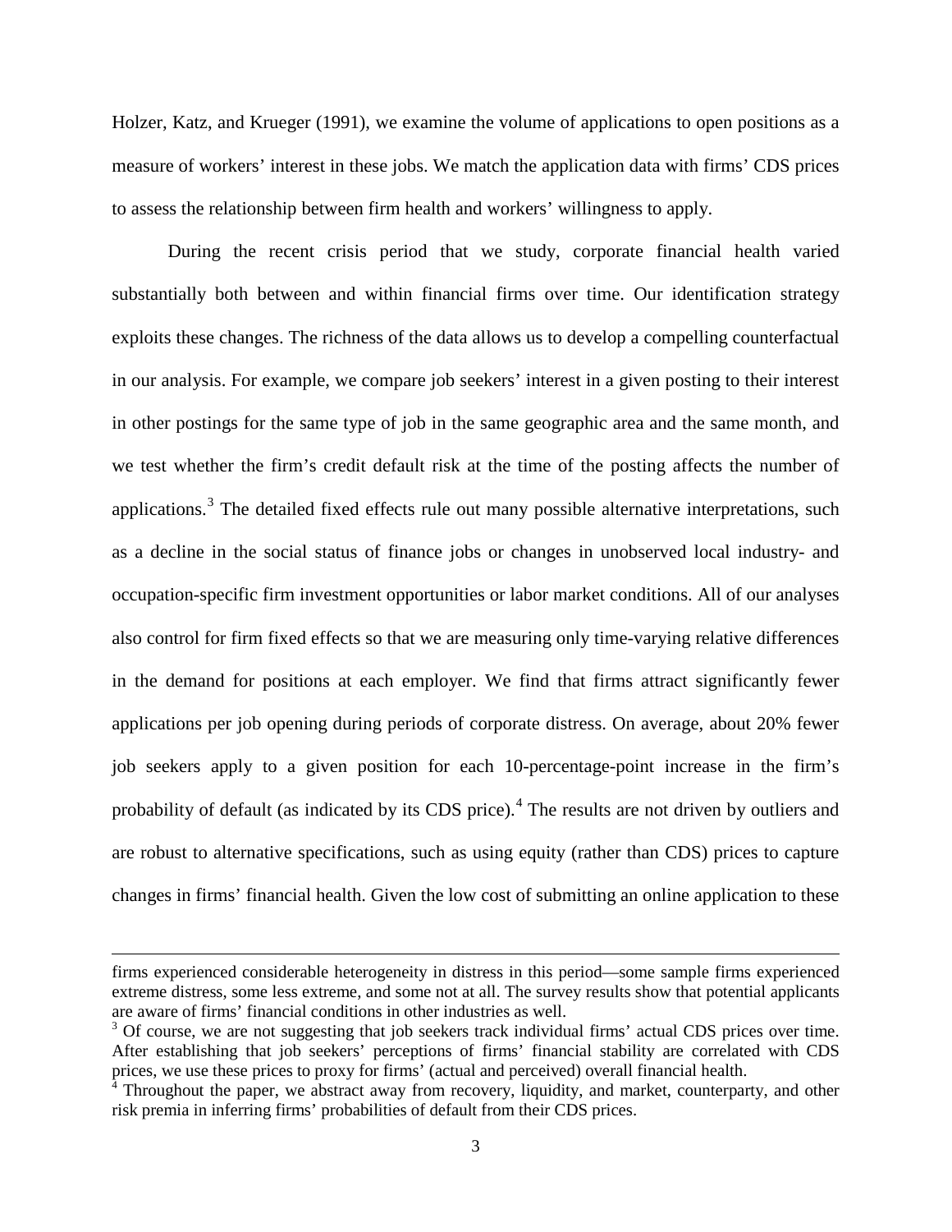Holzer, Katz, and Krueger (1991), we examine the volume of applications to open positions as a measure of workers' interest in these jobs. We match the application data with firms' CDS prices to assess the relationship between firm health and workers' willingness to apply.

During the recent crisis period that we study, corporate financial health varied substantially both between and within financial firms over time. Our identification strategy exploits these changes. The richness of the data allows us to develop a compelling counterfactual in our analysis. For example, we compare job seekers' interest in a given posting to their interest in other postings for the same type of job in the same geographic area and the same month, and we test whether the firm's credit default risk at the time of the posting affects the number of applications.[3] The detailed fixed effects rule out many possible alternative interpretations, such as a decline in the social status of finance jobs or changes in unobserved local industry- and occupation-specific firm investment opportunities or labor market conditions. All of our analyses also control for firm fixed effects so that we are measuring only time-varying relative differences in the demand for positions at each employer. We find that firms attract significantly fewer applications per job opening during periods of corporate distress. On average, about 20% fewer job seekers apply to a given position for each 10-percentage-point increase in the firm's probability of default (as indicated by its CDS price).[4] The results are not driven by outliers and are robust to alternative specifications, such as using equity (rather than CDS) prices to capture changes in firms' financial health. Given the low cost of submitting an online application to these

---

firms experienced considerable heterogeneity in distress in this period—some sample firms experienced extreme distress, some less extreme, and some not at all. The survey results show that potential applicants are aware of firms' financial conditions in other industries as well.

[3] Of course, we are not suggesting that job seekers track individual firms' actual CDS prices over time. After establishing that job seekers' perceptions of firms' financial stability are correlated with CDS prices, we use these prices to proxy for firms' (actual and perceived) overall financial health.

[4] Throughout the paper, we abstract away from recovery, liquidity, and market, counterparty, and other risk premia in inferring firms' probabilities of default from their CDS prices.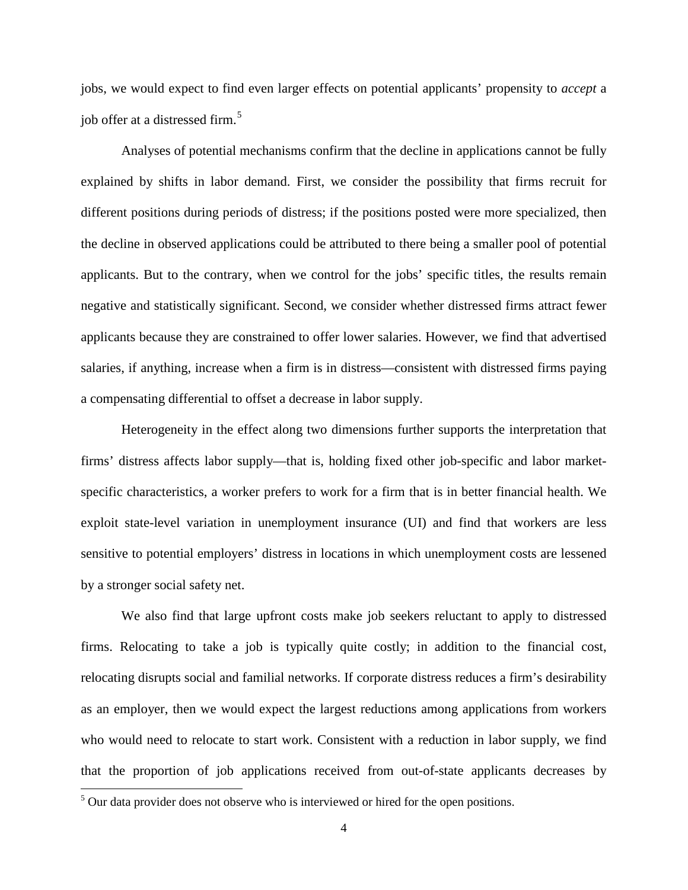jobs, we would expect to find even larger effects on potential applicants' propensity to *accept* a job offer at a distressed firm.[5]

Analyses of potential mechanisms confirm that the decline in applications cannot be fully explained by shifts in labor demand. First, we consider the possibility that firms recruit for different positions during periods of distress; if the positions posted were more specialized, then the decline in observed applications could be attributed to there being a smaller pool of potential applicants. But to the contrary, when we control for the jobs' specific titles, the results remain negative and statistically significant. Second, we consider whether distressed firms attract fewer applicants because they are constrained to offer lower salaries. However, we find that advertised salaries, if anything, increase when a firm is in distress—consistent with distressed firms paying a compensating differential to offset a decrease in labor supply.

Heterogeneity in the effect along two dimensions further supports the interpretation that firms' distress affects labor supply—that is, holding fixed other job-specific and labor market-specific characteristics, a worker prefers to work for a firm that is in better financial health. We exploit state-level variation in unemployment insurance (UI) and find that workers are less sensitive to potential employers' distress in locations in which unemployment costs are lessened by a stronger social safety net.

We also find that large upfront costs make job seekers reluctant to apply to distressed firms. Relocating to take a job is typically quite costly; in addition to the financial cost, relocating disrupts social and familial networks. If corporate distress reduces a firm's desirability as an employer, then we would expect the largest reductions among applications from workers who would need to relocate to start work. Consistent with a reduction in labor supply, we find that the proportion of job applications received from out-of-state applicants decreases by

[5] Our data provider does not observe who is interviewed or hired for the open positions.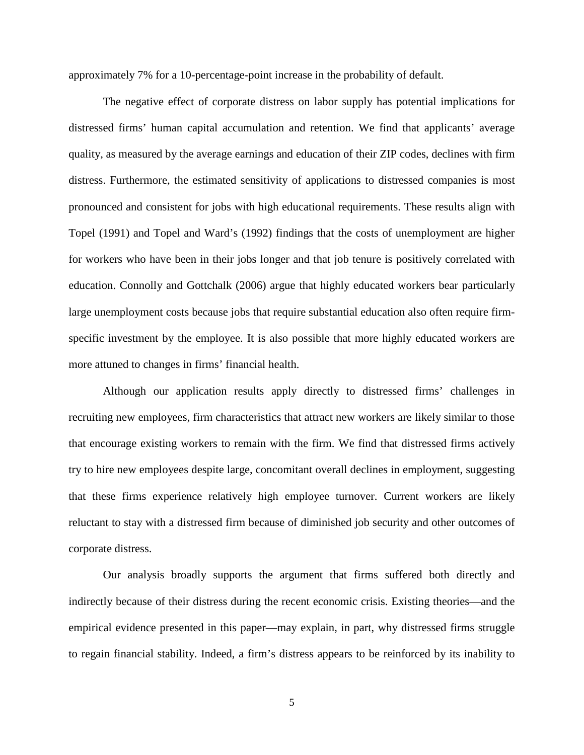approximately 7% for a 10-percentage-point increase in the probability of default.

The negative effect of corporate distress on labor supply has potential implications for distressed firms' human capital accumulation and retention. We find that applicants' average quality, as measured by the average earnings and education of their ZIP codes, declines with firm distress. Furthermore, the estimated sensitivity of applications to distressed companies is most pronounced and consistent for jobs with high educational requirements. These results align with Topel (1991) and Topel and Ward's (1992) findings that the costs of unemployment are higher for workers who have been in their jobs longer and that job tenure is positively correlated with education. Connolly and Gottchalk (2006) argue that highly educated workers bear particularly large unemployment costs because jobs that require substantial education also often require firm-specific investment by the employee. It is also possible that more highly educated workers are more attuned to changes in firms' financial health.

Although our application results apply directly to distressed firms' challenges in recruiting new employees, firm characteristics that attract new workers are likely similar to those that encourage existing workers to remain with the firm. We find that distressed firms actively try to hire new employees despite large, concomitant overall declines in employment, suggesting that these firms experience relatively high employee turnover. Current workers are likely reluctant to stay with a distressed firm because of diminished job security and other outcomes of corporate distress.

Our analysis broadly supports the argument that firms suffered both directly and indirectly because of their distress during the recent economic crisis. Existing theories—and the empirical evidence presented in this paper—may explain, in part, why distressed firms struggle to regain financial stability. Indeed, a firm's distress appears to be reinforced by its inability to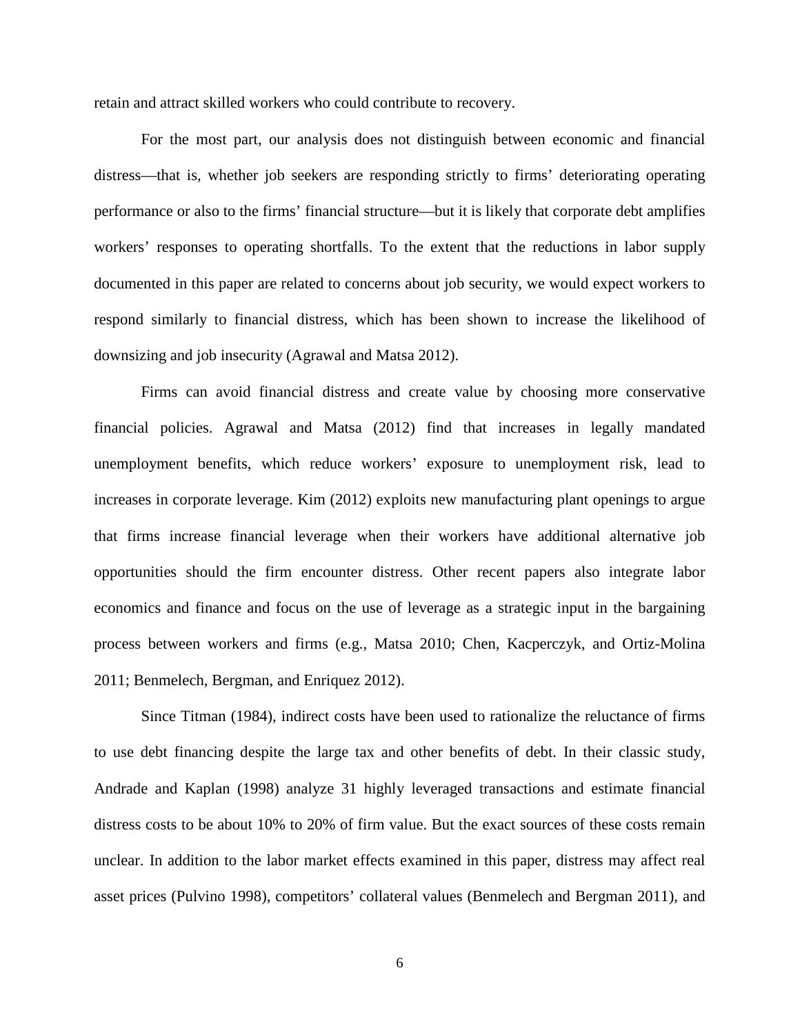retain and attract skilled workers who could contribute to recovery.

For the most part, our analysis does not distinguish between economic and financial distress—that is, whether job seekers are responding strictly to firms' deteriorating operating performance or also to the firms' financial structure—but it is likely that corporate debt amplifies workers' responses to operating shortfalls. To the extent that the reductions in labor supply documented in this paper are related to concerns about job security, we would expect workers to respond similarly to financial distress, which has been shown to increase the likelihood of downsizing and job insecurity (Agrawal and Matsa 2012).

Firms can avoid financial distress and create value by choosing more conservative financial policies. Agrawal and Matsa (2012) find that increases in legally mandated unemployment benefits, which reduce workers' exposure to unemployment risk, lead to increases in corporate leverage. Kim (2012) exploits new manufacturing plant openings to argue that firms increase financial leverage when their workers have additional alternative job opportunities should the firm encounter distress. Other recent papers also integrate labor economics and finance and focus on the use of leverage as a strategic input in the bargaining process between workers and firms (e.g., Matsa 2010; Chen, Kacperczyk, and Ortiz-Molina 2011; Benmelech, Bergman, and Enriquez 2012).

Since Titman (1984), indirect costs have been used to rationalize the reluctance of firms to use debt financing despite the large tax and other benefits of debt. In their classic study, Andrade and Kaplan (1998) analyze 31 highly leveraged transactions and estimate financial distress costs to be about 10% to 20% of firm value. But the exact sources of these costs remain unclear. In addition to the labor market effects examined in this paper, distress may affect real asset prices (Pulvino 1998), competitors' collateral values (Benmelech and Bergman 2011), and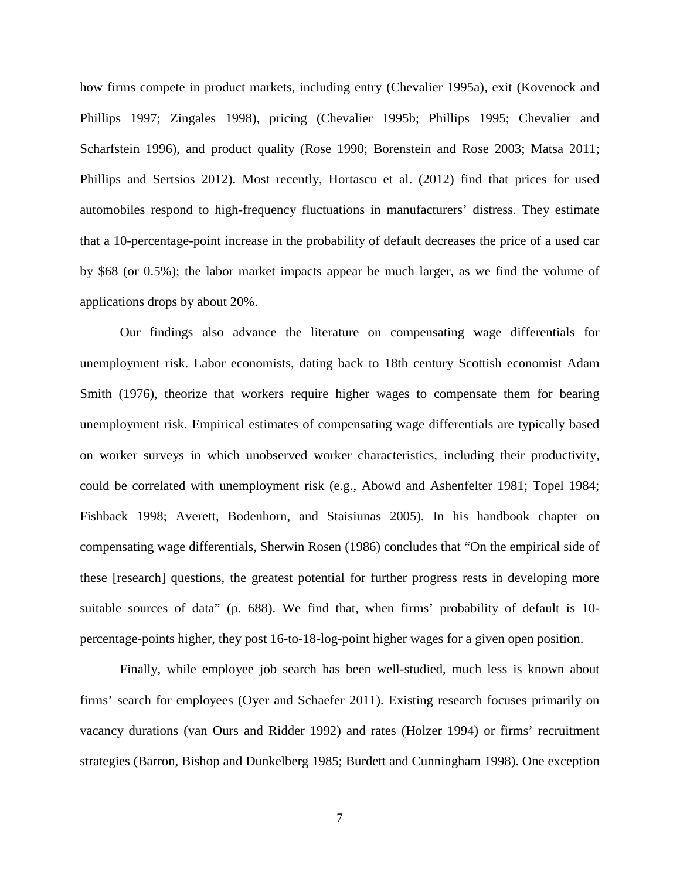how firms compete in product markets, including entry (Chevalier 1995a), exit (Kovenock and Phillips 1997; Zingales 1998), pricing (Chevalier 1995b; Phillips 1995; Chevalier and Scharfstein 1996), and product quality (Rose 1990; Borenstein and Rose 2003; Matsa 2011; Phillips and Sertsios 2012). Most recently, Hortascu et al. (2012) find that prices for used automobiles respond to high-frequency fluctuations in manufacturers' distress. They estimate that a 10-percentage-point increase in the probability of default decreases the price of a used car by $68 (or 0.5%); the labor market impacts appear be much larger, as we find the volume of applications drops by about 20%.

Our findings also advance the literature on compensating wage differentials for unemployment risk. Labor economists, dating back to 18th century Scottish economist Adam Smith (1976), theorize that workers require higher wages to compensate them for bearing unemployment risk. Empirical estimates of compensating wage differentials are typically based on worker surveys in which unobserved worker characteristics, including their productivity, could be correlated with unemployment risk (e.g., Abowd and Ashenfelter 1981; Topel 1984; Fishback 1998; Averett, Bodenhorn, and Staisiunas 2005). In his handbook chapter on compensating wage differentials, Sherwin Rosen (1986) concludes that "On the empirical side of these [research] questions, the greatest potential for further progress rests in developing more suitable sources of data" (p. 688). We find that, when firms' probability of default is 10-percentage-points higher, they post 16-to-18-log-point higher wages for a given open position.

Finally, while employee job search has been well-studied, much less is known about firms' search for employees (Oyer and Schaefer 2011). Existing research focuses primarily on vacancy durations (van Ours and Ridder 1992) and rates (Holzer 1994) or firms' recruitment strategies (Barron, Bishop and Dunkelberg 1985; Burdett and Cunningham 1998). One exception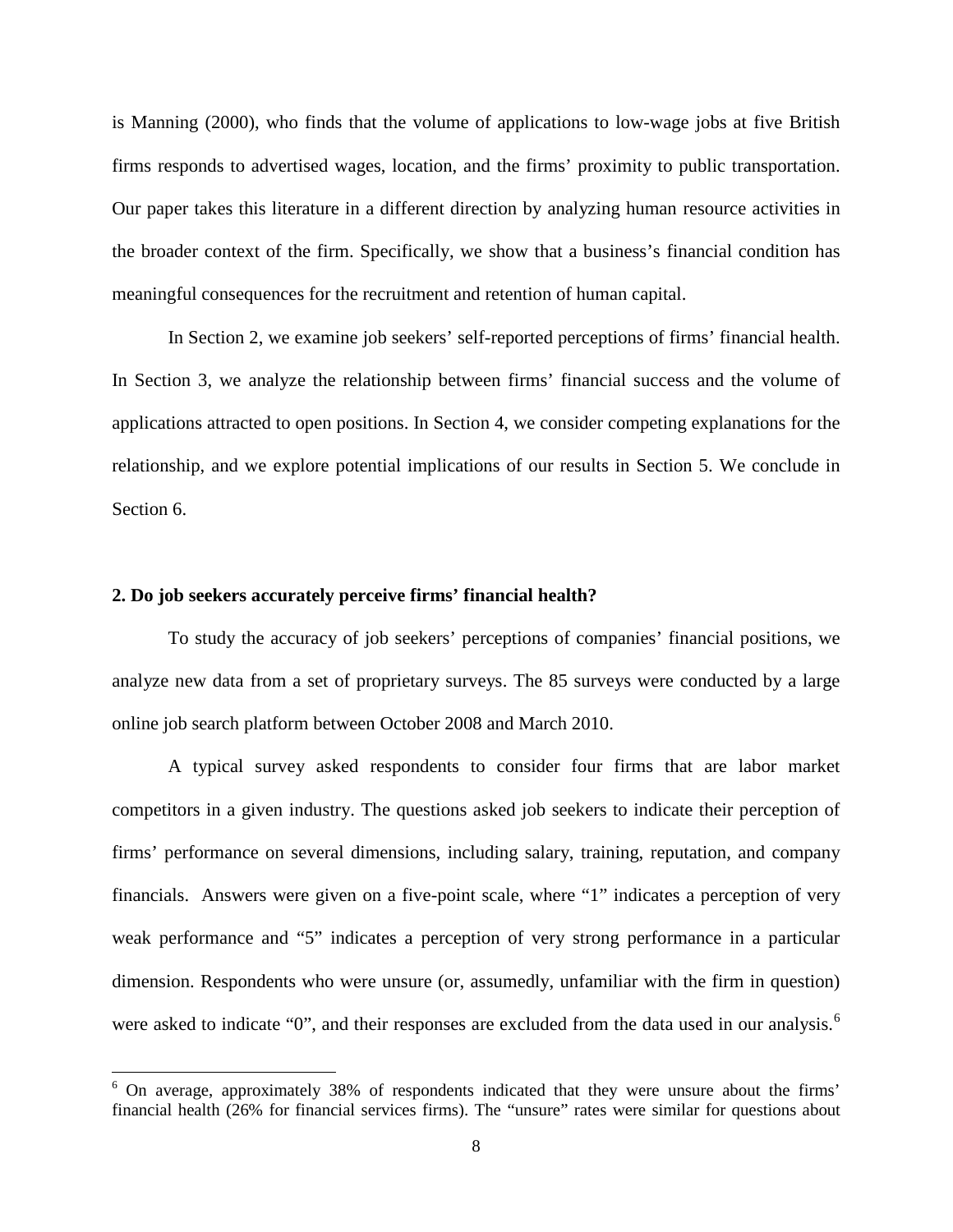is Manning (2000), who finds that the volume of applications to low-wage jobs at five British firms responds to advertised wages, location, and the firms' proximity to public transportation. Our paper takes this literature in a different direction by analyzing human resource activities in the broader context of the firm. Specifically, we show that a business's financial condition has meaningful consequences for the recruitment and retention of human capital.

In Section 2, we examine job seekers' self-reported perceptions of firms' financial health. In Section 3, we analyze the relationship between firms' financial success and the volume of applications attracted to open positions. In Section 4, we consider competing explanations for the relationship, and we explore potential implications of our results in Section 5. We conclude in Section 6.

## 2. Do job seekers accurately perceive firms' financial health?

To study the accuracy of job seekers' perceptions of companies' financial positions, we analyze new data from a set of proprietary surveys. The 85 surveys were conducted by a large online job search platform between October 2008 and March 2010.

A typical survey asked respondents to consider four firms that are labor market competitors in a given industry. The questions asked job seekers to indicate their perception of firms' performance on several dimensions, including salary, training, reputation, and company financials. Answers were given on a five-point scale, where "1" indicates a perception of very weak performance and "5" indicates a perception of very strong performance in a particular dimension. Respondents who were unsure (or, assumedly, unfamiliar with the firm in question) were asked to indicate "0", and their responses are excluded from the data used in our analysis.[6]

[6] On average, approximately 38% of respondents indicated that they were unsure about the firms' financial health (26% for financial services firms). The "unsure" rates were similar for questions about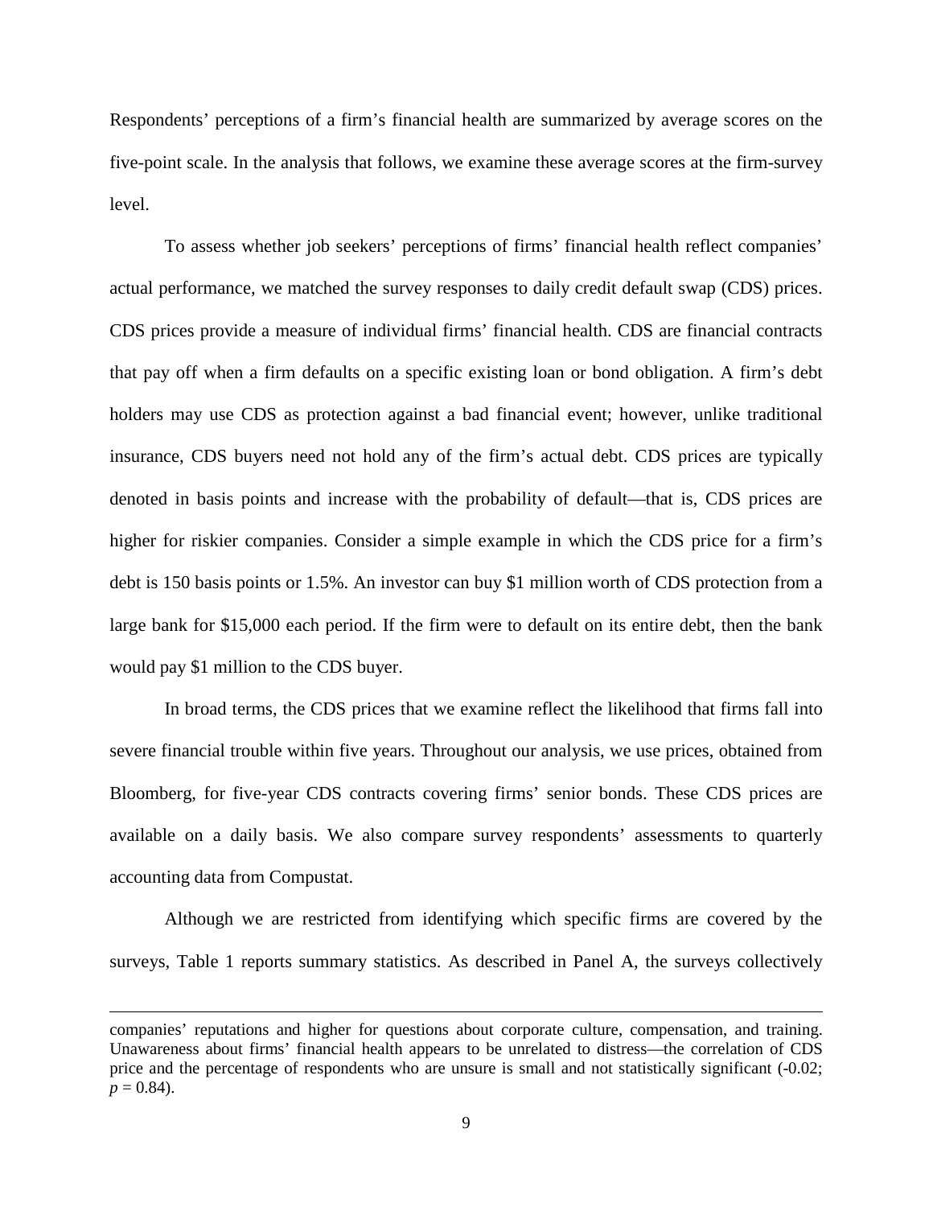Respondents' perceptions of a firm's financial health are summarized by average scores on the five-point scale. In the analysis that follows, we examine these average scores at the firm-survey level.

To assess whether job seekers' perceptions of firms' financial health reflect companies' actual performance, we matched the survey responses to daily credit default swap (CDS) prices. CDS prices provide a measure of individual firms' financial health. CDS are financial contracts that pay off when a firm defaults on a specific existing loan or bond obligation. A firm's debt holders may use CDS as protection against a bad financial event; however, unlike traditional insurance, CDS buyers need not hold any of the firm's actual debt. CDS prices are typically denoted in basis points and increase with the probability of default—that is, CDS prices are higher for riskier companies. Consider a simple example in which the CDS price for a firm's debt is 150 basis points or 1.5%. An investor can buy $1 million worth of CDS protection from a large bank for $15,000 each period. If the firm were to default on its entire debt, then the bank would pay $1 million to the CDS buyer.

In broad terms, the CDS prices that we examine reflect the likelihood that firms fall into severe financial trouble within five years. Throughout our analysis, we use prices, obtained from Bloomberg, for five-year CDS contracts covering firms' senior bonds. These CDS prices are available on a daily basis. We also compare survey respondents' assessments to quarterly accounting data from Compustat.

Although we are restricted from identifying which specific firms are covered by the surveys, Table 1 reports summary statistics. As described in Panel A, the surveys collectively

---

companies' reputations and higher for questions about corporate culture, compensation, and training. Unawareness about firms' financial health appears to be unrelated to distress—the correlation of CDS price and the percentage of respondents who are unsure is small and not statistically significant (-0.02; $p = 0.84$).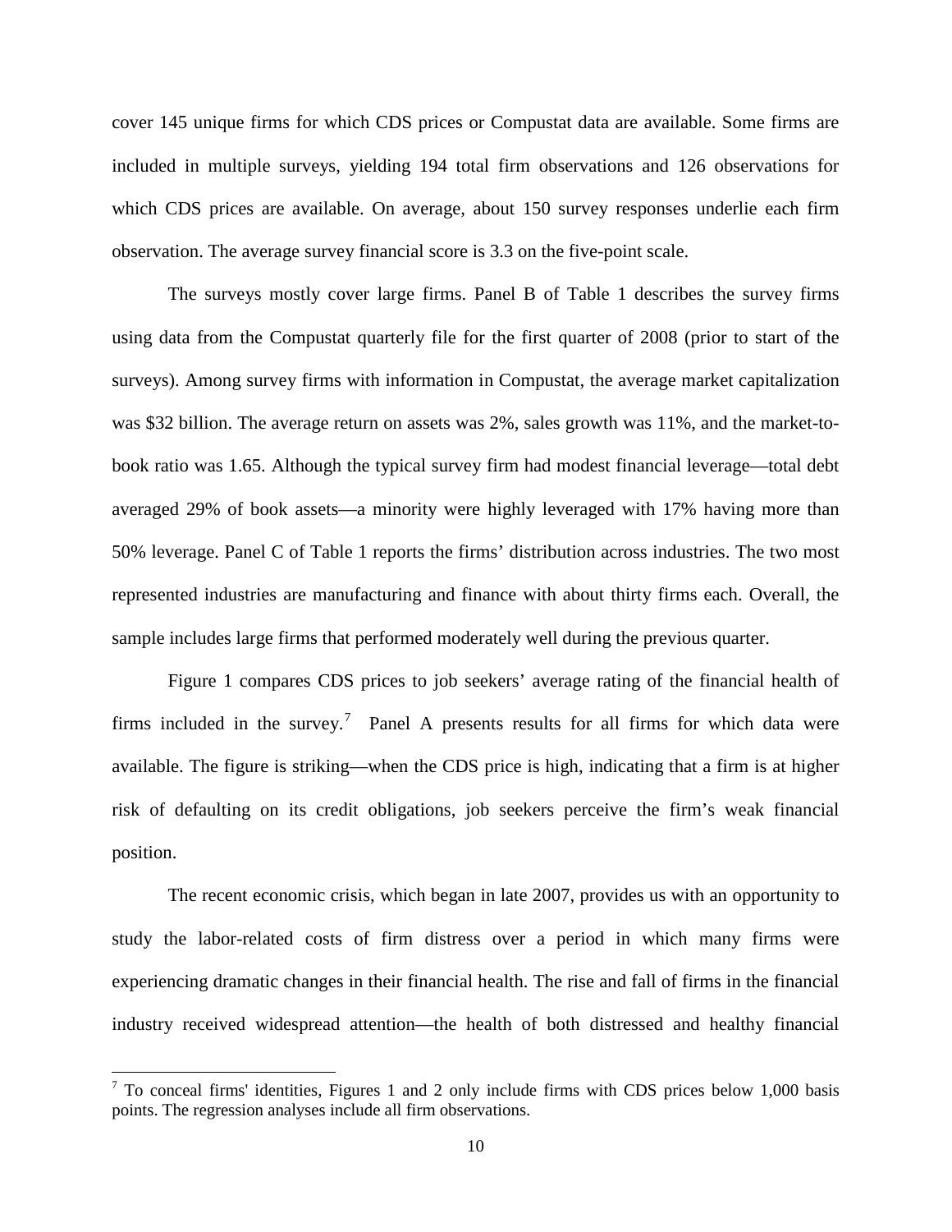cover 145 unique firms for which CDS prices or Compustat data are available. Some firms are included in multiple surveys, yielding 194 total firm observations and 126 observations for which CDS prices are available. On average, about 150 survey responses underlie each firm observation. The average survey financial score is 3.3 on the five-point scale.

The surveys mostly cover large firms. Panel B of Table 1 describes the survey firms using data from the Compustat quarterly file for the first quarter of 2008 (prior to start of the surveys). Among survey firms with information in Compustat, the average market capitalization was $32 billion. The average return on assets was 2%, sales growth was 11%, and the market-to-book ratio was 1.65. Although the typical survey firm had modest financial leverage—total debt averaged 29% of book assets—a minority were highly leveraged with 17% having more than 50% leverage. Panel C of Table 1 reports the firms' distribution across industries. The two most represented industries are manufacturing and finance with about thirty firms each. Overall, the sample includes large firms that performed moderately well during the previous quarter.

Figure 1 compares CDS prices to job seekers' average rating of the financial health of firms included in the survey.[7] Panel A presents results for all firms for which data were available. The figure is striking—when the CDS price is high, indicating that a firm is at higher risk of defaulting on its credit obligations, job seekers perceive the firm's weak financial position.

The recent economic crisis, which began in late 2007, provides us with an opportunity to study the labor-related costs of firm distress over a period in which many firms were experiencing dramatic changes in their financial health. The rise and fall of firms in the financial industry received widespread attention—the health of both distressed and healthy financial

[7] To conceal firms' identities, Figures 1 and 2 only include firms with CDS prices below 1,000 basis points. The regression analyses include all firm observations.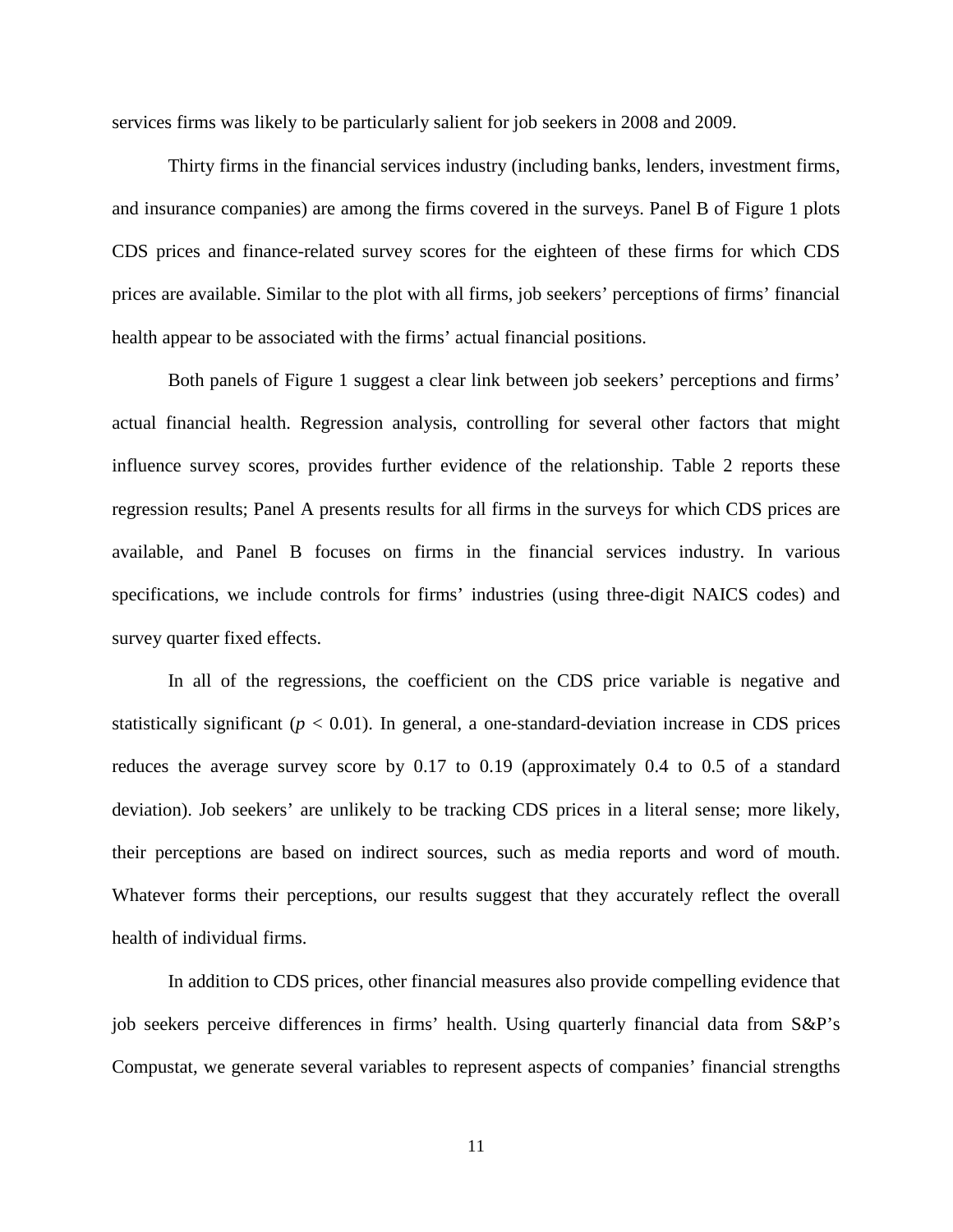services firms was likely to be particularly salient for job seekers in 2008 and 2009.

Thirty firms in the financial services industry (including banks, lenders, investment firms, and insurance companies) are among the firms covered in the surveys. Panel B of Figure 1 plots CDS prices and finance-related survey scores for the eighteen of these firms for which CDS prices are available. Similar to the plot with all firms, job seekers' perceptions of firms' financial health appear to be associated with the firms' actual financial positions.

Both panels of Figure 1 suggest a clear link between job seekers' perceptions and firms' actual financial health. Regression analysis, controlling for several other factors that might influence survey scores, provides further evidence of the relationship. Table 2 reports these regression results; Panel A presents results for all firms in the surveys for which CDS prices are available, and Panel B focuses on firms in the financial services industry. In various specifications, we include controls for firms' industries (using three-digit NAICS codes) and survey quarter fixed effects.

In all of the regressions, the coefficient on the CDS price variable is negative and statistically significant ($p < 0.01$). In general, a one-standard-deviation increase in CDS prices reduces the average survey score by 0.17 to 0.19 (approximately 0.4 to 0.5 of a standard deviation). Job seekers' are unlikely to be tracking CDS prices in a literal sense; more likely, their perceptions are based on indirect sources, such as media reports and word of mouth. Whatever forms their perceptions, our results suggest that they accurately reflect the overall health of individual firms.

In addition to CDS prices, other financial measures also provide compelling evidence that job seekers perceive differences in firms' health. Using quarterly financial data from S&P's Compustat, we generate several variables to represent aspects of companies' financial strengths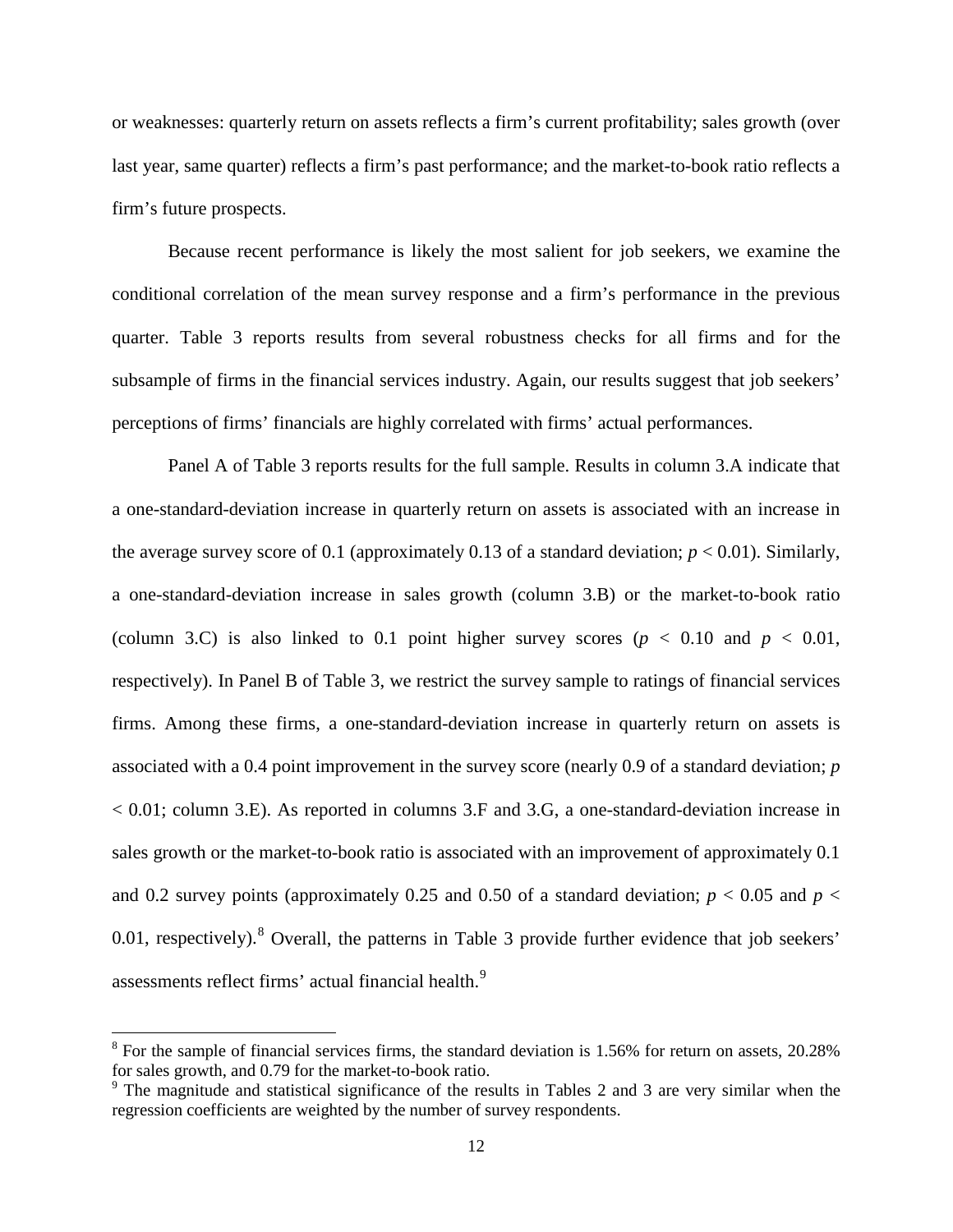or weaknesses: quarterly return on assets reflects a firm's current profitability; sales growth (over last year, same quarter) reflects a firm's past performance; and the market-to-book ratio reflects a firm's future prospects.

Because recent performance is likely the most salient for job seekers, we examine the conditional correlation of the mean survey response and a firm's performance in the previous quarter. Table 3 reports results from several robustness checks for all firms and for the subsample of firms in the financial services industry. Again, our results suggest that job seekers' perceptions of firms' financials are highly correlated with firms' actual performances.

Panel A of Table 3 reports results for the full sample. Results in column 3.A indicate that a one-standard-deviation increase in quarterly return on assets is associated with an increase in the average survey score of 0.1 (approximately 0.13 of a standard deviation; $p < 0.01$). Similarly, a one-standard-deviation increase in sales growth (column 3.B) or the market-to-book ratio (column 3.C) is also linked to 0.1 point higher survey scores ($p < 0.10$ and $p < 0.01$, respectively). In Panel B of Table 3, we restrict the survey sample to ratings of financial services firms. Among these firms, a one-standard-deviation increase in quarterly return on assets is associated with a 0.4 point improvement in the survey score (nearly 0.9 of a standard deviation; $p < 0.01$; column 3.E). As reported in columns 3.F and 3.G, a one-standard-deviation increase in sales growth or the market-to-book ratio is associated with an improvement of approximately 0.1 and 0.2 survey points (approximately 0.25 and 0.50 of a standard deviation; $p < 0.05$ and $p < 0.01$, respectively).[8] Overall, the patterns in Table 3 provide further evidence that job seekers' assessments reflect firms' actual financial health.[9]

[8] For the sample of financial services firms, the standard deviation is 1.56% for return on assets, 20.28% for sales growth, and 0.79 for the market-to-book ratio.

[9] The magnitude and statistical significance of the results in Tables 2 and 3 are very similar when the regression coefficients are weighted by the number of survey respondents.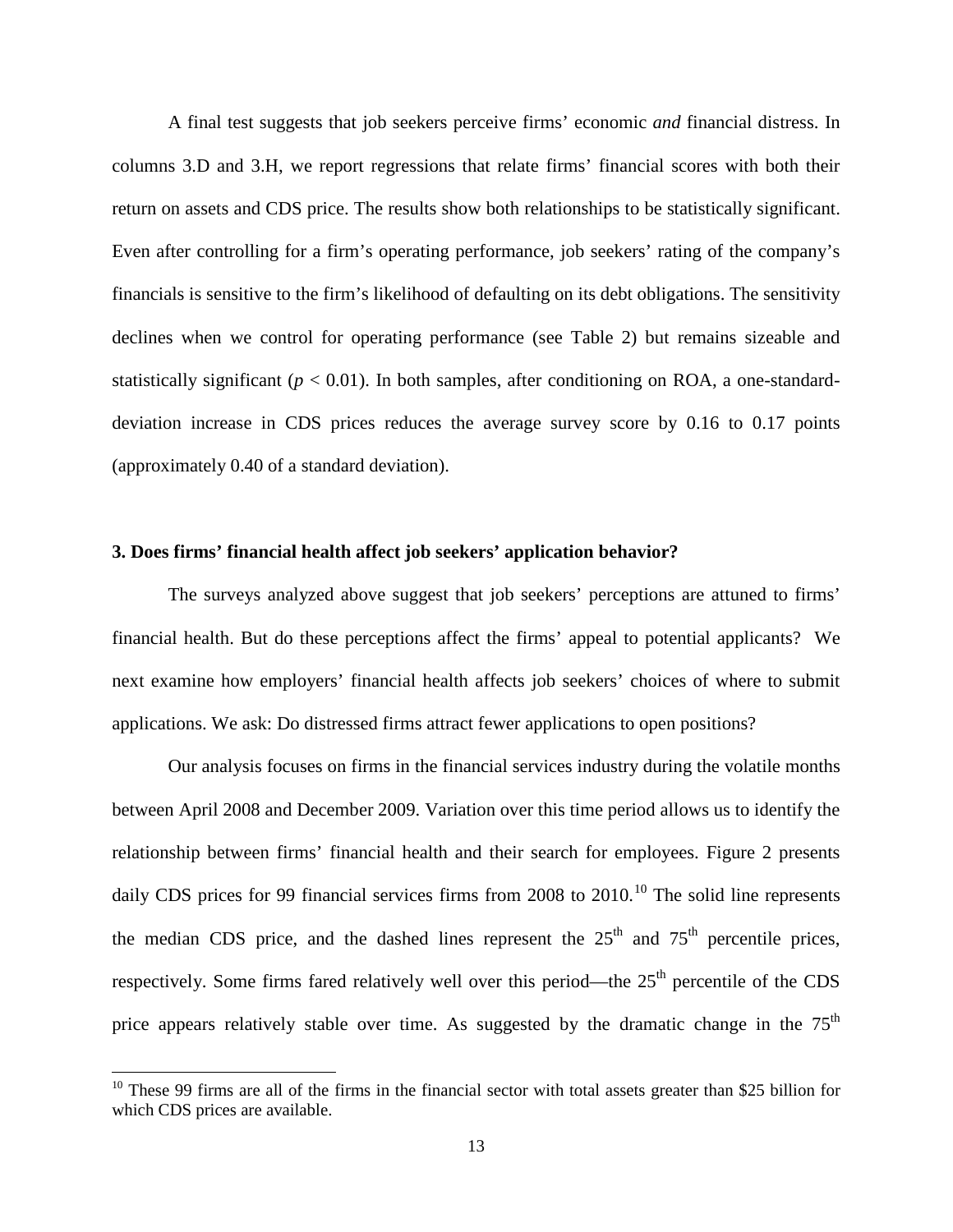A final test suggests that job seekers perceive firms' economic *and* financial distress. In columns 3.D and 3.H, we report regressions that relate firms' financial scores with both their return on assets and CDS price. The results show both relationships to be statistically significant. Even after controlling for a firm's operating performance, job seekers' rating of the company's financials is sensitive to the firm's likelihood of defaulting on its debt obligations. The sensitivity declines when we control for operating performance (see Table 2) but remains sizeable and statistically significant ($p < 0.01$). In both samples, after conditioning on ROA, a one-standard-deviation increase in CDS prices reduces the average survey score by 0.16 to 0.17 points (approximately 0.40 of a standard deviation).

### 3. Does firms' financial health affect job seekers' application behavior?

The surveys analyzed above suggest that job seekers' perceptions are attuned to firms' financial health. But do these perceptions affect the firms' appeal to potential applicants? We next examine how employers' financial health affects job seekers' choices of where to submit applications. We ask: Do distressed firms attract fewer applications to open positions?

Our analysis focuses on firms in the financial services industry during the volatile months between April 2008 and December 2009. Variation over this time period allows us to identify the relationship between firms' financial health and their search for employees. Figure 2 presents daily CDS prices for 99 financial services firms from 2008 to 2010.[10] The solid line represents the median CDS price, and the dashed lines represent the 25th and 75th percentile prices, respectively. Some firms fared relatively well over this period—the 25th percentile of the CDS price appears relatively stable over time. As suggested by the dramatic change in the 75th

[10] These 99 firms are all of the firms in the financial sector with total assets greater than $25 billion for which CDS prices are available.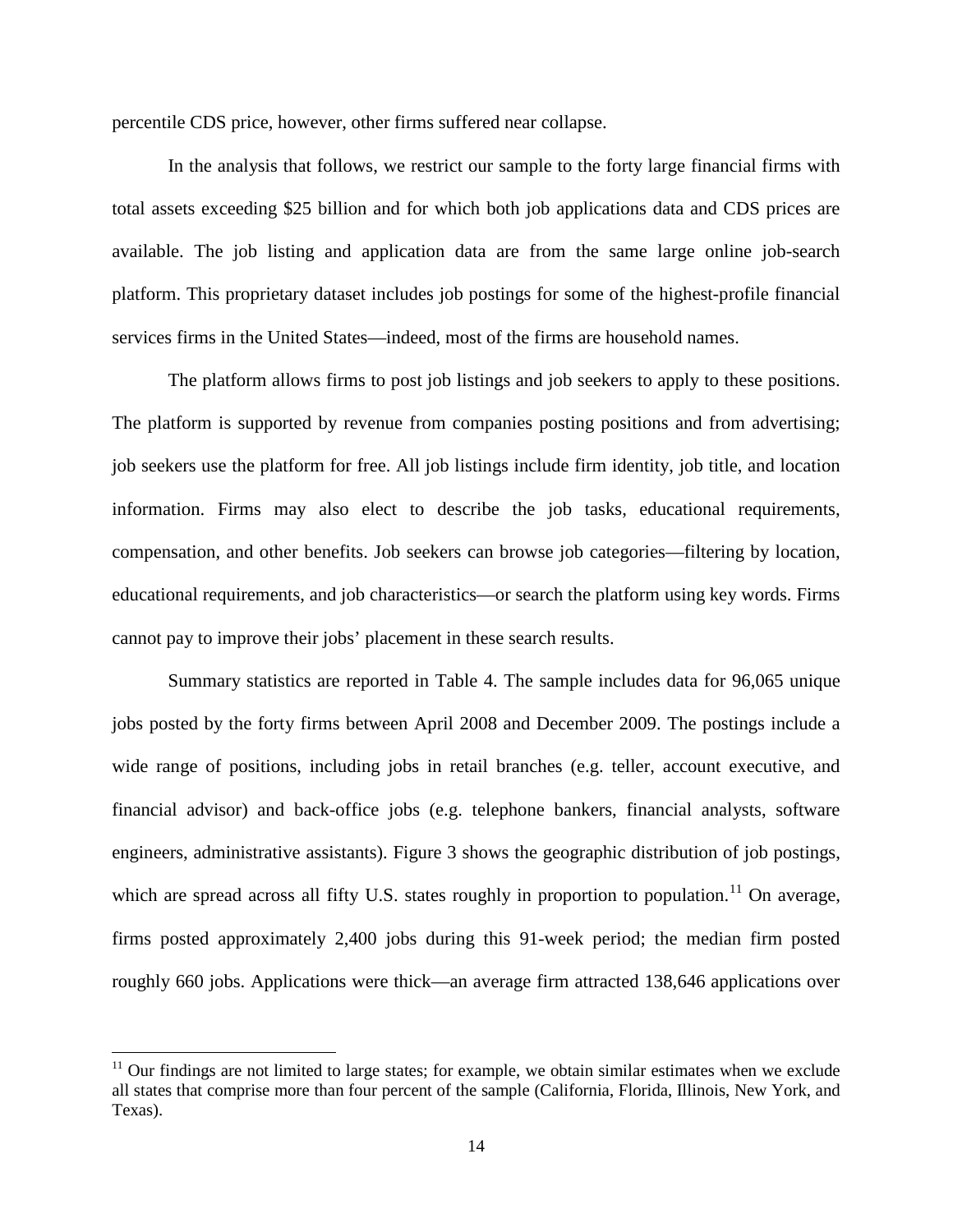percentile CDS price, however, other firms suffered near collapse.

In the analysis that follows, we restrict our sample to the forty large financial firms with total assets exceeding $25 billion and for which both job applications data and CDS prices are available. The job listing and application data are from the same large online job-search platform. This proprietary dataset includes job postings for some of the highest-profile financial services firms in the United States—indeed, most of the firms are household names.

The platform allows firms to post job listings and job seekers to apply to these positions. The platform is supported by revenue from companies posting positions and from advertising; job seekers use the platform for free. All job listings include firm identity, job title, and location information. Firms may also elect to describe the job tasks, educational requirements, compensation, and other benefits. Job seekers can browse job categories—filtering by location, educational requirements, and job characteristics—or search the platform using key words. Firms cannot pay to improve their jobs' placement in these search results.

Summary statistics are reported in Table 4. The sample includes data for 96,065 unique jobs posted by the forty firms between April 2008 and December 2009. The postings include a wide range of positions, including jobs in retail branches (e.g. teller, account executive, and financial advisor) and back-office jobs (e.g. telephone bankers, financial analysts, software engineers, administrative assistants). Figure 3 shows the geographic distribution of job postings, which are spread across all fifty U.S. states roughly in proportion to population.[11] On average, firms posted approximately 2,400 jobs during this 91-week period; the median firm posted roughly 660 jobs. Applications were thick—an average firm attracted 138,646 applications over

[11] Our findings are not limited to large states; for example, we obtain similar estimates when we exclude all states that comprise more than four percent of the sample (California, Florida, Illinois, New York, and Texas).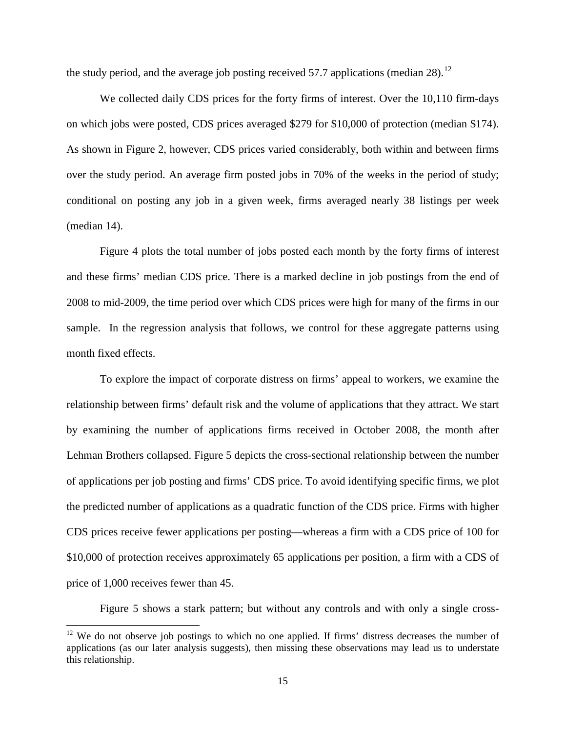the study period, and the average job posting received 57.7 applications (median 28).[12]

We collected daily CDS prices for the forty firms of interest. Over the 10,110 firm-days on which jobs were posted, CDS prices averaged $279 for $10,000 of protection (median $174). As shown in Figure 2, however, CDS prices varied considerably, both within and between firms over the study period. An average firm posted jobs in 70% of the weeks in the period of study; conditional on posting any job in a given week, firms averaged nearly 38 listings per week (median 14).

Figure 4 plots the total number of jobs posted each month by the forty firms of interest and these firms' median CDS price. There is a marked decline in job postings from the end of 2008 to mid-2009, the time period over which CDS prices were high for many of the firms in our sample. In the regression analysis that follows, we control for these aggregate patterns using month fixed effects.

To explore the impact of corporate distress on firms' appeal to workers, we examine the relationship between firms' default risk and the volume of applications that they attract. We start by examining the number of applications firms received in October 2008, the month after Lehman Brothers collapsed. Figure 5 depicts the cross-sectional relationship between the number of applications per job posting and firms' CDS price. To avoid identifying specific firms, we plot the predicted number of applications as a quadratic function of the CDS price. Firms with higher CDS prices receive fewer applications per posting—whereas a firm with a CDS price of 100 for $10,000 of protection receives approximately 65 applications per position, a firm with a CDS of price of 1,000 receives fewer than 45.

Figure 5 shows a stark pattern; but without any controls and with only a single cross-

[12] We do not observe job postings to which no one applied. If firms' distress decreases the number of applications (as our later analysis suggests), then missing these observations may lead us to understate this relationship.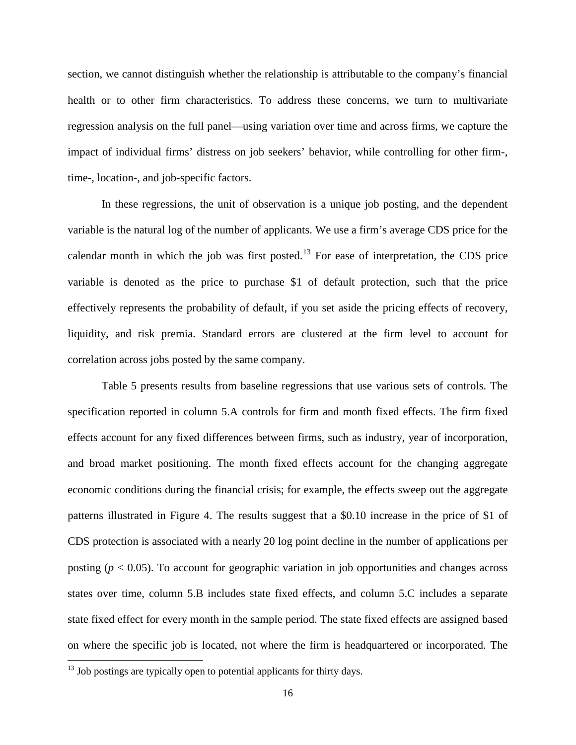section, we cannot distinguish whether the relationship is attributable to the company's financial health or to other firm characteristics. To address these concerns, we turn to multivariate regression analysis on the full panel—using variation over time and across firms, we capture the impact of individual firms' distress on job seekers' behavior, while controlling for other firm-, time-, location-, and job-specific factors.

In these regressions, the unit of observation is a unique job posting, and the dependent variable is the natural log of the number of applicants. We use a firm's average CDS price for the calendar month in which the job was first posted.[13] For ease of interpretation, the CDS price variable is denoted as the price to purchase $1 of default protection, such that the price effectively represents the probability of default, if you set aside the pricing effects of recovery, liquidity, and risk premia. Standard errors are clustered at the firm level to account for correlation across jobs posted by the same company.

Table 5 presents results from baseline regressions that use various sets of controls. The specification reported in column 5.A controls for firm and month fixed effects. The firm fixed effects account for any fixed differences between firms, such as industry, year of incorporation, and broad market positioning. The month fixed effects account for the changing aggregate economic conditions during the financial crisis; for example, the effects sweep out the aggregate patterns illustrated in Figure 4. The results suggest that a $0.10 increase in the price of $1 of CDS protection is associated with a nearly 20 log point decline in the number of applications per posting ($p < 0.05$). To account for geographic variation in job opportunities and changes across states over time, column 5.B includes state fixed effects, and column 5.C includes a separate state fixed effect for every month in the sample period. The state fixed effects are assigned based on where the specific job is located, not where the firm is headquartered or incorporated. The

[13] Job postings are typically open to potential applicants for thirty days.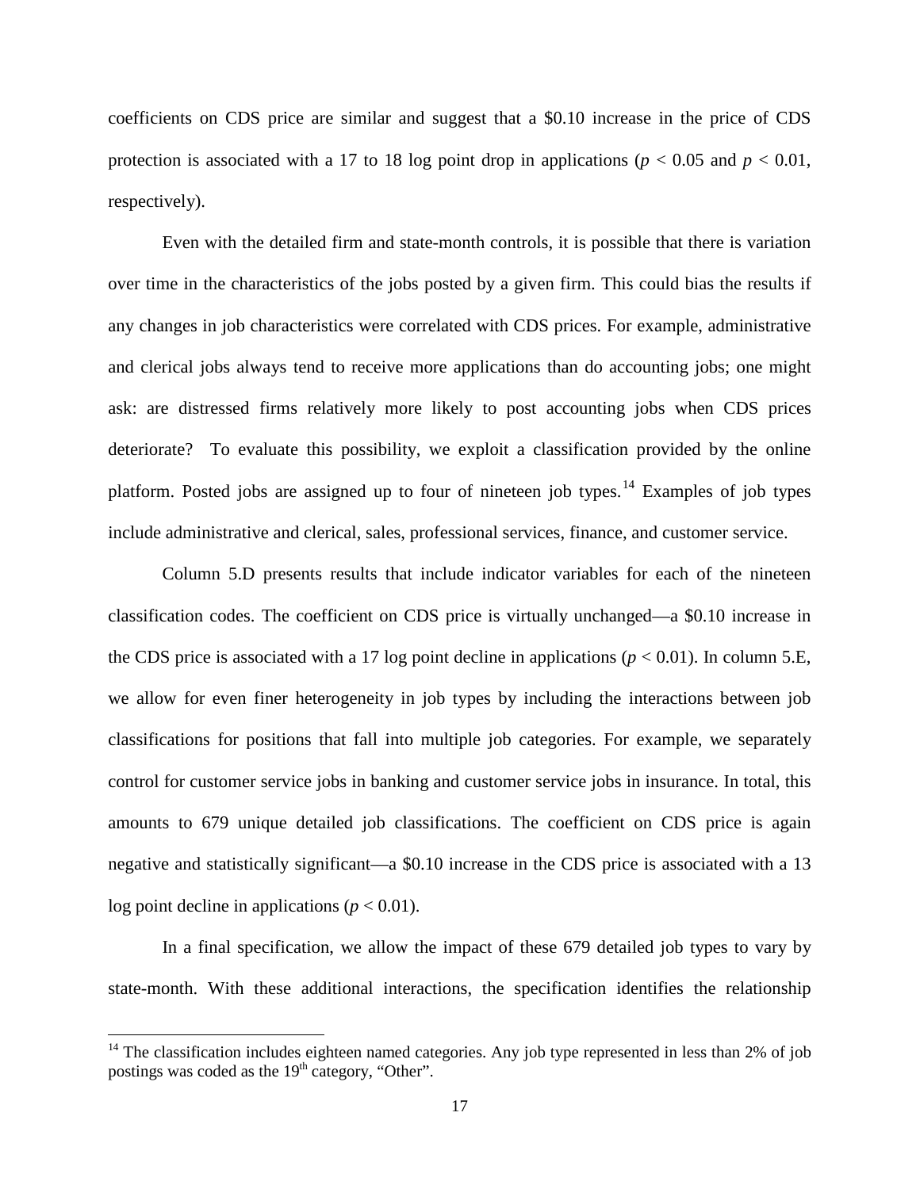coefficients on CDS price are similar and suggest that a \$0.10 increase in the price of CDS protection is associated with a 17 to 18 log point drop in applications ($p < 0.05$ and $p < 0.01$, respectively).

Even with the detailed firm and state-month controls, it is possible that there is variation over time in the characteristics of the jobs posted by a given firm. This could bias the results if any changes in job characteristics were correlated with CDS prices. For example, administrative and clerical jobs always tend to receive more applications than do accounting jobs; one might ask: are distressed firms relatively more likely to post accounting jobs when CDS prices deteriorate? To evaluate this possibility, we exploit a classification provided by the online platform. Posted jobs are assigned up to four of nineteen job types.[14] Examples of job types include administrative and clerical, sales, professional services, finance, and customer service.

Column 5.D presents results that include indicator variables for each of the nineteen classification codes. The coefficient on CDS price is virtually unchanged—a \$0.10 increase in the CDS price is associated with a 17 log point decline in applications ($p < 0.01$). In column 5.E, we allow for even finer heterogeneity in job types by including the interactions between job classifications for positions that fall into multiple job categories. For example, we separately control for customer service jobs in banking and customer service jobs in insurance. In total, this amounts to 679 unique detailed job classifications. The coefficient on CDS price is again negative and statistically significant—a \$0.10 increase in the CDS price is associated with a 13 log point decline in applications ($p < 0.01$).

In a final specification, we allow the impact of these 679 detailed job types to vary by state-month. With these additional interactions, the specification identifies the relationship

[14] The classification includes eighteen named categories. Any job type represented in less than 2% of job postings was coded as the 19th category, "Other".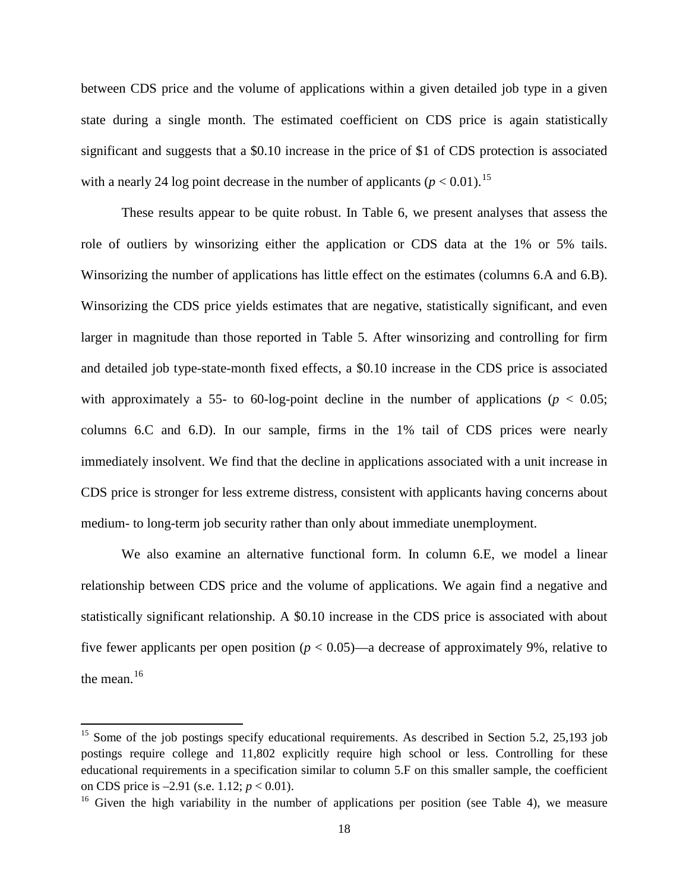between CDS price and the volume of applications within a given detailed job type in a given state during a single month. The estimated coefficient on CDS price is again statistically significant and suggests that a \$0.10 increase in the price of \$1 of CDS protection is associated with a nearly 24 log point decrease in the number of applicants ($p < 0.01$).[15]

These results appear to be quite robust. In Table 6, we present analyses that assess the role of outliers by winsorizing either the application or CDS data at the 1% or 5% tails. Winsorizing the number of applications has little effect on the estimates (columns 6.A and 6.B). Winsorizing the CDS price yields estimates that are negative, statistically significant, and even larger in magnitude than those reported in Table 5. After winsorizing and controlling for firm and detailed job type-state-month fixed effects, a \$0.10 increase in the CDS price is associated with approximately a 55- to 60-log-point decline in the number of applications ($p < 0.05$; columns 6.C and 6.D). In our sample, firms in the 1% tail of CDS prices were nearly immediately insolvent. We find that the decline in applications associated with a unit increase in CDS price is stronger for less extreme distress, consistent with applicants having concerns about medium- to long-term job security rather than only about immediate unemployment.

We also examine an alternative functional form. In column 6.E, we model a linear relationship between CDS price and the volume of applications. We again find a negative and statistically significant relationship. A \$0.10 increase in the CDS price is associated with about five fewer applicants per open position ($p < 0.05$)—a decrease of approximately 9%, relative to the mean.[16]

---

[15] Some of the job postings specify educational requirements. As described in Section 5.2, 25,193 job postings require college and 11,802 explicitly require high school or less. Controlling for these educational requirements in a specification similar to column 5.F on this smaller sample, the coefficient on CDS price is –2.91 (s.e. 1.12; $p < 0.01$).

[16] Given the high variability in the number of applications per position (see Table 4), we measure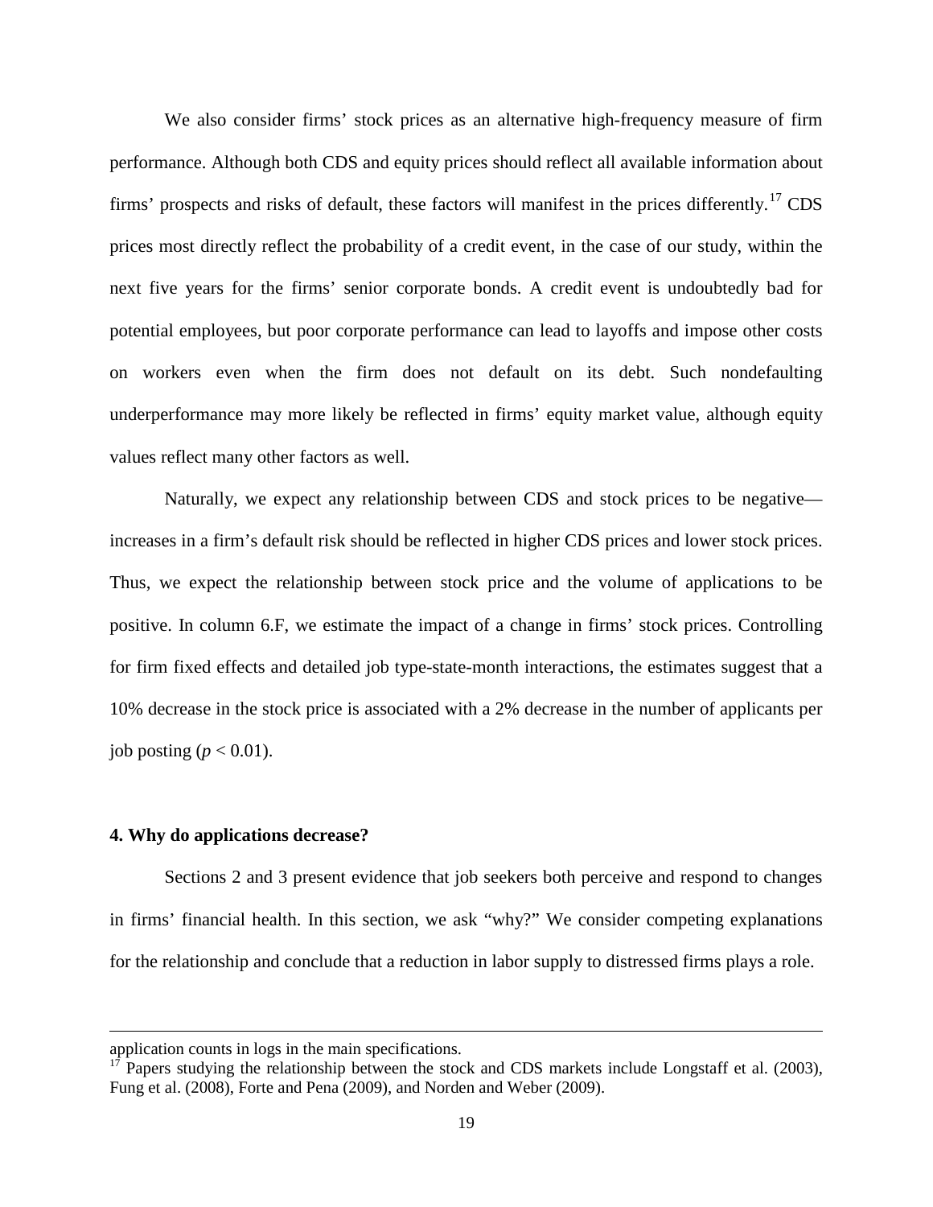We also consider firms' stock prices as an alternative high-frequency measure of firm performance. Although both CDS and equity prices should reflect all available information about firms' prospects and risks of default, these factors will manifest in the prices differently.[17] CDS prices most directly reflect the probability of a credit event, in the case of our study, within the next five years for the firms' senior corporate bonds. A credit event is undoubtedly bad for potential employees, but poor corporate performance can lead to layoffs and impose other costs on workers even when the firm does not default on its debt. Such nondefaulting underperformance may more likely be reflected in firms' equity market value, although equity values reflect many other factors as well.

Naturally, we expect any relationship between CDS and stock prices to be negative—increases in a firm's default risk should be reflected in higher CDS prices and lower stock prices. Thus, we expect the relationship between stock price and the volume of applications to be positive. In column 6.F, we estimate the impact of a change in firms' stock prices. Controlling for firm fixed effects and detailed job type-state-month interactions, the estimates suggest that a 10% decrease in the stock price is associated with a 2% decrease in the number of applicants per job posting ($p < 0.01$).

## 4. Why do applications decrease?

Sections 2 and 3 present evidence that job seekers both perceive and respond to changes in firms' financial health. In this section, we ask "why?" We consider competing explanations for the relationship and conclude that a reduction in labor supply to distressed firms plays a role.

---

application counts in logs in the main specifications.

[17] Papers studying the relationship between the stock and CDS markets include Longstaff et al. (2003), Fung et al. (2008), Forte and Pena (2009), and Norden and Weber (2009).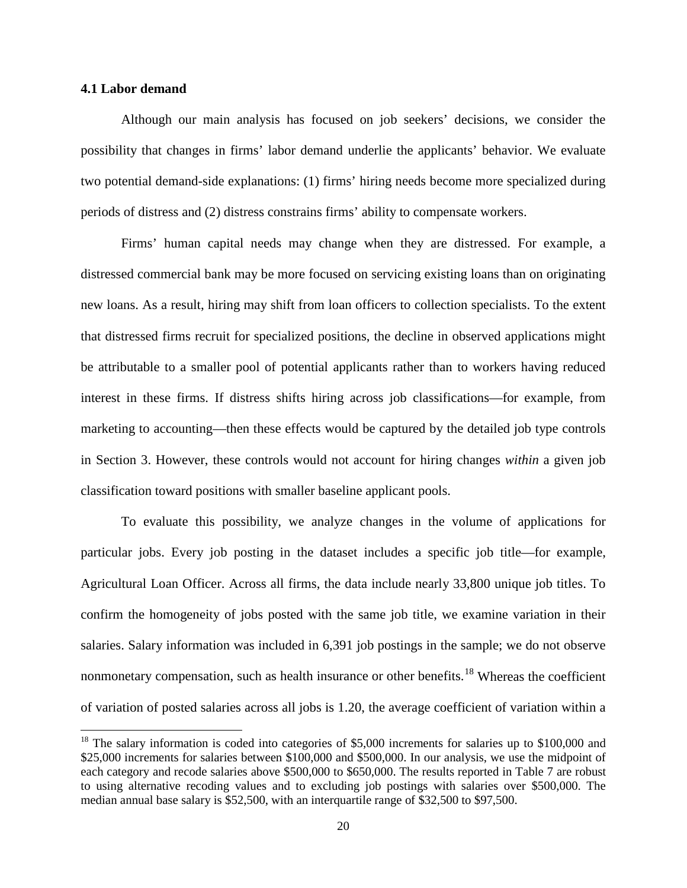### 4.1 Labor demand

Although our main analysis has focused on job seekers' decisions, we consider the possibility that changes in firms' labor demand underlie the applicants' behavior. We evaluate two potential demand-side explanations: (1) firms' hiring needs become more specialized during periods of distress and (2) distress constrains firms' ability to compensate workers.

Firms' human capital needs may change when they are distressed. For example, a distressed commercial bank may be more focused on servicing existing loans than on originating new loans. As a result, hiring may shift from loan officers to collection specialists. To the extent that distressed firms recruit for specialized positions, the decline in observed applications might be attributable to a smaller pool of potential applicants rather than to workers having reduced interest in these firms. If distress shifts hiring across job classifications—for example, from marketing to accounting—then these effects would be captured by the detailed job type controls in Section 3. However, these controls would not account for hiring changes *within* a given job classification toward positions with smaller baseline applicant pools.

To evaluate this possibility, we analyze changes in the volume of applications for particular jobs. Every job posting in the dataset includes a specific job title—for example, Agricultural Loan Officer. Across all firms, the data include nearly 33,800 unique job titles. To confirm the homogeneity of jobs posted with the same job title, we examine variation in their salaries. Salary information was included in 6,391 job postings in the sample; we do not observe nonmonetary compensation, such as health insurance or other benefits.[18] Whereas the coefficient of variation of posted salaries across all jobs is 1.20, the average coefficient of variation within a

[18] The salary information is coded into categories of $5,000 increments for salaries up to $100,000 and $25,000 increments for salaries between $100,000 and $500,000. In our analysis, we use the midpoint of each category and recode salaries above $500,000 to $650,000. The results reported in Table 7 are robust to using alternative recoding values and to excluding job postings with salaries over $500,000. The median annual base salary is $52,500, with an interquartile range of $32,500 to $97,500.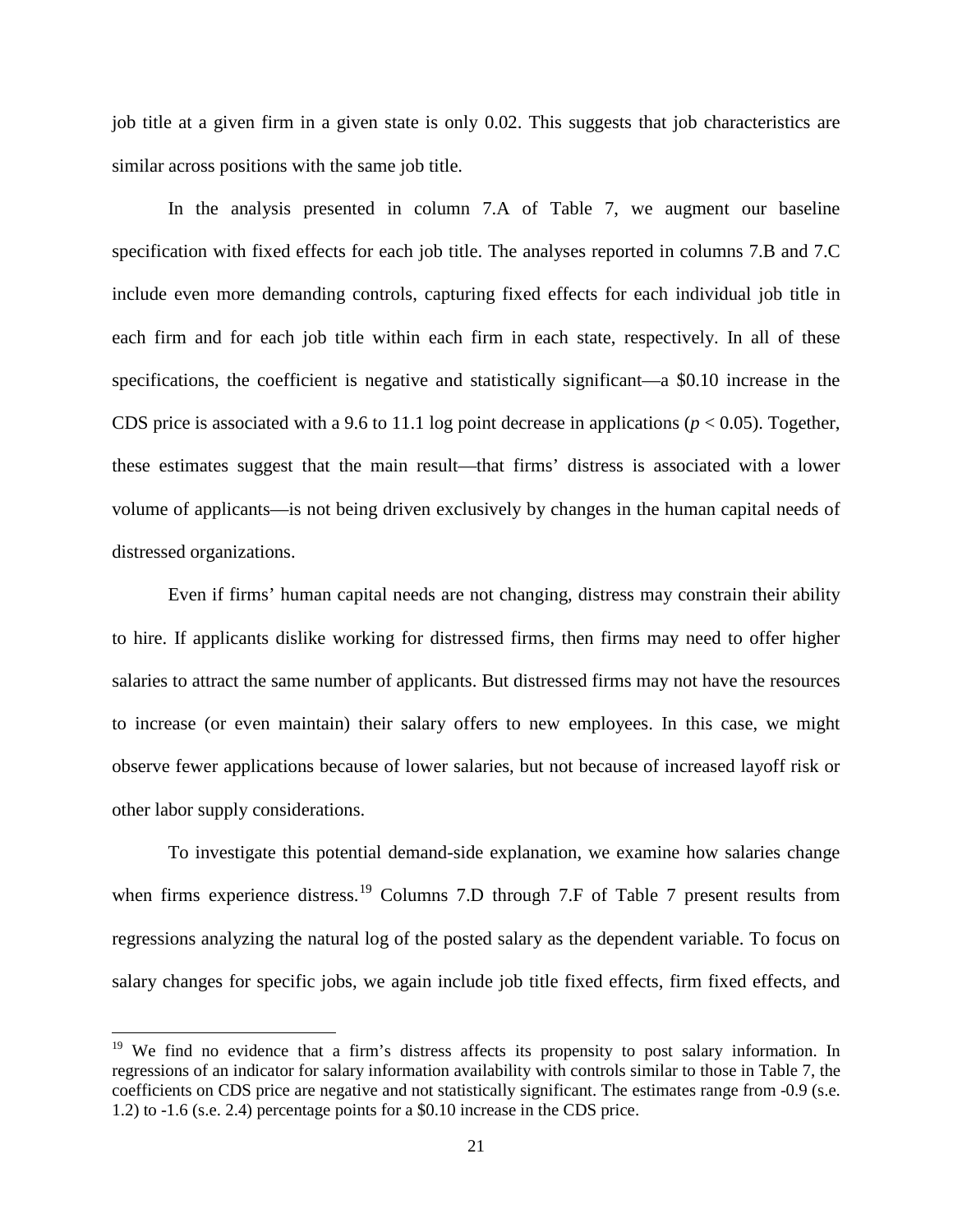job title at a given firm in a given state is only 0.02. This suggests that job characteristics are similar across positions with the same job title.

In the analysis presented in column 7.A of Table 7, we augment our baseline specification with fixed effects for each job title. The analyses reported in columns 7.B and 7.C include even more demanding controls, capturing fixed effects for each individual job title in each firm and for each job title within each firm in each state, respectively. In all of these specifications, the coefficient is negative and statistically significant—a \$0.10 increase in the CDS price is associated with a 9.6 to 11.1 log point decrease in applications ($p < 0.05$). Together, these estimates suggest that the main result—that firms' distress is associated with a lower volume of applicants—is not being driven exclusively by changes in the human capital needs of distressed organizations.

Even if firms' human capital needs are not changing, distress may constrain their ability to hire. If applicants dislike working for distressed firms, then firms may need to offer higher salaries to attract the same number of applicants. But distressed firms may not have the resources to increase (or even maintain) their salary offers to new employees. In this case, we might observe fewer applications because of lower salaries, but not because of increased layoff risk or other labor supply considerations.

To investigate this potential demand-side explanation, we examine how salaries change when firms experience distress.[19] Columns 7.D through 7.F of Table 7 present results from regressions analyzing the natural log of the posted salary as the dependent variable. To focus on salary changes for specific jobs, we again include job title fixed effects, firm fixed effects, and

[19] We find no evidence that a firm's distress affects its propensity to post salary information. In regressions of an indicator for salary information availability with controls similar to those in Table 7, the coefficients on CDS price are negative and not statistically significant. The estimates range from -0.9 (s.e. 1.2) to -1.6 (s.e. 2.4) percentage points for a \$0.10 increase in the CDS price.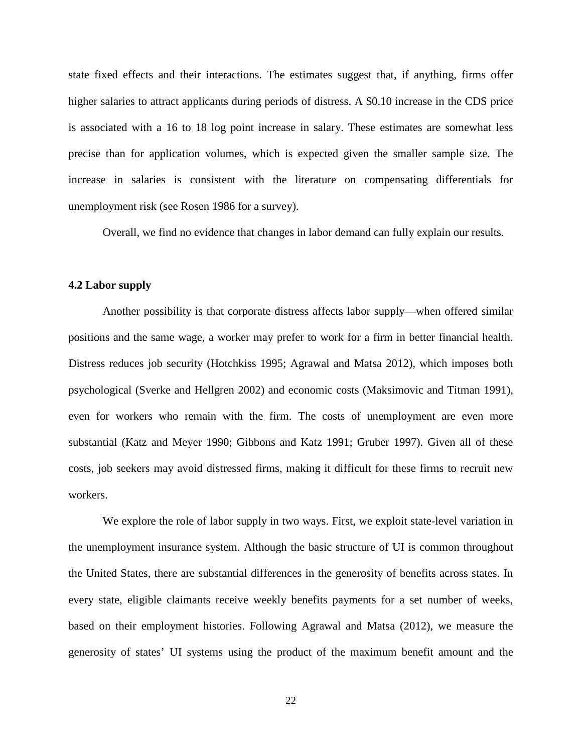state fixed effects and their interactions. The estimates suggest that, if anything, firms offer higher salaries to attract applicants during periods of distress. A $0.10 increase in the CDS price is associated with a 16 to 18 log point increase in salary. These estimates are somewhat less precise than for application volumes, which is expected given the smaller sample size. The increase in salaries is consistent with the literature on compensating differentials for unemployment risk (see Rosen 1986 for a survey).

Overall, we find no evidence that changes in labor demand can fully explain our results.

### 4.2 Labor supply

Another possibility is that corporate distress affects labor supply—when offered similar positions and the same wage, a worker may prefer to work for a firm in better financial health. Distress reduces job security (Hotchkiss 1995; Agrawal and Matsa 2012), which imposes both psychological (Sverke and Hellgren 2002) and economic costs (Maksimovic and Titman 1991), even for workers who remain with the firm. The costs of unemployment are even more substantial (Katz and Meyer 1990; Gibbons and Katz 1991; Gruber 1997). Given all of these costs, job seekers may avoid distressed firms, making it difficult for these firms to recruit new workers.

We explore the role of labor supply in two ways. First, we exploit state-level variation in the unemployment insurance system. Although the basic structure of UI is common throughout the United States, there are substantial differences in the generosity of benefits across states. In every state, eligible claimants receive weekly benefits payments for a set number of weeks, based on their employment histories. Following Agrawal and Matsa (2012), we measure the generosity of states' UI systems using the product of the maximum benefit amount and the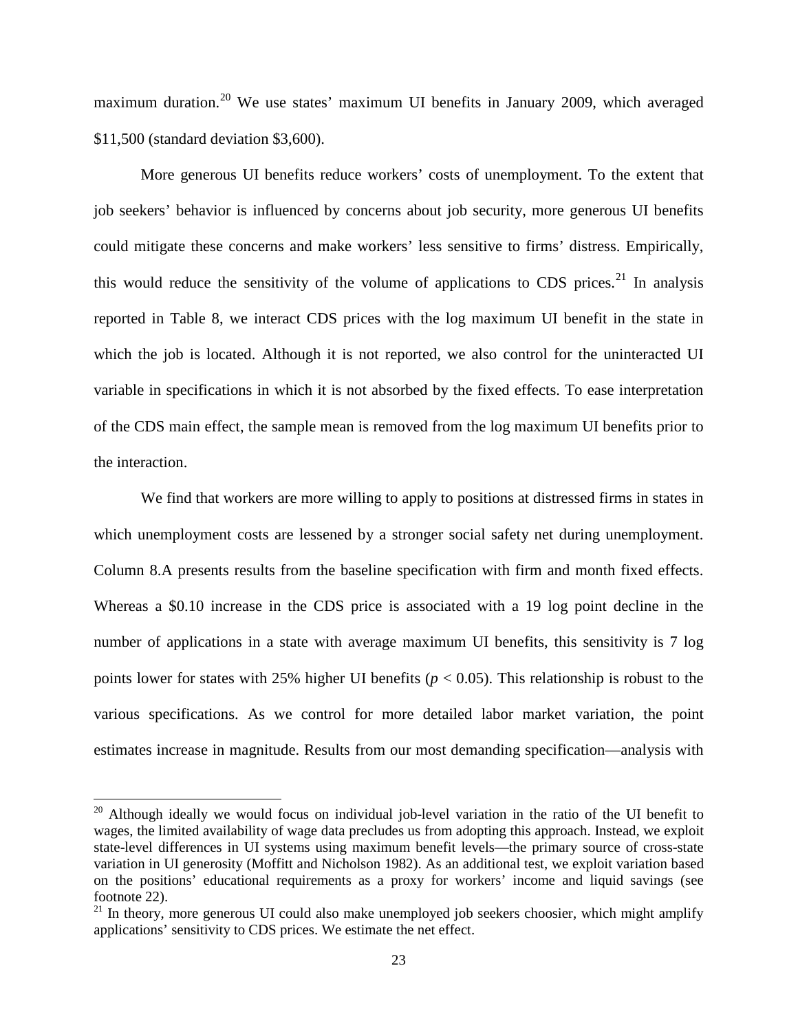maximum duration.[20] We use states' maximum UI benefits in January 2009, which averaged $11,500 (standard deviation $3,600).

More generous UI benefits reduce workers' costs of unemployment. To the extent that job seekers' behavior is influenced by concerns about job security, more generous UI benefits could mitigate these concerns and make workers' less sensitive to firms' distress. Empirically, this would reduce the sensitivity of the volume of applications to CDS prices.[21] In analysis reported in Table 8, we interact CDS prices with the log maximum UI benefit in the state in which the job is located. Although it is not reported, we also control for the uninteracted UI variable in specifications in which it is not absorbed by the fixed effects. To ease interpretation of the CDS main effect, the sample mean is removed from the log maximum UI benefits prior to the interaction.

We find that workers are more willing to apply to positions at distressed firms in states in which unemployment costs are lessened by a stronger social safety net during unemployment. Column 8.A presents results from the baseline specification with firm and month fixed effects. Whereas a $0.10 increase in the CDS price is associated with a 19 log point decline in the number of applications in a state with average maximum UI benefits, this sensitivity is 7 log points lower for states with 25% higher UI benefits ($p < 0.05$). This relationship is robust to the various specifications. As we control for more detailed labor market variation, the point estimates increase in magnitude. Results from our most demanding specification—analysis with

[20] Although ideally we would focus on individual job-level variation in the ratio of the UI benefit to wages, the limited availability of wage data precludes us from adopting this approach. Instead, we exploit state-level differences in UI systems using maximum benefit levels—the primary source of cross-state variation in UI generosity (Moffitt and Nicholson 1982). As an additional test, we exploit variation based on the positions' educational requirements as a proxy for workers' income and liquid savings (see footnote 22).

[21] In theory, more generous UI could also make unemployed job seekers choosier, which might amplify applications' sensitivity to CDS prices. We estimate the net effect.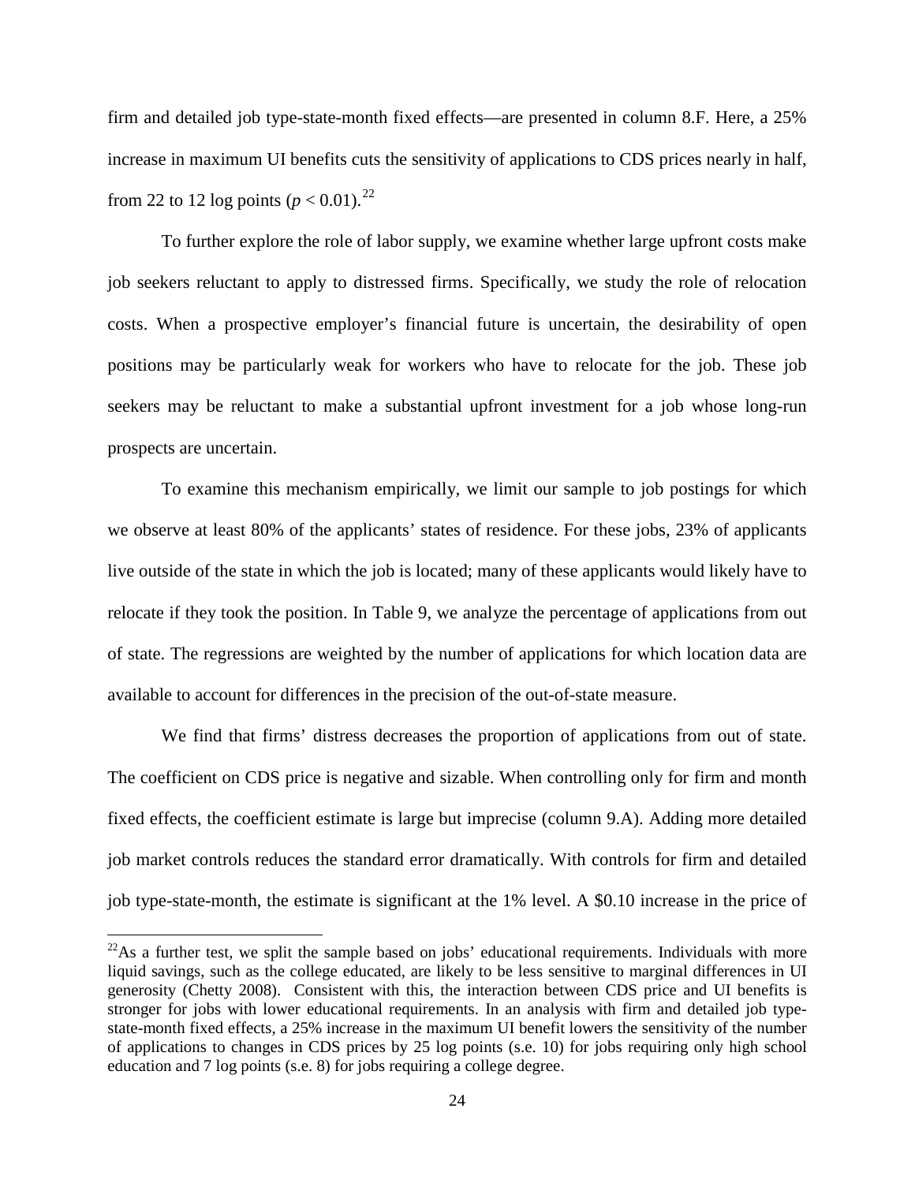firm and detailed job type-state-month fixed effects—are presented in column 8.F. Here, a 25% increase in maximum UI benefits cuts the sensitivity of applications to CDS prices nearly in half, from 22 to 12 log points ($p < 0.01$).[22]

To further explore the role of labor supply, we examine whether large upfront costs make job seekers reluctant to apply to distressed firms. Specifically, we study the role of relocation costs. When a prospective employer's financial future is uncertain, the desirability of open positions may be particularly weak for workers who have to relocate for the job. These job seekers may be reluctant to make a substantial upfront investment for a job whose long-run prospects are uncertain.

To examine this mechanism empirically, we limit our sample to job postings for which we observe at least 80% of the applicants' states of residence. For these jobs, 23% of applicants live outside of the state in which the job is located; many of these applicants would likely have to relocate if they took the position. In Table 9, we analyze the percentage of applications from out of state. The regressions are weighted by the number of applications for which location data are available to account for differences in the precision of the out-of-state measure.

We find that firms' distress decreases the proportion of applications from out of state. The coefficient on CDS price is negative and sizable. When controlling only for firm and month fixed effects, the coefficient estimate is large but imprecise (column 9.A). Adding more detailed job market controls reduces the standard error dramatically. With controls for firm and detailed job type-state-month, the estimate is significant at the 1% level. A $0.10 increase in the price of

[22] As a further test, we split the sample based on jobs' educational requirements. Individuals with more liquid savings, such as the college educated, are likely to be less sensitive to marginal differences in UI generosity (Chetty 2008). Consistent with this, the interaction between CDS price and UI benefits is stronger for jobs with lower educational requirements. In an analysis with firm and detailed job type-state-month fixed effects, a 25% increase in the maximum UI benefit lowers the sensitivity of the number of applications to changes in CDS prices by 25 log points (s.e. 10) for jobs requiring only high school education and 7 log points (s.e. 8) for jobs requiring a college degree.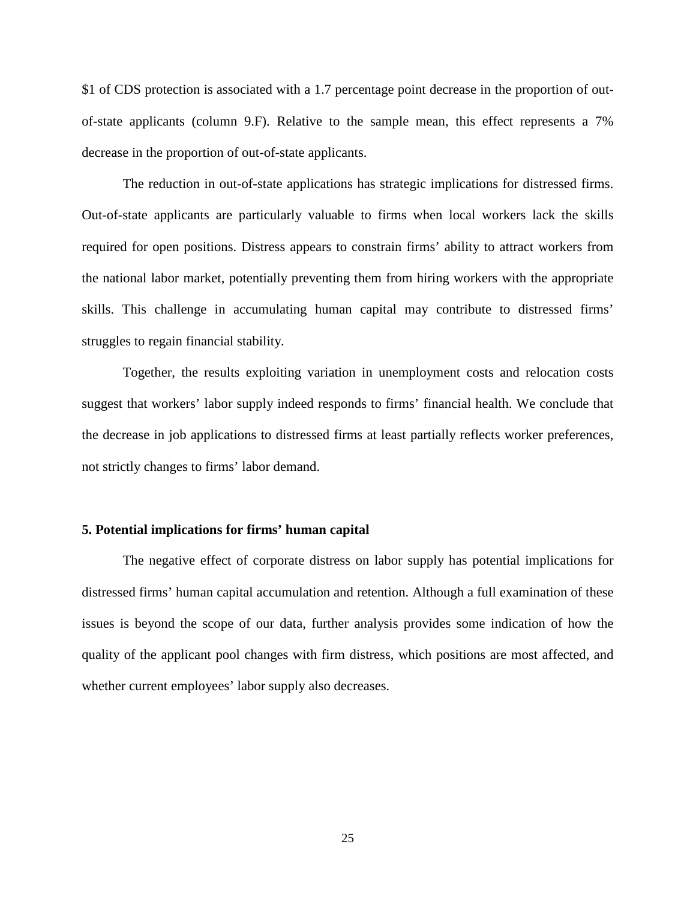$1 of CDS protection is associated with a 1.7 percentage point decrease in the proportion of out-of-state applicants (column 9.F). Relative to the sample mean, this effect represents a 7% decrease in the proportion of out-of-state applicants.

The reduction in out-of-state applications has strategic implications for distressed firms. Out-of-state applicants are particularly valuable to firms when local workers lack the skills required for open positions. Distress appears to constrain firms' ability to attract workers from the national labor market, potentially preventing them from hiring workers with the appropriate skills. This challenge in accumulating human capital may contribute to distressed firms' struggles to regain financial stability.

Together, the results exploiting variation in unemployment costs and relocation costs suggest that workers' labor supply indeed responds to firms' financial health. We conclude that the decrease in job applications to distressed firms at least partially reflects worker preferences, not strictly changes to firms' labor demand.

## 5. Potential implications for firms' human capital

The negative effect of corporate distress on labor supply has potential implications for distressed firms' human capital accumulation and retention. Although a full examination of these issues is beyond the scope of our data, further analysis provides some indication of how the quality of the applicant pool changes with firm distress, which positions are most affected, and whether current employees' labor supply also decreases.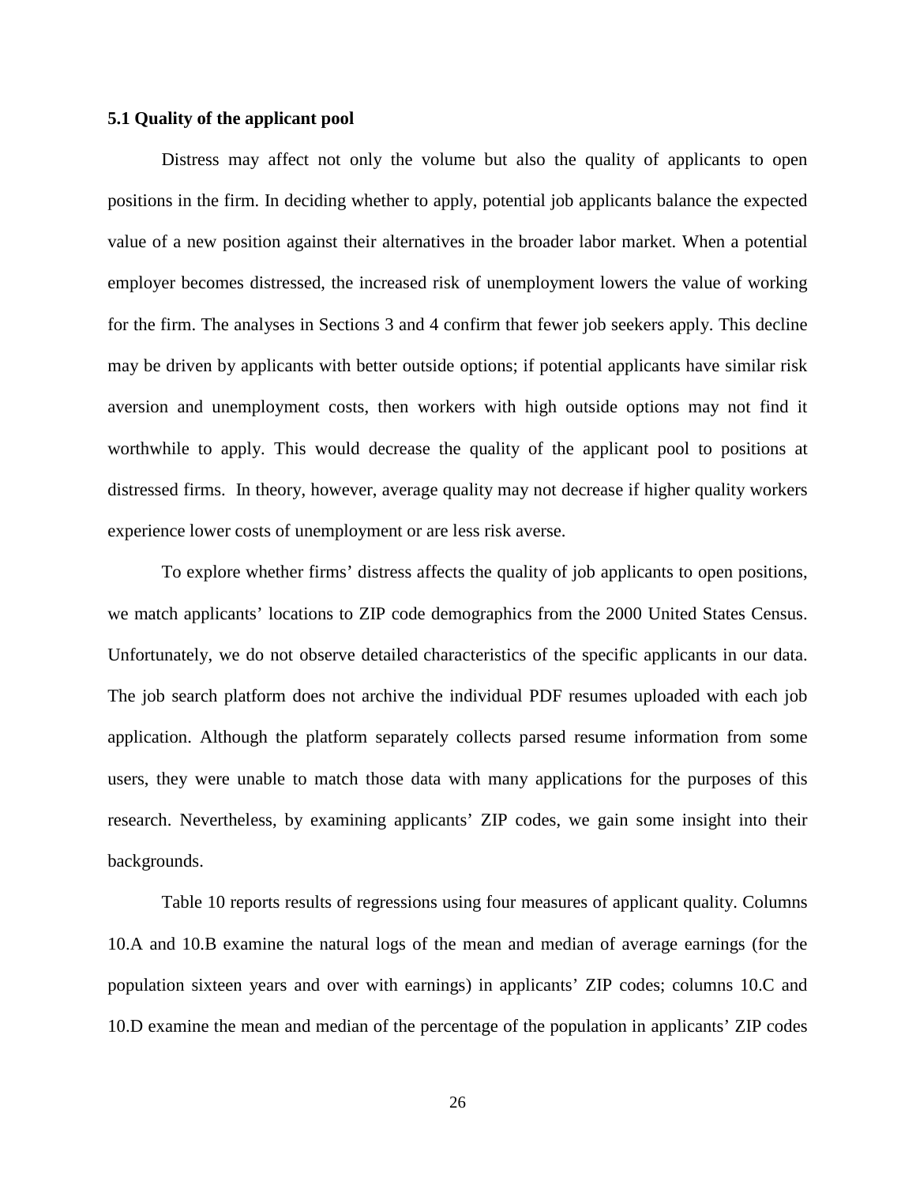### 5.1 Quality of the applicant pool

Distress may affect not only the volume but also the quality of applicants to open positions in the firm. In deciding whether to apply, potential job applicants balance the expected value of a new position against their alternatives in the broader labor market. When a potential employer becomes distressed, the increased risk of unemployment lowers the value of working for the firm. The analyses in Sections 3 and 4 confirm that fewer job seekers apply. This decline may be driven by applicants with better outside options; if potential applicants have similar risk aversion and unemployment costs, then workers with high outside options may not find it worthwhile to apply. This would decrease the quality of the applicant pool to positions at distressed firms. In theory, however, average quality may not decrease if higher quality workers experience lower costs of unemployment or are less risk averse.

To explore whether firms' distress affects the quality of job applicants to open positions, we match applicants' locations to ZIP code demographics from the 2000 United States Census. Unfortunately, we do not observe detailed characteristics of the specific applicants in our data. The job search platform does not archive the individual PDF resumes uploaded with each job application. Although the platform separately collects parsed resume information from some users, they were unable to match those data with many applications for the purposes of this research. Nevertheless, by examining applicants' ZIP codes, we gain some insight into their backgrounds.

Table 10 reports results of regressions using four measures of applicant quality. Columns 10.A and 10.B examine the natural logs of the mean and median of average earnings (for the population sixteen years and over with earnings) in applicants' ZIP codes; columns 10.C and 10.D examine the mean and median of the percentage of the population in applicants' ZIP codes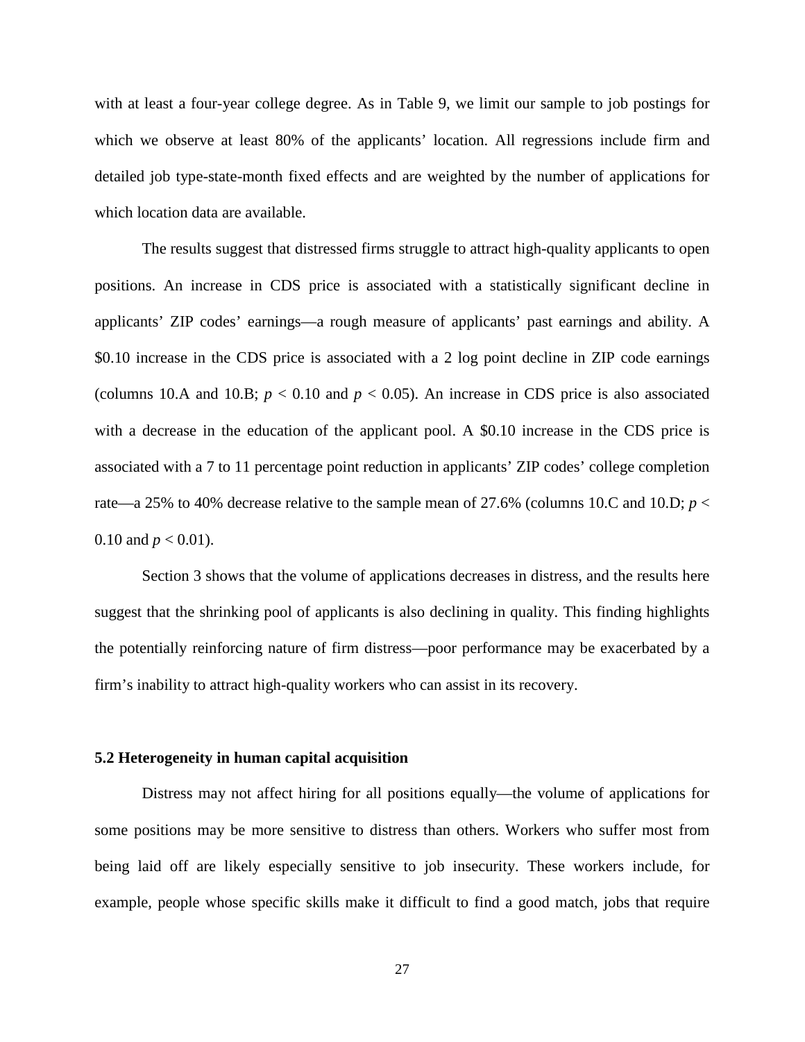with at least a four-year college degree. As in Table 9, we limit our sample to job postings for which we observe at least 80% of the applicants' location. All regressions include firm and detailed job type-state-month fixed effects and are weighted by the number of applications for which location data are available.

The results suggest that distressed firms struggle to attract high-quality applicants to open positions. An increase in CDS price is associated with a statistically significant decline in applicants' ZIP codes' earnings—a rough measure of applicants' past earnings and ability. A \$0.10 increase in the CDS price is associated with a 2 log point decline in ZIP code earnings (columns 10.A and 10.B; $p < 0.10$ and $p < 0.05$). An increase in CDS price is also associated with a decrease in the education of the applicant pool. A \$0.10 increase in the CDS price is associated with a 7 to 11 percentage point reduction in applicants' ZIP codes' college completion rate—a 25% to 40% decrease relative to the sample mean of 27.6% (columns 10.C and 10.D; $p < 0.10$ and $p < 0.01$).

Section 3 shows that the volume of applications decreases in distress, and the results here suggest that the shrinking pool of applicants is also declining in quality. This finding highlights the potentially reinforcing nature of firm distress—poor performance may be exacerbated by a firm's inability to attract high-quality workers who can assist in its recovery.

### 5.2 Heterogeneity in human capital acquisition

Distress may not affect hiring for all positions equally—the volume of applications for some positions may be more sensitive to distress than others. Workers who suffer most from being laid off are likely especially sensitive to job insecurity. These workers include, for example, people whose specific skills make it difficult to find a good match, jobs that require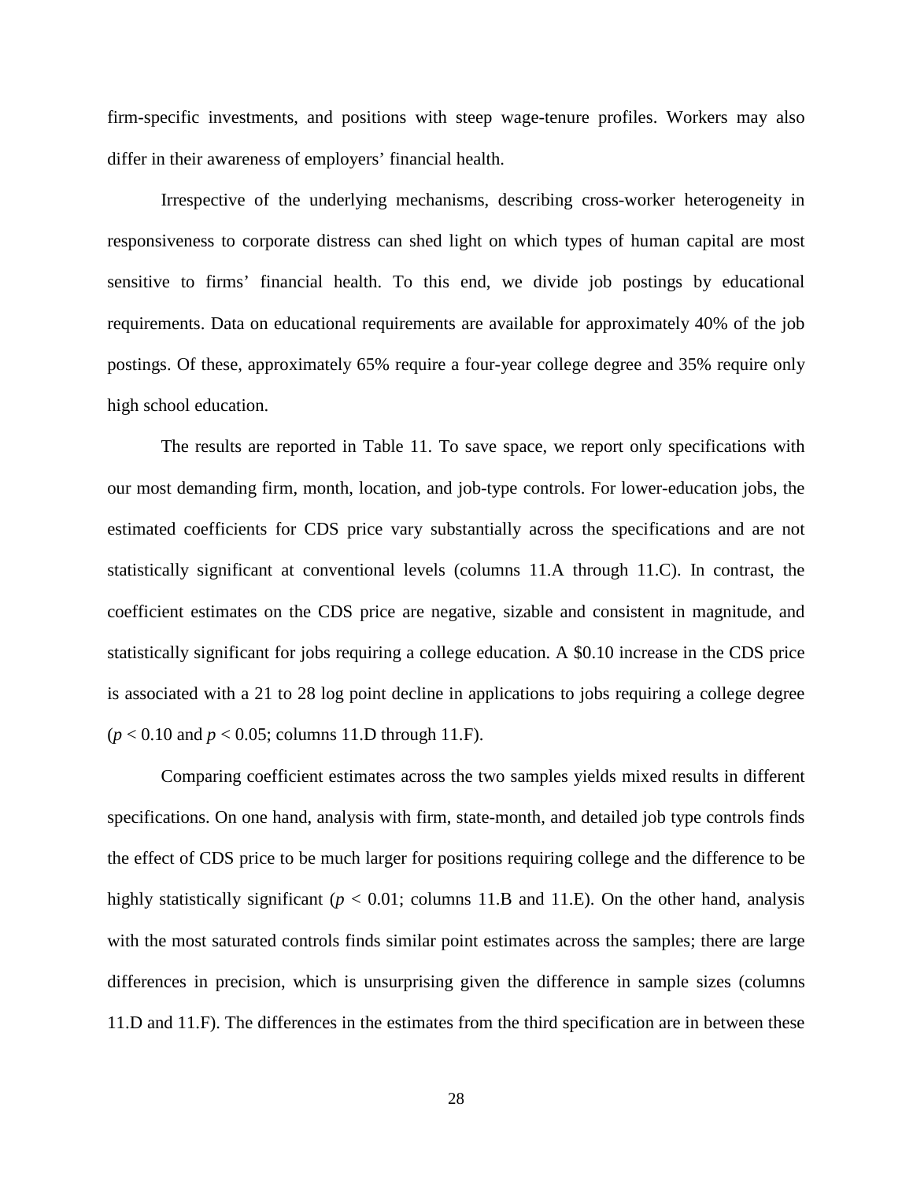firm-specific investments, and positions with steep wage-tenure profiles. Workers may also differ in their awareness of employers' financial health.

Irrespective of the underlying mechanisms, describing cross-worker heterogeneity in responsiveness to corporate distress can shed light on which types of human capital are most sensitive to firms' financial health. To this end, we divide job postings by educational requirements. Data on educational requirements are available for approximately 40% of the job postings. Of these, approximately 65% require a four-year college degree and 35% require only high school education.

The results are reported in Table 11. To save space, we report only specifications with our most demanding firm, month, location, and job-type controls. For lower-education jobs, the estimated coefficients for CDS price vary substantially across the specifications and are not statistically significant at conventional levels (columns 11.A through 11.C). In contrast, the coefficient estimates on the CDS price are negative, sizable and consistent in magnitude, and statistically significant for jobs requiring a college education. A \$0.10 increase in the CDS price is associated with a 21 to 28 log point decline in applications to jobs requiring a college degree ($p < 0.10$ and $p < 0.05$; columns 11.D through 11.F).

Comparing coefficient estimates across the two samples yields mixed results in different specifications. On one hand, analysis with firm, state-month, and detailed job type controls finds the effect of CDS price to be much larger for positions requiring college and the difference to be highly statistically significant ($p < 0.01$; columns 11.B and 11.E). On the other hand, analysis with the most saturated controls finds similar point estimates across the samples; there are large differences in precision, which is unsurprising given the difference in sample sizes (columns 11.D and 11.F). The differences in the estimates from the third specification are in between these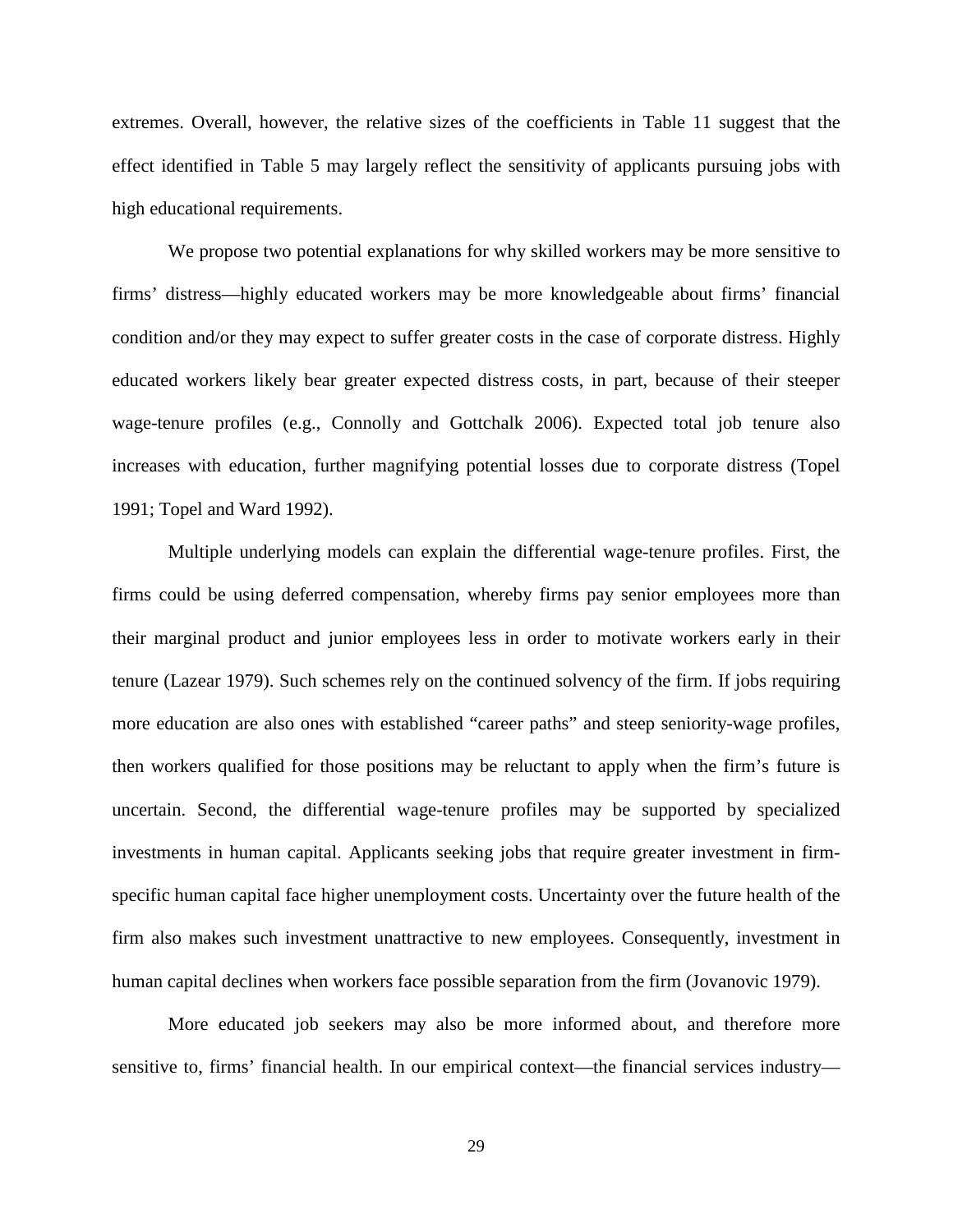extremes. Overall, however, the relative sizes of the coefficients in Table 11 suggest that the effect identified in Table 5 may largely reflect the sensitivity of applicants pursuing jobs with high educational requirements.

We propose two potential explanations for why skilled workers may be more sensitive to firms' distress—highly educated workers may be more knowledgeable about firms' financial condition and/or they may expect to suffer greater costs in the case of corporate distress. Highly educated workers likely bear greater expected distress costs, in part, because of their steeper wage-tenure profiles (e.g., Connolly and Gottchalk 2006). Expected total job tenure also increases with education, further magnifying potential losses due to corporate distress (Topel 1991; Topel and Ward 1992).

Multiple underlying models can explain the differential wage-tenure profiles. First, the firms could be using deferred compensation, whereby firms pay senior employees more than their marginal product and junior employees less in order to motivate workers early in their tenure (Lazear 1979). Such schemes rely on the continued solvency of the firm. If jobs requiring more education are also ones with established "career paths" and steep seniority-wage profiles, then workers qualified for those positions may be reluctant to apply when the firm's future is uncertain. Second, the differential wage-tenure profiles may be supported by specialized investments in human capital. Applicants seeking jobs that require greater investment in firm-specific human capital face higher unemployment costs. Uncertainty over the future health of the firm also makes such investment unattractive to new employees. Consequently, investment in human capital declines when workers face possible separation from the firm (Jovanovic 1979).

More educated job seekers may also be more informed about, and therefore more sensitive to, firms' financial health. In our empirical context—the financial services industry—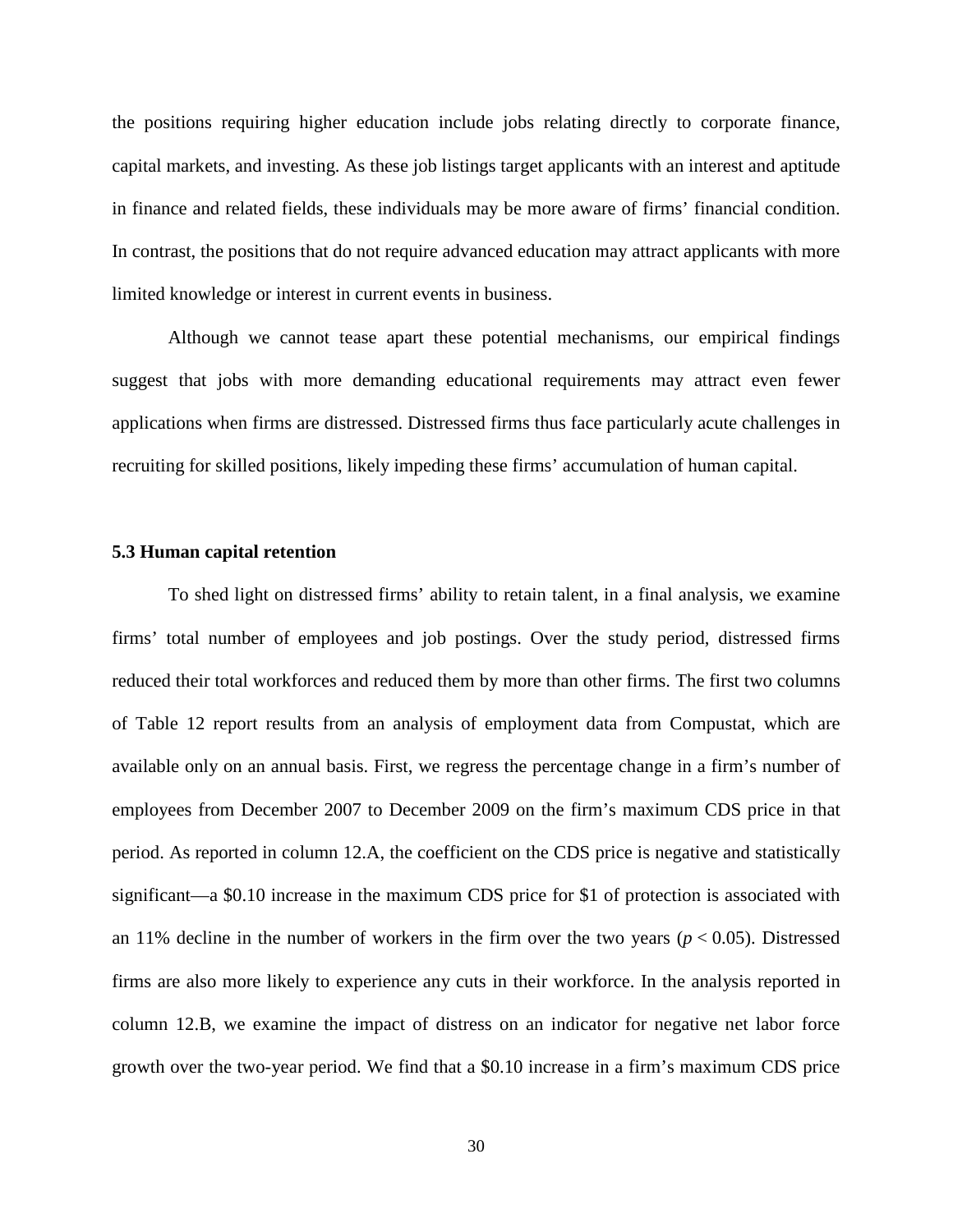the positions requiring higher education include jobs relating directly to corporate finance, capital markets, and investing. As these job listings target applicants with an interest and aptitude in finance and related fields, these individuals may be more aware of firms' financial condition. In contrast, the positions that do not require advanced education may attract applicants with more limited knowledge or interest in current events in business.

Although we cannot tease apart these potential mechanisms, our empirical findings suggest that jobs with more demanding educational requirements may attract even fewer applications when firms are distressed. Distressed firms thus face particularly acute challenges in recruiting for skilled positions, likely impeding these firms' accumulation of human capital.

### 5.3 Human capital retention

To shed light on distressed firms' ability to retain talent, in a final analysis, we examine firms' total number of employees and job postings. Over the study period, distressed firms reduced their total workforces and reduced them by more than other firms. The first two columns of Table 12 report results from an analysis of employment data from Compustat, which are available only on an annual basis. First, we regress the percentage change in a firm's number of employees from December 2007 to December 2009 on the firm's maximum CDS price in that period. As reported in column 12.A, the coefficient on the CDS price is negative and statistically significant—a \$0.10 increase in the maximum CDS price for \$1 of protection is associated with an 11% decline in the number of workers in the firm over the two years ($p < 0.05$). Distressed firms are also more likely to experience any cuts in their workforce. In the analysis reported in column 12.B, we examine the impact of distress on an indicator for negative net labor force growth over the two-year period. We find that a \$0.10 increase in a firm's maximum CDS price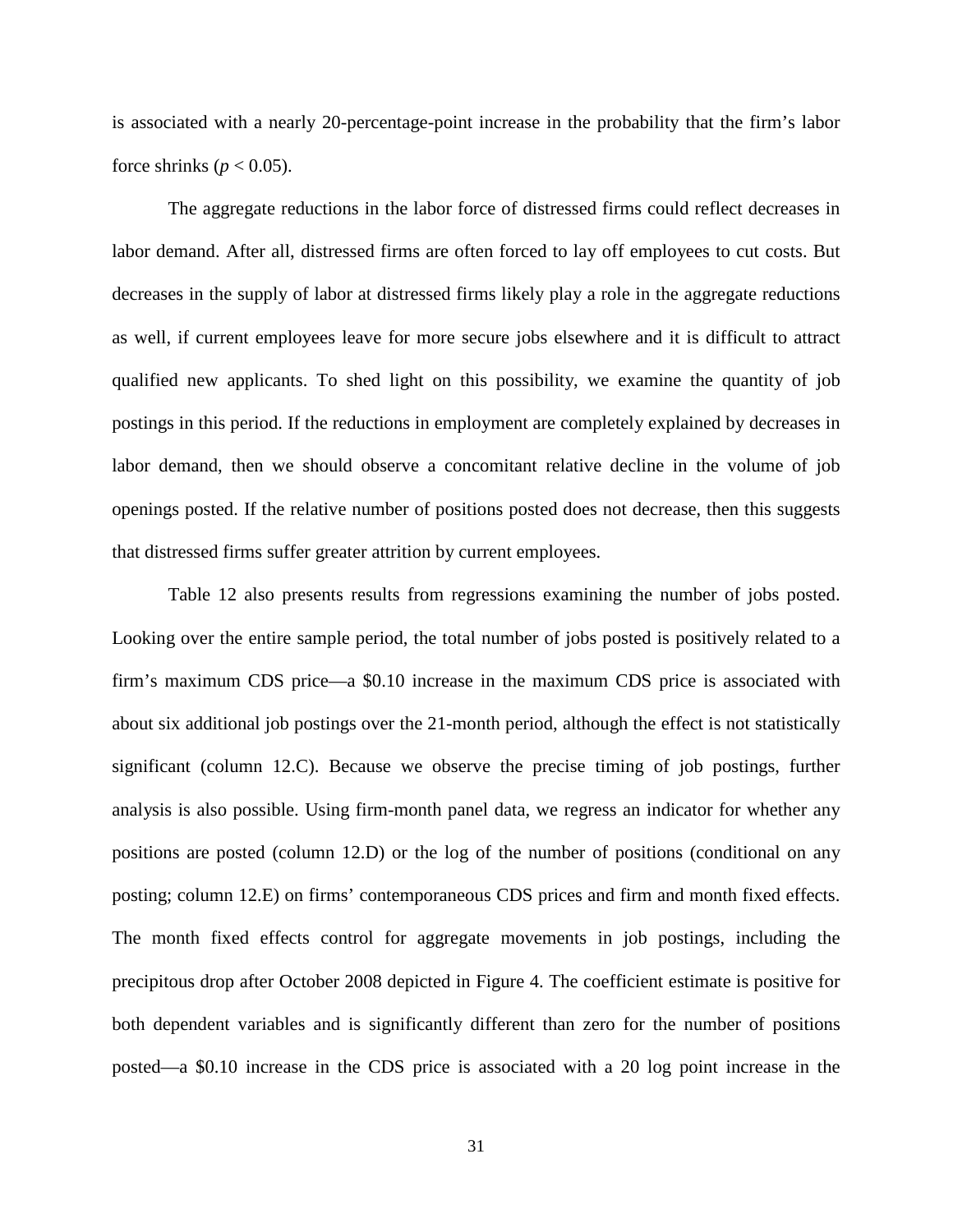is associated with a nearly 20-percentage-point increase in the probability that the firm's labor force shrinks ($p < 0.05$).

The aggregate reductions in the labor force of distressed firms could reflect decreases in labor demand. After all, distressed firms are often forced to lay off employees to cut costs. But decreases in the supply of labor at distressed firms likely play a role in the aggregate reductions as well, if current employees leave for more secure jobs elsewhere and it is difficult to attract qualified new applicants. To shed light on this possibility, we examine the quantity of job postings in this period. If the reductions in employment are completely explained by decreases in labor demand, then we should observe a concomitant relative decline in the volume of job openings posted. If the relative number of positions posted does not decrease, then this suggests that distressed firms suffer greater attrition by current employees.

Table 12 also presents results from regressions examining the number of jobs posted. Looking over the entire sample period, the total number of jobs posted is positively related to a firm's maximum CDS price—a \$0.10 increase in the maximum CDS price is associated with about six additional job postings over the 21-month period, although the effect is not statistically significant (column 12.C). Because we observe the precise timing of job postings, further analysis is also possible. Using firm-month panel data, we regress an indicator for whether any positions are posted (column 12.D) or the log of the number of positions (conditional on any posting; column 12.E) on firms' contemporaneous CDS prices and firm and month fixed effects. The month fixed effects control for aggregate movements in job postings, including the precipitous drop after October 2008 depicted in Figure 4. The coefficient estimate is positive for both dependent variables and is significantly different than zero for the number of positions posted—a \$0.10 increase in the CDS price is associated with a 20 log point increase in the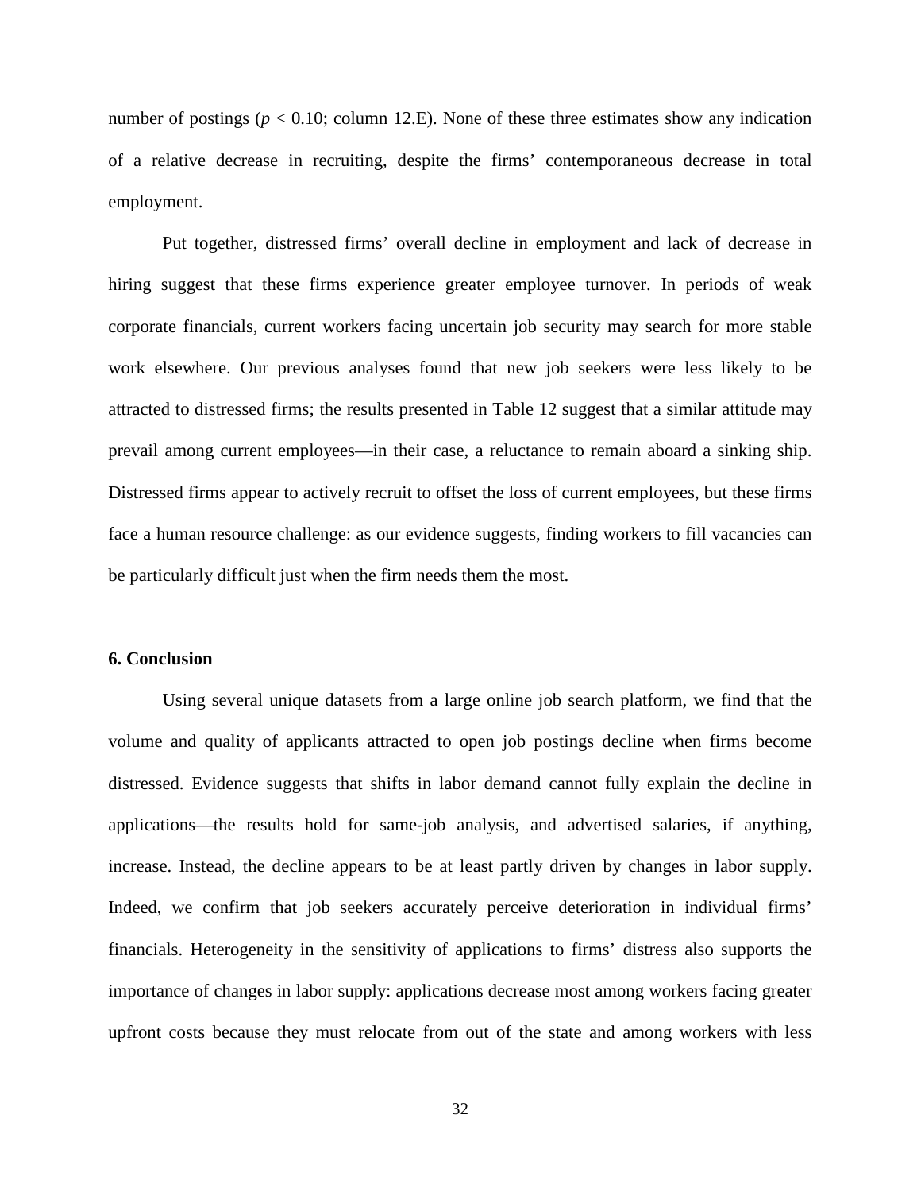number of postings ($p < 0.10$; column 12.E). None of these three estimates show any indication of a relative decrease in recruiting, despite the firms' contemporaneous decrease in total employment.

Put together, distressed firms' overall decline in employment and lack of decrease in hiring suggest that these firms experience greater employee turnover. In periods of weak corporate financials, current workers facing uncertain job security may search for more stable work elsewhere. Our previous analyses found that new job seekers were less likely to be attracted to distressed firms; the results presented in Table 12 suggest that a similar attitude may prevail among current employees—in their case, a reluctance to remain aboard a sinking ship. Distressed firms appear to actively recruit to offset the loss of current employees, but these firms face a human resource challenge: as our evidence suggests, finding workers to fill vacancies can be particularly difficult just when the firm needs them the most.

## 6. Conclusion

Using several unique datasets from a large online job search platform, we find that the volume and quality of applicants attracted to open job postings decline when firms become distressed. Evidence suggests that shifts in labor demand cannot fully explain the decline in applications—the results hold for same-job analysis, and advertised salaries, if anything, increase. Instead, the decline appears to be at least partly driven by changes in labor supply. Indeed, we confirm that job seekers accurately perceive deterioration in individual firms' financials. Heterogeneity in the sensitivity of applications to firms' distress also supports the importance of changes in labor supply: applications decrease most among workers facing greater upfront costs because they must relocate from out of the state and among workers with less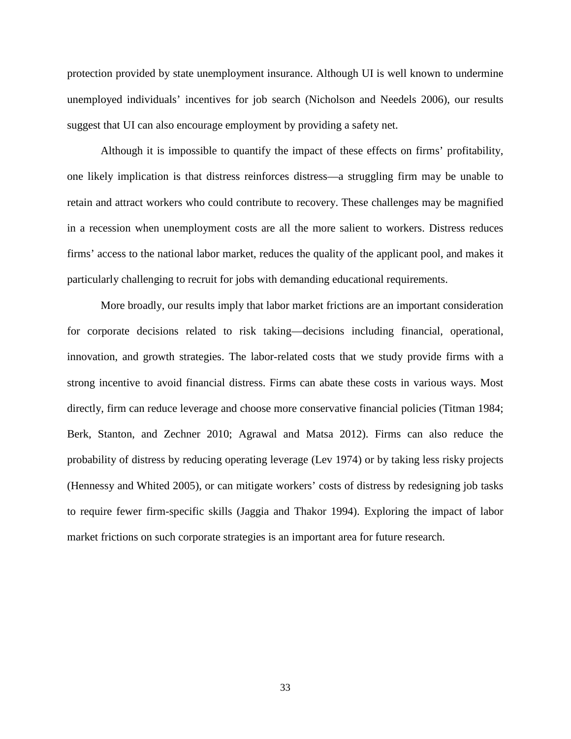protection provided by state unemployment insurance. Although UI is well known to undermine unemployed individuals' incentives for job search (Nicholson and Needels 2006), our results suggest that UI can also encourage employment by providing a safety net.

Although it is impossible to quantify the impact of these effects on firms' profitability, one likely implication is that distress reinforces distress—a struggling firm may be unable to retain and attract workers who could contribute to recovery. These challenges may be magnified in a recession when unemployment costs are all the more salient to workers. Distress reduces firms' access to the national labor market, reduces the quality of the applicant pool, and makes it particularly challenging to recruit for jobs with demanding educational requirements.

More broadly, our results imply that labor market frictions are an important consideration for corporate decisions related to risk taking—decisions including financial, operational, innovation, and growth strategies. The labor-related costs that we study provide firms with a strong incentive to avoid financial distress. Firms can abate these costs in various ways. Most directly, firm can reduce leverage and choose more conservative financial policies (Titman 1984; Berk, Stanton, and Zechner 2010; Agrawal and Matsa 2012). Firms can also reduce the probability of distress by reducing operating leverage (Lev 1974) or by taking less risky projects (Hennessy and Whited 2005), or can mitigate workers' costs of distress by redesigning job tasks to require fewer firm-specific skills (Jaggia and Thakor 1994). Exploring the impact of labor market frictions on such corporate strategies is an important area for future research.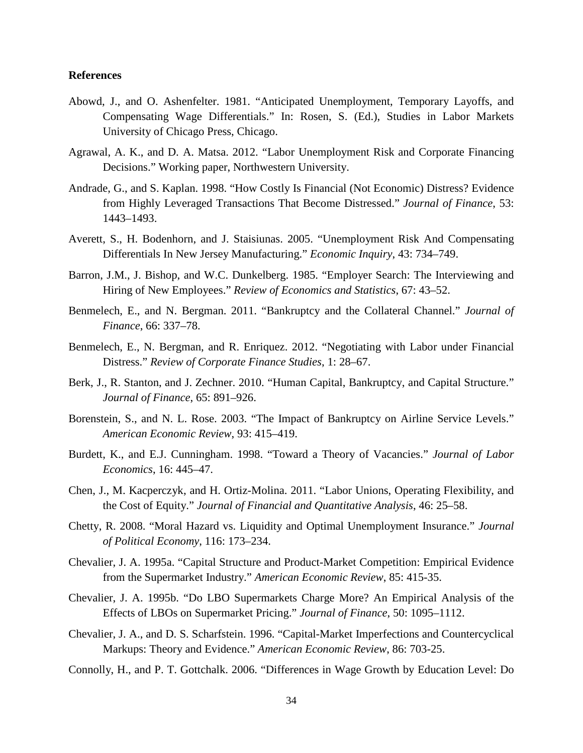**References**

Abowd, J., and O. Ashenfelter. 1981. "Anticipated Unemployment, Temporary Layoffs, and Compensating Wage Differentials." In: Rosen, S. (Ed.), Studies in Labor Markets University of Chicago Press, Chicago.

Agrawal, A. K., and D. A. Matsa. 2012. "Labor Unemployment Risk and Corporate Financing Decisions." Working paper, Northwestern University.

Andrade, G., and S. Kaplan. 1998. "How Costly Is Financial (Not Economic) Distress? Evidence from Highly Leveraged Transactions That Become Distressed." *Journal of Finance*, 53: 1443–1493.

Averett, S., H. Bodenhorn, and J. Staisiunas. 2005. "Unemployment Risk And Compensating Differentials In New Jersey Manufacturing." *Economic Inquiry*, 43: 734–749.

Barron, J.M., J. Bishop, and W.C. Dunkelberg. 1985. "Employer Search: The Interviewing and Hiring of New Employees." *Review of Economics and Statistics*, 67: 43–52.

Benmelech, E., and N. Bergman. 2011. "Bankruptcy and the Collateral Channel." *Journal of Finance*, 66: 337–78.

Benmelech, E., N. Bergman, and R. Enriquez. 2012. "Negotiating with Labor under Financial Distress." *Review of Corporate Finance Studies*, 1: 28–67.

Berk, J., R. Stanton, and J. Zechner. 2010. "Human Capital, Bankruptcy, and Capital Structure." *Journal of Finance*, 65: 891–926.

Borenstein, S., and N. L. Rose. 2003. "The Impact of Bankruptcy on Airline Service Levels." *American Economic Review*, 93: 415–419.

Burdett, K., and E.J. Cunningham. 1998. "Toward a Theory of Vacancies." *Journal of Labor Economics*, 16: 445–47.

Chen, J., M. Kacperczyk, and H. Ortiz-Molina. 2011. "Labor Unions, Operating Flexibility, and the Cost of Equity." *Journal of Financial and Quantitative Analysis*, 46: 25–58.

Chetty, R. 2008. "Moral Hazard vs. Liquidity and Optimal Unemployment Insurance." *Journal of Political Economy*, 116: 173–234.

Chevalier, J. A. 1995a. "Capital Structure and Product-Market Competition: Empirical Evidence from the Supermarket Industry." *American Economic Review*, 85: 415-35.

Chevalier, J. A. 1995b. "Do LBO Supermarkets Charge More? An Empirical Analysis of the Effects of LBOs on Supermarket Pricing." *Journal of Finance*, 50: 1095–1112.

Chevalier, J. A., and D. S. Scharfstein. 1996. "Capital-Market Imperfections and Countercyclical Markups: Theory and Evidence." *American Economic Review*, 86: 703-25.

Connolly, H., and P. T. Gottchalk. 2006. "Differences in Wage Growth by Education Level: Do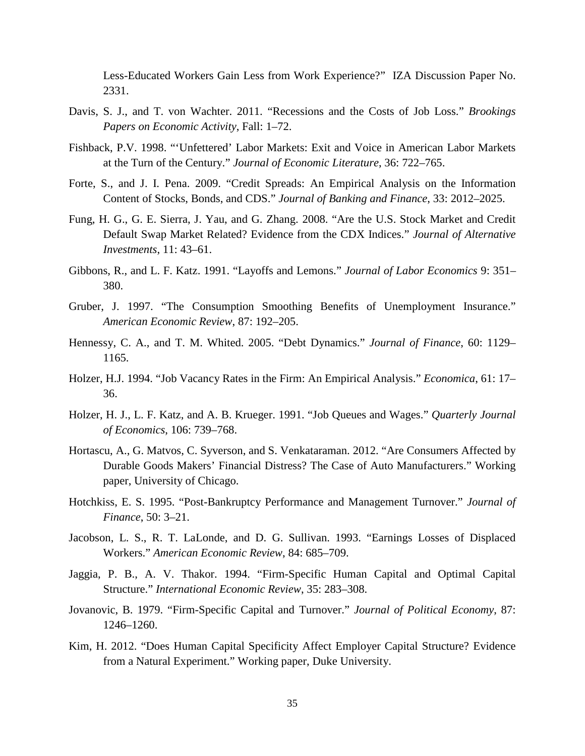Less-Educated Workers Gain Less from Work Experience?" IZA Discussion Paper No. 2331.

Davis, S. J., and T. von Wachter. 2011. "Recessions and the Costs of Job Loss." *Brookings Papers on Economic Activity*, Fall: 1–72.

Fishback, P.V. 1998. "'Unfettered' Labor Markets: Exit and Voice in American Labor Markets at the Turn of the Century." *Journal of Economic Literature*, 36: 722–765.

Forte, S., and J. I. Pena. 2009. "Credit Spreads: An Empirical Analysis on the Information Content of Stocks, Bonds, and CDS." *Journal of Banking and Finance*, 33: 2012–2025.

Fung, H. G., G. E. Sierra, J. Yau, and G. Zhang. 2008. "Are the U.S. Stock Market and Credit Default Swap Market Related? Evidence from the CDX Indices." *Journal of Alternative Investments*, 11: 43–61.

Gibbons, R., and L. F. Katz. 1991. "Layoffs and Lemons." *Journal of Labor Economics* 9: 351–380.

Gruber, J. 1997. "The Consumption Smoothing Benefits of Unemployment Insurance." *American Economic Review*, 87: 192–205.

Hennessy, C. A., and T. M. Whited. 2005. "Debt Dynamics." *Journal of Finance*, 60: 1129–1165.

Holzer, H.J. 1994. "Job Vacancy Rates in the Firm: An Empirical Analysis." *Economica*, 61: 17–36.

Holzer, H. J., L. F. Katz, and A. B. Krueger. 1991. "Job Queues and Wages." *Quarterly Journal of Economics*, 106: 739–768.

Hortascu, A., G. Matvos, C. Syverson, and S. Venkataraman. 2012. "Are Consumers Affected by Durable Goods Makers' Financial Distress? The Case of Auto Manufacturers." Working paper, University of Chicago.

Hotchkiss, E. S. 1995. "Post-Bankruptcy Performance and Management Turnover." *Journal of Finance*, 50: 3–21.

Jacobson, L. S., R. T. LaLonde, and D. G. Sullivan. 1993. "Earnings Losses of Displaced Workers." *American Economic Review*, 84: 685–709.

Jaggia, P. B., A. V. Thakor. 1994. "Firm-Specific Human Capital and Optimal Capital Structure." *International Economic Review*, 35: 283–308.

Jovanovic, B. 1979. "Firm-Specific Capital and Turnover." *Journal of Political Economy*, 87: 1246–1260.

Kim, H. 2012. "Does Human Capital Specificity Affect Employer Capital Structure? Evidence from a Natural Experiment." Working paper, Duke University.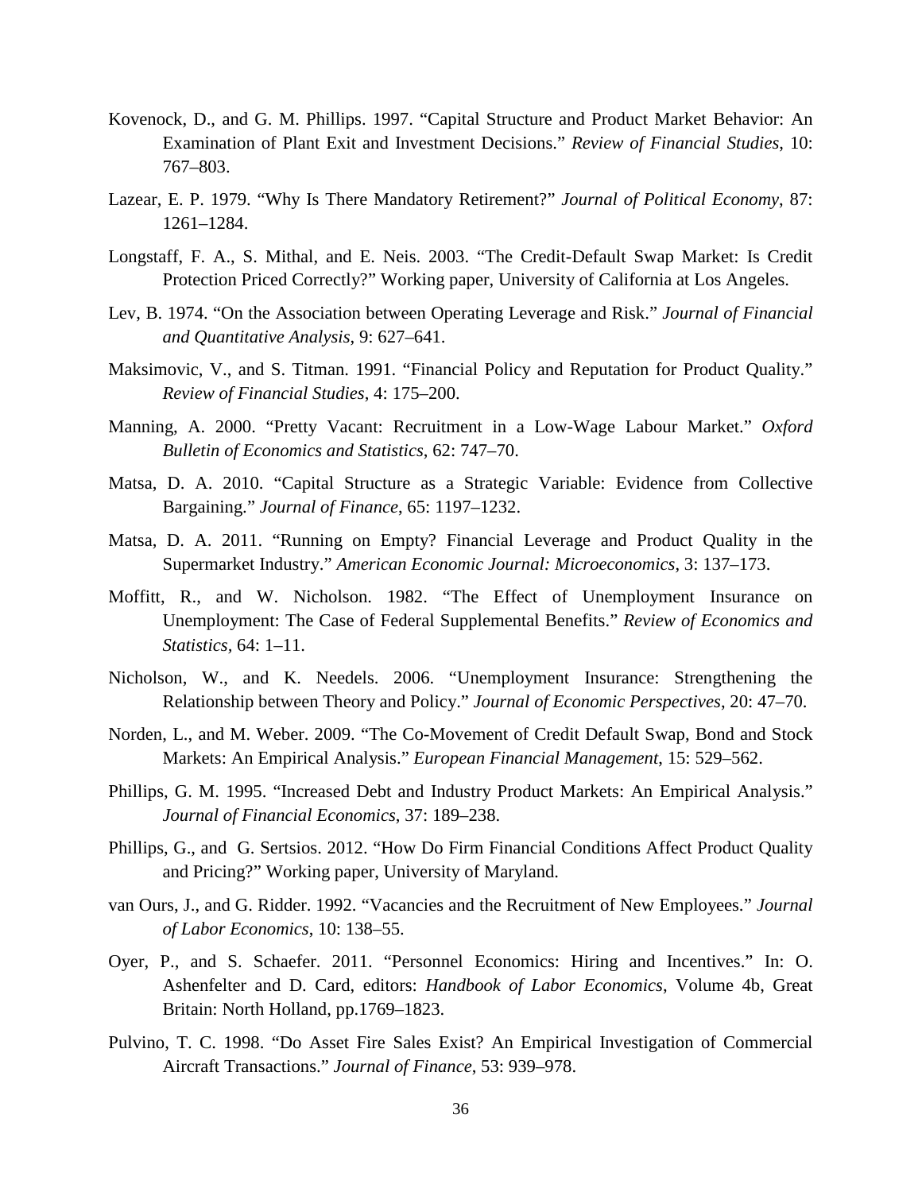Kovenock, D., and G. M. Phillips. 1997. "Capital Structure and Product Market Behavior: An Examination of Plant Exit and Investment Decisions." *Review of Financial Studies*, 10: 767–803.

Lazear, E. P. 1979. "Why Is There Mandatory Retirement?" *Journal of Political Economy*, 87: 1261–1284.

Longstaff, F. A., S. Mithal, and E. Neis. 2003. "The Credit-Default Swap Market: Is Credit Protection Priced Correctly?" Working paper, University of California at Los Angeles.

Lev, B. 1974. "On the Association between Operating Leverage and Risk." *Journal of Financial and Quantitative Analysis*, 9: 627–641.

Maksimovic, V., and S. Titman. 1991. "Financial Policy and Reputation for Product Quality." *Review of Financial Studies*, 4: 175–200.

Manning, A. 2000. "Pretty Vacant: Recruitment in a Low-Wage Labour Market." *Oxford Bulletin of Economics and Statistics*, 62: 747–70.

Matsa, D. A. 2010. "Capital Structure as a Strategic Variable: Evidence from Collective Bargaining." *Journal of Finance*, 65: 1197–1232.

Matsa, D. A. 2011. "Running on Empty? Financial Leverage and Product Quality in the Supermarket Industry." *American Economic Journal: Microeconomics*, 3: 137–173.

Moffitt, R., and W. Nicholson. 1982. "The Effect of Unemployment Insurance on Unemployment: The Case of Federal Supplemental Benefits." *Review of Economics and Statistics*, 64: 1–11.

Nicholson, W., and K. Needels. 2006. "Unemployment Insurance: Strengthening the Relationship between Theory and Policy." *Journal of Economic Perspectives*, 20: 47–70.

Norden, L., and M. Weber. 2009. "The Co-Movement of Credit Default Swap, Bond and Stock Markets: An Empirical Analysis." *European Financial Management*, 15: 529–562.

Phillips, G. M. 1995. "Increased Debt and Industry Product Markets: An Empirical Analysis." *Journal of Financial Economics*, 37: 189–238.

Phillips, G., and G. Sertsios. 2012. "How Do Firm Financial Conditions Affect Product Quality and Pricing?" Working paper, University of Maryland.

van Ours, J., and G. Ridder. 1992. "Vacancies and the Recruitment of New Employees." *Journal of Labor Economics*, 10: 138–55.

Oyer, P., and S. Schaefer. 2011. "Personnel Economics: Hiring and Incentives." In: O. Ashenfelter and D. Card, editors: *Handbook of Labor Economics*, Volume 4b, Great Britain: North Holland, pp.1769–1823.

Pulvino, T. C. 1998. "Do Asset Fire Sales Exist? An Empirical Investigation of Commercial Aircraft Transactions." *Journal of Finance*, 53: 939–978.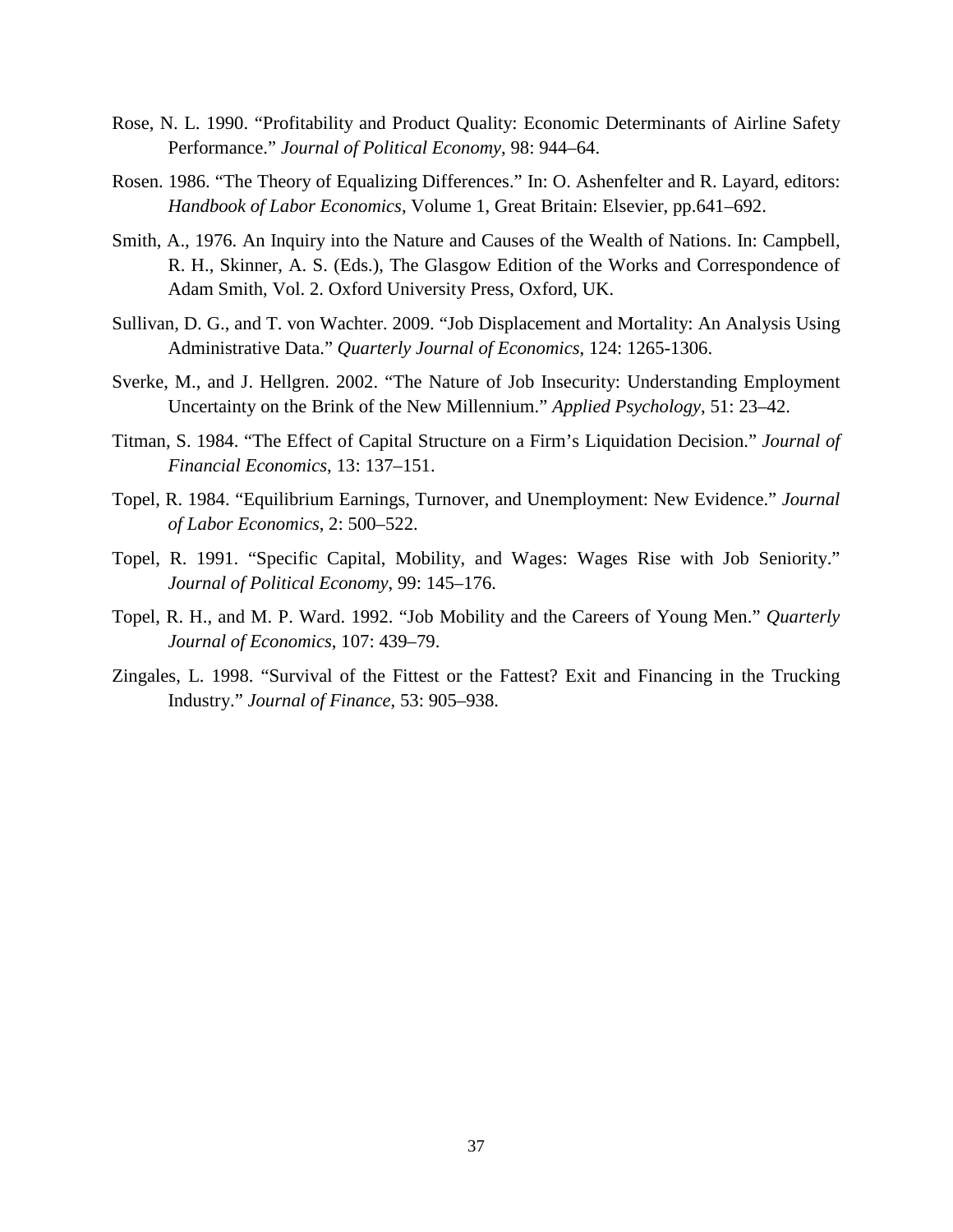Rose, N. L. 1990. "Profitability and Product Quality: Economic Determinants of Airline Safety Performance." *Journal of Political Economy*, 98: 944–64.

Rosen. 1986. "The Theory of Equalizing Differences." In: O. Ashenfelter and R. Layard, editors: *Handbook of Labor Economics*, Volume 1, Great Britain: Elsevier, pp.641–692.

Smith, A., 1976. An Inquiry into the Nature and Causes of the Wealth of Nations. In: Campbell, R. H., Skinner, A. S. (Eds.), The Glasgow Edition of the Works and Correspondence of Adam Smith, Vol. 2. Oxford University Press, Oxford, UK.

Sullivan, D. G., and T. von Wachter. 2009. "Job Displacement and Mortality: An Analysis Using Administrative Data." *Quarterly Journal of Economics*, 124: 1265-1306.

Sverke, M., and J. Hellgren. 2002. "The Nature of Job Insecurity: Understanding Employment Uncertainty on the Brink of the New Millennium." *Applied Psychology*, 51: 23–42.

Titman, S. 1984. "The Effect of Capital Structure on a Firm's Liquidation Decision." *Journal of Financial Economics*, 13: 137–151.

Topel, R. 1984. "Equilibrium Earnings, Turnover, and Unemployment: New Evidence." *Journal of Labor Economics*, 2: 500–522.

Topel, R. 1991. "Specific Capital, Mobility, and Wages: Wages Rise with Job Seniority." *Journal of Political Economy*, 99: 145–176.

Topel, R. H., and M. P. Ward. 1992. "Job Mobility and the Careers of Young Men." *Quarterly Journal of Economics*, 107: 439–79.

Zingales, L. 1998. "Survival of the Fittest or the Fattest? Exit and Financing in the Trucking Industry." *Journal of Finance*, 53: 905–938.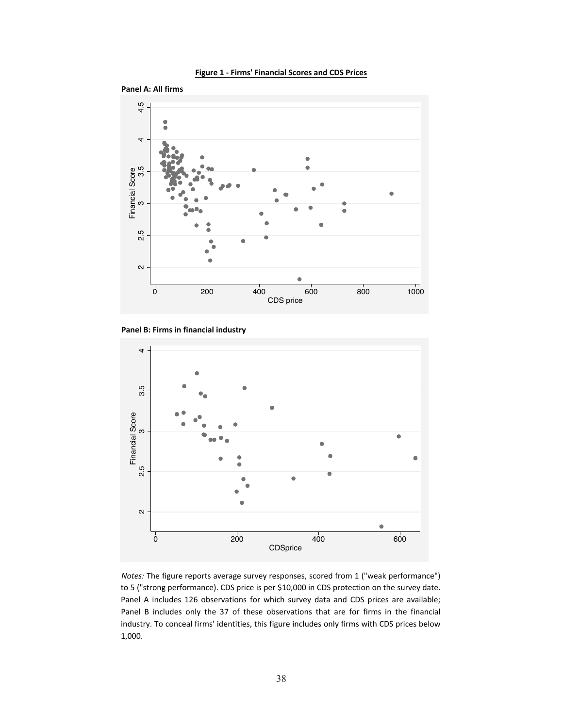**Figure 1 - Firms' Financial Scores and CDS Prices**

**Panel A: All firms**

**Panel B: Firms in financial industry**

*Notes:* The figure reports average survey responses, scored from 1 ("weak performance") to 5 ("strong performance"). CDS price is per $10,000 in CDS protection on the survey date. Panel A includes 126 observations for which survey data and CDS prices are available; Panel B includes only the 37 of these observations that are for firms in the financial industry. To conceal firms' identities, this figure includes only firms with CDS prices below 1,000.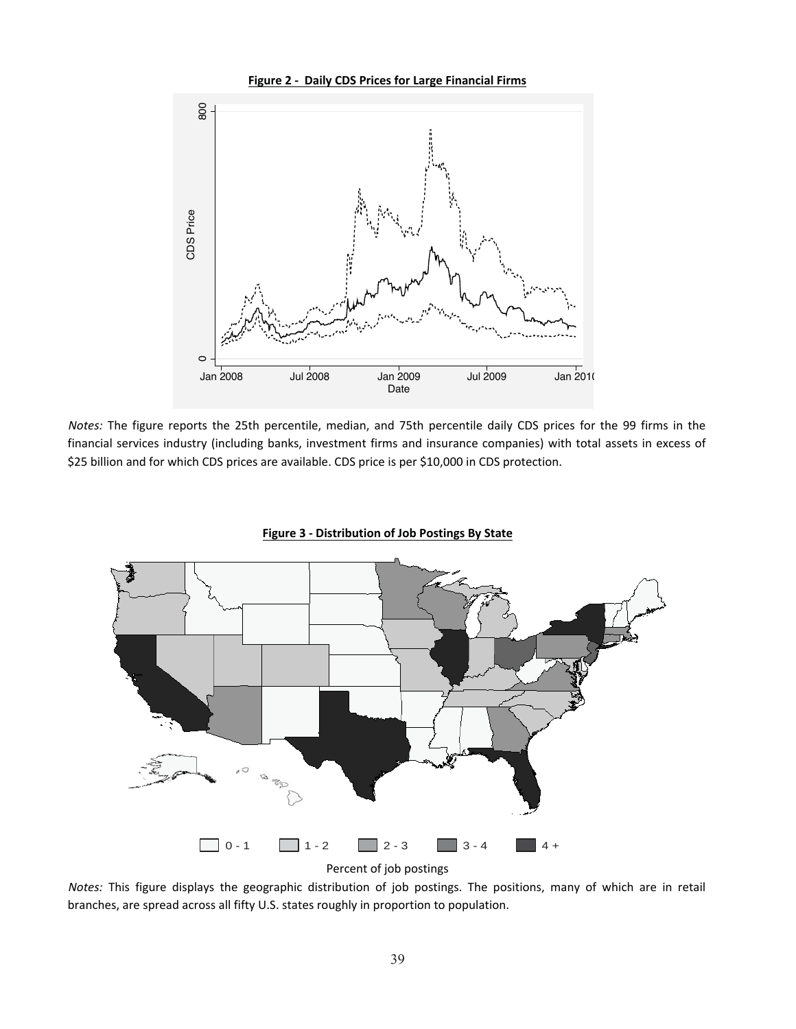**Figure 2 - Daily CDS Prices for Large Financial Firms**

*Notes:* The figure reports the 25th percentile, median, and 75th percentile daily CDS prices for the 99 firms in the financial services industry (including banks, investment firms and insurance companies) with total assets in excess of \$25 billion and for which CDS prices are available. CDS price is per \$10,000 in CDS protection.

**Figure 3 - Distribution of Job Postings By State**

*Notes:* This figure displays the geographic distribution of job postings. The positions, many of which are in retail branches, are spread across all fifty U.S. states roughly in proportion to population.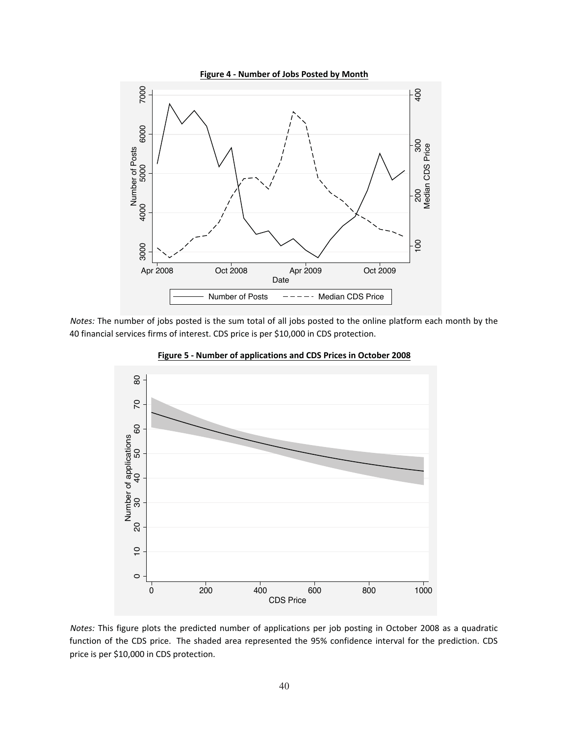**Figure 4 - Number of Jobs Posted by Month**

*Notes:* The number of jobs posted is the sum total of all jobs posted to the online platform each month by the 40 financial services firms of interest. CDS price is per $10,000 in CDS protection.

**Figure 5 - Number of applications and CDS Prices in October 2008**

*Notes:* This figure plots the predicted number of applications per job posting in October 2008 as a quadratic function of the CDS price. The shaded area represented the 95% confidence interval for the prediction. CDS price is per $10,000 in CDS protection.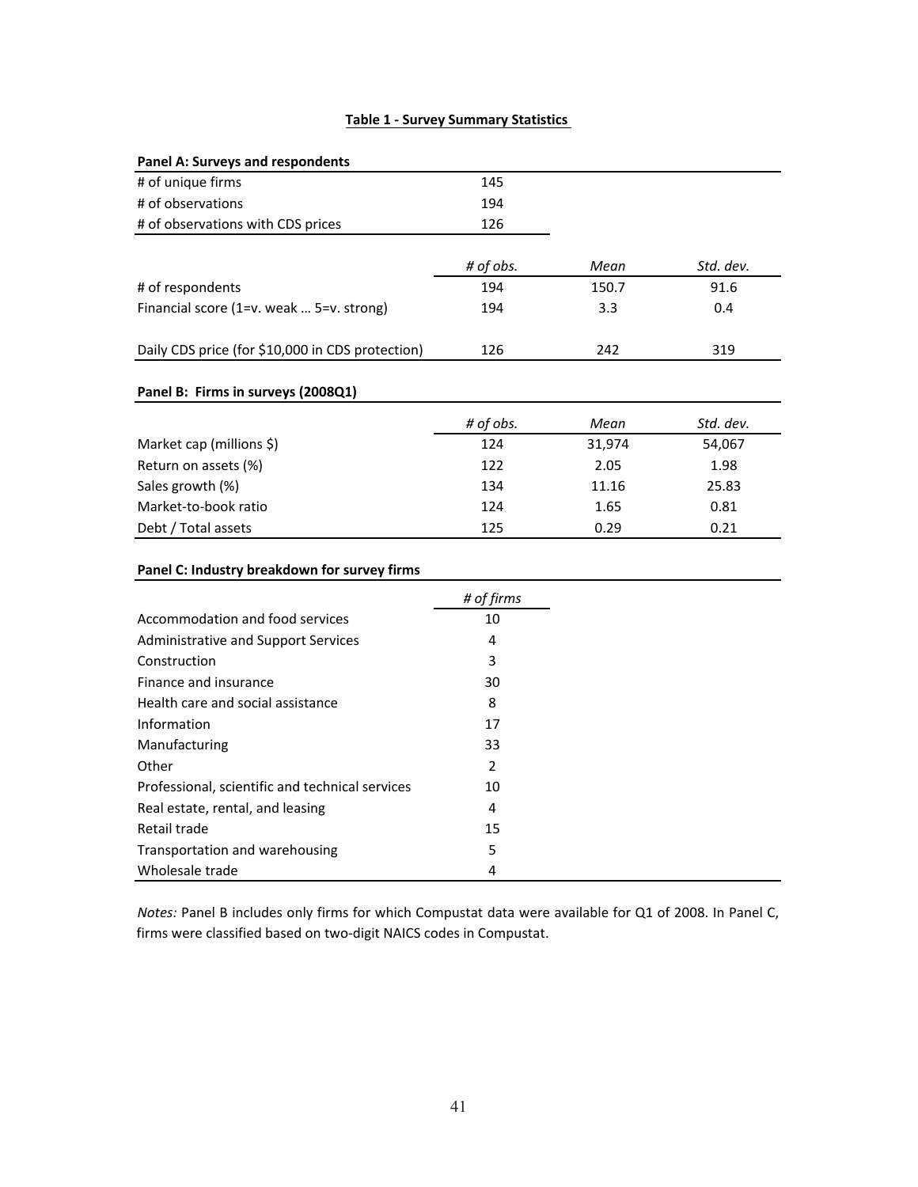**Table 1 - Survey Summary Statistics**

**Panel A: Surveys and respondents**

| | |
|---|---|
| # of unique firms | 145 |
| # of observations | 194 |
| # of observations with CDS prices | 126 |

| | *# of obs.* | *Mean* | *Std. dev.* |
|---|---|---|---|
| # of respondents | 194 | 150.7 | 91.6 |
| Financial score (1=v. weak … 5=v. strong) | 194 | 3.3 | 0.4 |
| Daily CDS price (for $10,000 in CDS protection) | 126 | 242 | 319 |

**Panel B: Firms in surveys (2008Q1)**

| | *# of obs.* | *Mean* | *Std. dev.* |
|---|---|---|---|
| Market cap (millions $) | 124 | 31,974 | 54,067 |
| Return on assets (%) | 122 | 2.05 | 1.98 |
| Sales growth (%) | 134 | 11.16 | 25.83 |
| Market-to-book ratio | 124 | 1.65 | 0.81 |
| Debt / Total assets | 125 | 0.29 | 0.21 |

**Panel C: Industry breakdown for survey firms**

| | *# of firms* |
|---|---|
| Accommodation and food services | 10 |
| Administrative and Support Services | 4 |
| Construction | 3 |
| Finance and insurance | 30 |
| Health care and social assistance | 8 |
| Information | 17 |
| Manufacturing | 33 |
| Other | 2 |
| Professional, scientific and technical services | 10 |
| Real estate, rental, and leasing | 4 |
| Retail trade | 15 |
| Transportation and warehousing | 5 |
| Wholesale trade | 4 |

*Notes:* Panel B includes only firms for which Compustat data were available for Q1 of 2008. In Panel C, firms were classified based on two-digit NAICS codes in Compustat.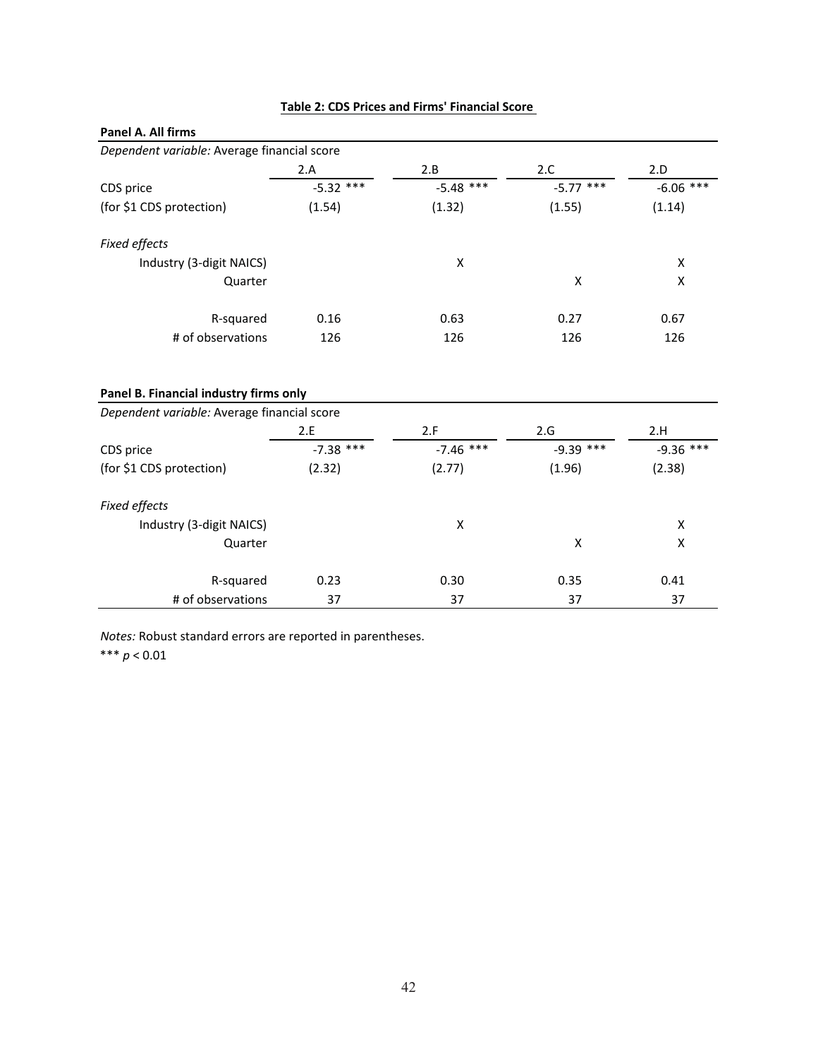**Table 2: CDS Prices and Firms' Financial Score**

**Panel A. All firms**

| *Dependent variable:* Average financial score | 2.A | 2.B | 2.C | 2.D |
|---|---|---|---|---|
| CDS price | -5.32 *** | -5.48 *** | -5.77 *** | -6.06 *** |
| (for $1 CDS protection) | (1.54) | (1.32) | (1.55) | (1.14) |
| *Fixed effects* | | | | |
| Industry (3-digit NAICS) | | X | | X |
| Quarter | | | X | X |
| R-squared | 0.16 | 0.63 | 0.27 | 0.67 |
| # of observations | 126 | 126 | 126 | 126 |

**Panel B. Financial industry firms only**

| *Dependent variable:* Average financial score | 2.E | 2.F | 2.G | 2.H |
|---|---|---|---|---|
| CDS price | -7.38 *** | -7.46 *** | -9.39 *** | -9.36 *** |
| (for $1 CDS protection) | (2.32) | (2.77) | (1.96) | (2.38) |
| *Fixed effects* | | | | |
| Industry (3-digit NAICS) | | X | | X |
| Quarter | | | X | X |
| R-squared | 0.23 | 0.30 | 0.35 | 0.41 |
| # of observations | 37 | 37 | 37 | 37 |

*Notes:* Robust standard errors are reported in parentheses.

*** $p < 0.01$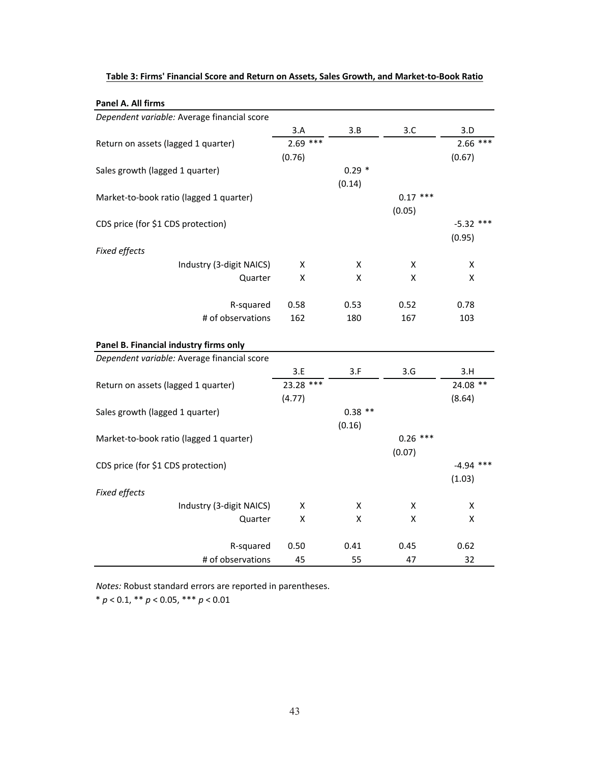**Table 3: Firms' Financial Score and Return on Assets, Sales Growth, and Market-to-Book Ratio**

**Panel A. All firms**

| *Dependent variable:* Average financial score | 3.A | 3.B | 3.C | 3.D |
|---|---|---|---|---|
| Return on assets (lagged 1 quarter) | 2.69 *** | | | 2.66 *** |
| | (0.76) | | | (0.67) |
| Sales growth (lagged 1 quarter) | | 0.29 * | | |
| | | (0.14) | | |
| Market-to-book ratio (lagged 1 quarter) | | | 0.17 *** | |
| | | | (0.05) | |
| CDS price (for $1 CDS protection) | | | | -5.32 *** |
| | | | | (0.95) |
| *Fixed effects* | | | | |
| Industry (3-digit NAICS) | X | X | X | X |
| Quarter | X | X | X | X |
| R-squared | 0.58 | 0.53 | 0.52 | 0.78 |
| # of observations | 162 | 180 | 167 | 103 |

**Panel B. Financial industry firms only**

| *Dependent variable:* Average financial score | 3.E | 3.F | 3.G | 3.H |
|---|---|---|---|---|
| Return on assets (lagged 1 quarter) | 23.28 *** | | | 24.08 ** |
| | (4.77) | | | (8.64) |
| Sales growth (lagged 1 quarter) | | 0.38 ** | | |
| | | (0.16) | | |
| Market-to-book ratio (lagged 1 quarter) | | | 0.26 *** | |
| | | | (0.07) | |
| CDS price (for $1 CDS protection) | | | | -4.94 *** |
| | | | | (1.03) |
| *Fixed effects* | | | | |
| Industry (3-digit NAICS) | X | X | X | X |
| Quarter | X | X | X | X |
| R-squared | 0.50 | 0.41 | 0.45 | 0.62 |
| # of observations | 45 | 55 | 47 | 32 |

*Notes:* Robust standard errors are reported in parentheses.

* $p < 0.1$, ** $p < 0.05$, *** $p < 0.01$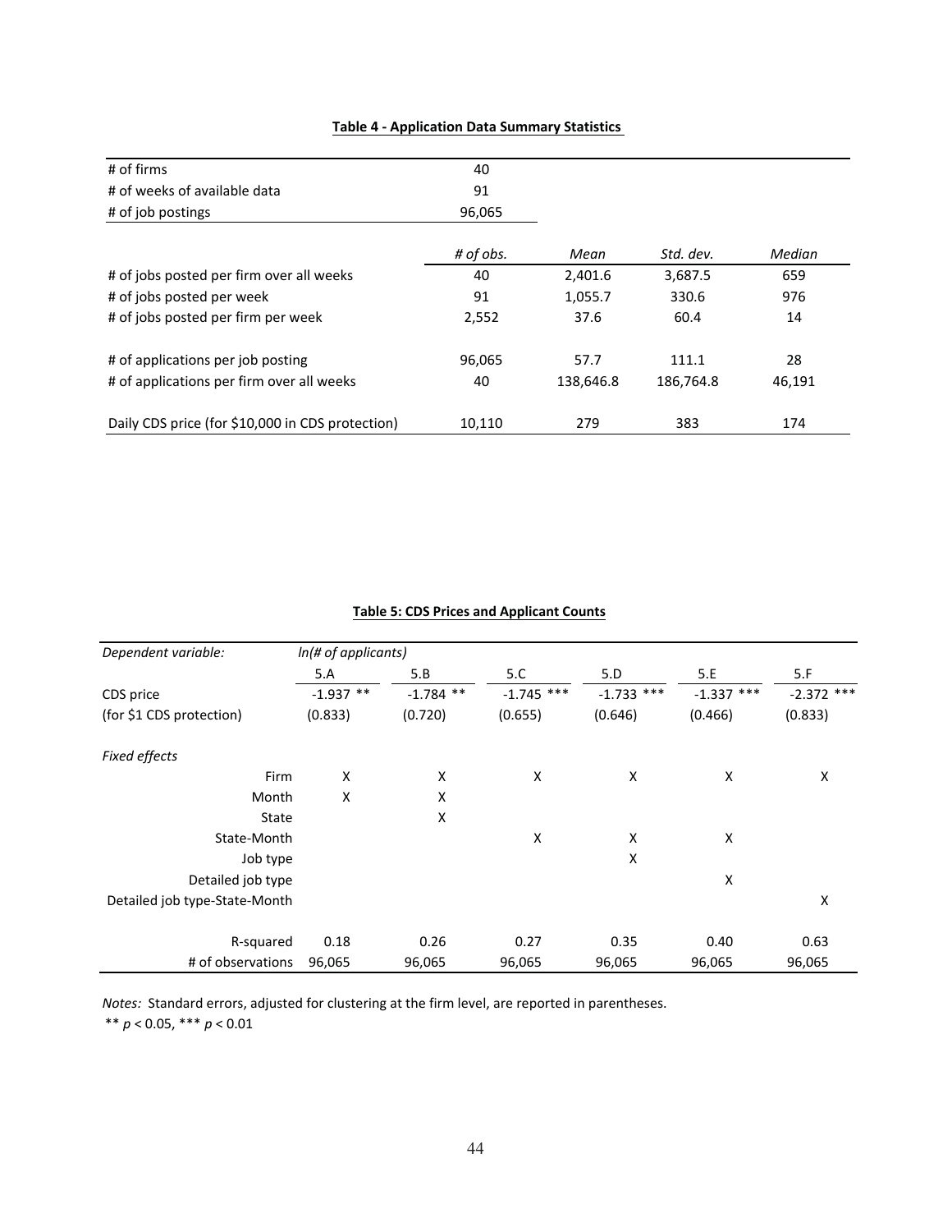**Table 4 - Application Data Summary Statistics**

| | | | | |
|---|---|---|---|---|
| # of firms | 40 | | | |
| # of weeks of available data | 91 | | | |
| # of job postings | 96,065 | | | |
| | *# of obs.* | *Mean* | *Std. dev.* | *Median* |
| # of jobs posted per firm over all weeks | 40 | 2,401.6 | 3,687.5 | 659 |
| # of jobs posted per week | 91 | 1,055.7 | 330.6 | 976 |
| # of jobs posted per firm per week | 2,552 | 37.6 | 60.4 | 14 |
| # of applications per job posting | 96,065 | 57.7 | 111.1 | 28 |
| # of applications per firm over all weeks | 40 | 138,646.8 | 186,764.8 | 46,191 |
| Daily CDS price (for $10,000 in CDS protection) | 10,110 | 279 | 383 | 174 |

**Table 5: CDS Prices and Applicant Counts**

| *Dependent variable:* | *ln(# of applicants)* | | | | | |
|---|---|---|---|---|---|---|
| | 5.A | 5.B | 5.C | 5.D | 5.E | 5.F |
| CDS price | -1.937 ** | -1.784 ** | -1.745 *** | -1.733 *** | -1.337 *** | -2.372 *** |
| (for $1 CDS protection) | (0.833) | (0.720) | (0.655) | (0.646) | (0.466) | (0.833) |
| *Fixed effects* | | | | | | |
| Firm | X | X | X | X | X | X |
| Month | X | X | | | | |
| State | | X | | | | |
| State-Month | | | X | X | X | |
| Job type | | | | X | | |
| Detailed job type | | | | | X | |
| Detailed job type-State-Month | | | | | | X |
| R-squared | 0.18 | 0.26 | 0.27 | 0.35 | 0.40 | 0.63 |
| # of observations | 96,065 | 96,065 | 96,065 | 96,065 | 96,065 | 96,065 |

*Notes:* Standard errors, adjusted for clustering at the firm level, are reported in parentheses.
** $p < 0.05$, *** $p < 0.01$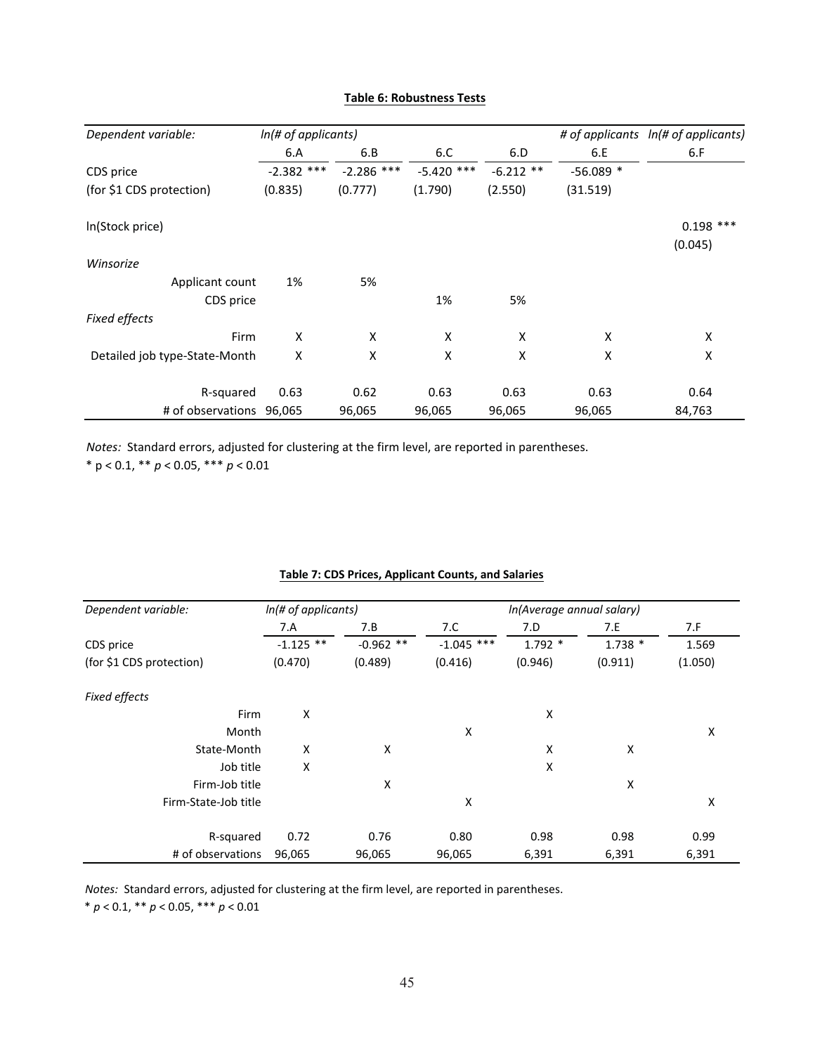**Table 6: Robustness Tests**

| *Dependent variable:* | *ln(# of applicants)* | | | | *# of applicants* | *ln(# of applicants)* |
|---|---|---|---|---|---|---|
| | 6.A | 6.B | 6.C | 6.D | 6.E | 6.F |
| CDS price | -2.382 *** | -2.286 *** | -5.420 *** | -6.212 ** | -56.089 * | |
| (for $1 CDS protection) | (0.835) | (0.777) | (1.790) | (2.550) | (31.519) | |
| ln(Stock price) | | | | | | 0.198 *** |
| | | | | | | (0.045) |
| *Winsorize* | | | | | | |
| Applicant count | 1% | 5% | | | | |
| CDS price | | | 1% | 5% | | |
| *Fixed effects* | | | | | | |
| Firm | X | X | X | X | X | X |
| Detailed job type-State-Month | X | X | X | X | X | X |
| R-squared | 0.63 | 0.62 | 0.63 | 0.63 | 0.63 | 0.64 |
| # of observations | 96,065 | 96,065 | 96,065 | 96,065 | 96,065 | 84,763 |

*Notes:* Standard errors, adjusted for clustering at the firm level, are reported in parentheses.
* p < 0.1, ** $p < 0.05$, *** $p < 0.01$

**Table 7: CDS Prices, Applicant Counts, and Salaries**

| *Dependent variable:* | *ln(# of applicants)* | | | *ln(Average annual salary)* | | |
|---|---|---|---|---|---|---|
| | 7.A | 7.B | 7.C | 7.D | 7.E | 7.F |
| CDS price | -1.125 ** | -0.962 ** | -1.045 *** | 1.792 * | 1.738 * | 1.569 |
| (for $1 CDS protection) | (0.470) | (0.489) | (0.416) | (0.946) | (0.911) | (1.050) |
| *Fixed effects* | | | | | | |
| Firm | X | | | X | | |
| Month | | | X | | | X |
| State-Month | X | X | | X | X | |
| Job title | X | | | X | | |
| Firm-Job title | | X | | | X | |
| Firm-State-Job title | | | X | | | X |
| R-squared | 0.72 | 0.76 | 0.80 | 0.98 | 0.98 | 0.99 |
| # of observations | 96,065 | 96,065 | 96,065 | 6,391 | 6,391 | 6,391 |

*Notes:* Standard errors, adjusted for clustering at the firm level, are reported in parentheses.
* $p < 0.1$, ** $p < 0.05$, *** $p < 0.01$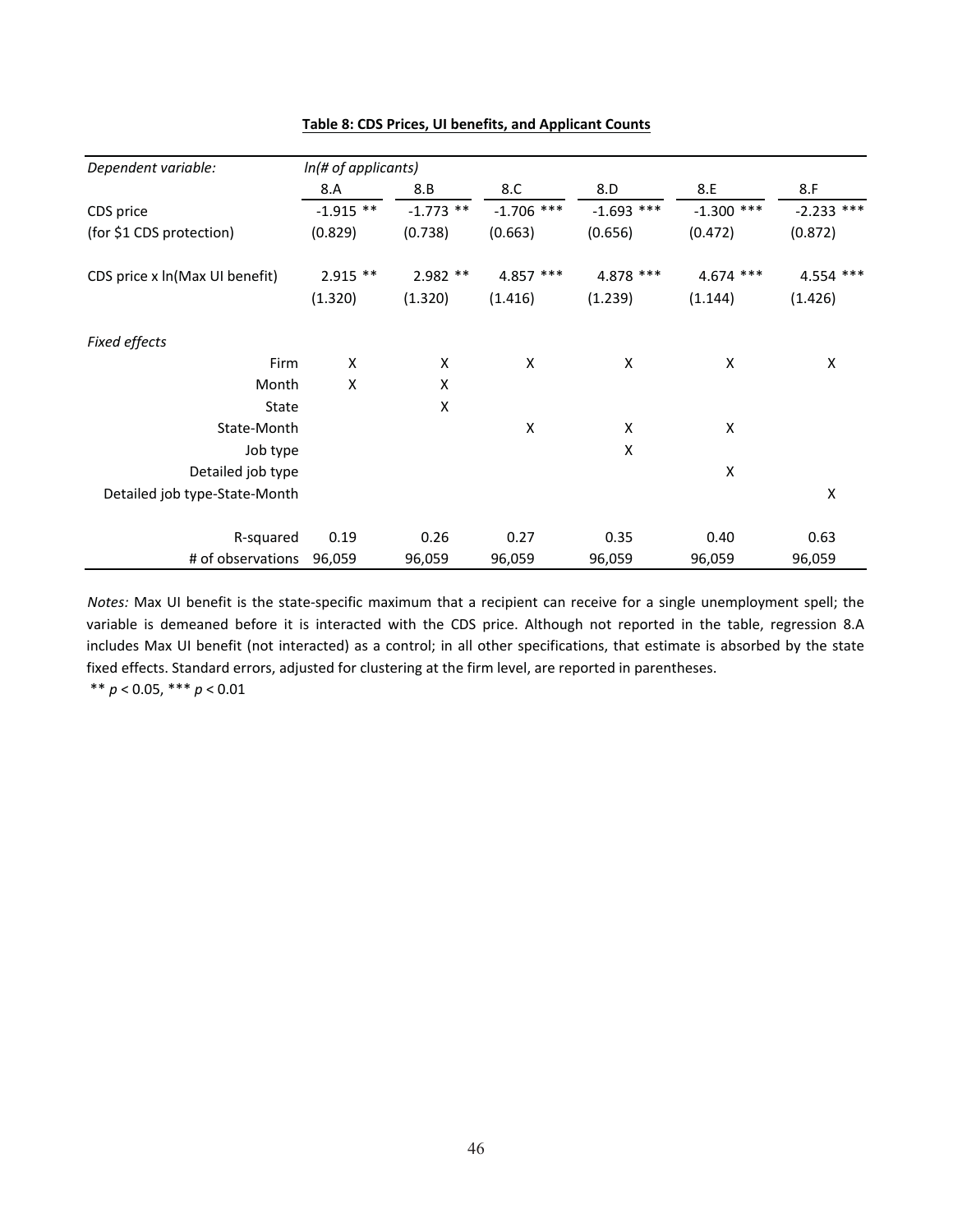**Table 8: CDS Prices, UI benefits, and Applicant Counts**

| *Dependent variable:* | *ln(# of applicants)* | | | | | |
|---|---|---|---|---|---|---|
| | 8.A | 8.B | 8.C | 8.D | 8.E | 8.F |
| CDS price | -1.915 ** | -1.773 ** | -1.706 *** | -1.693 *** | -1.300 *** | -2.233 *** |
| (for $1 CDS protection) | (0.829) | (0.738) | (0.663) | (0.656) | (0.472) | (0.872) |
| CDS price x ln(Max UI benefit) | 2.915 ** | 2.982 ** | 4.857 *** | 4.878 *** | 4.674 *** | 4.554 *** |
| | (1.320) | (1.320) | (1.416) | (1.239) | (1.144) | (1.426) |
| *Fixed effects* | | | | | | |
| Firm | X | X | X | X | X | X |
| Month | X | X | | | | |
| State | | X | | | | |
| State-Month | | | X | X | X | |
| Job type | | | | X | | |
| Detailed job type | | | | | X | |
| Detailed job type-State-Month | | | | | | X |
| R-squared | 0.19 | 0.26 | 0.27 | 0.35 | 0.40 | 0.63 |
| # of observations | 96,059 | 96,059 | 96,059 | 96,059 | 96,059 | 96,059 |

*Notes:* Max UI benefit is the state-specific maximum that a recipient can receive for a single unemployment spell; the variable is demeaned before it is interacted with the CDS price. Although not reported in the table, regression 8.A includes Max UI benefit (not interacted) as a control; in all other specifications, that estimate is absorbed by the state fixed effects. Standard errors, adjusted for clustering at the firm level, are reported in parentheses.

** $p < 0.05$, *** $p < 0.01$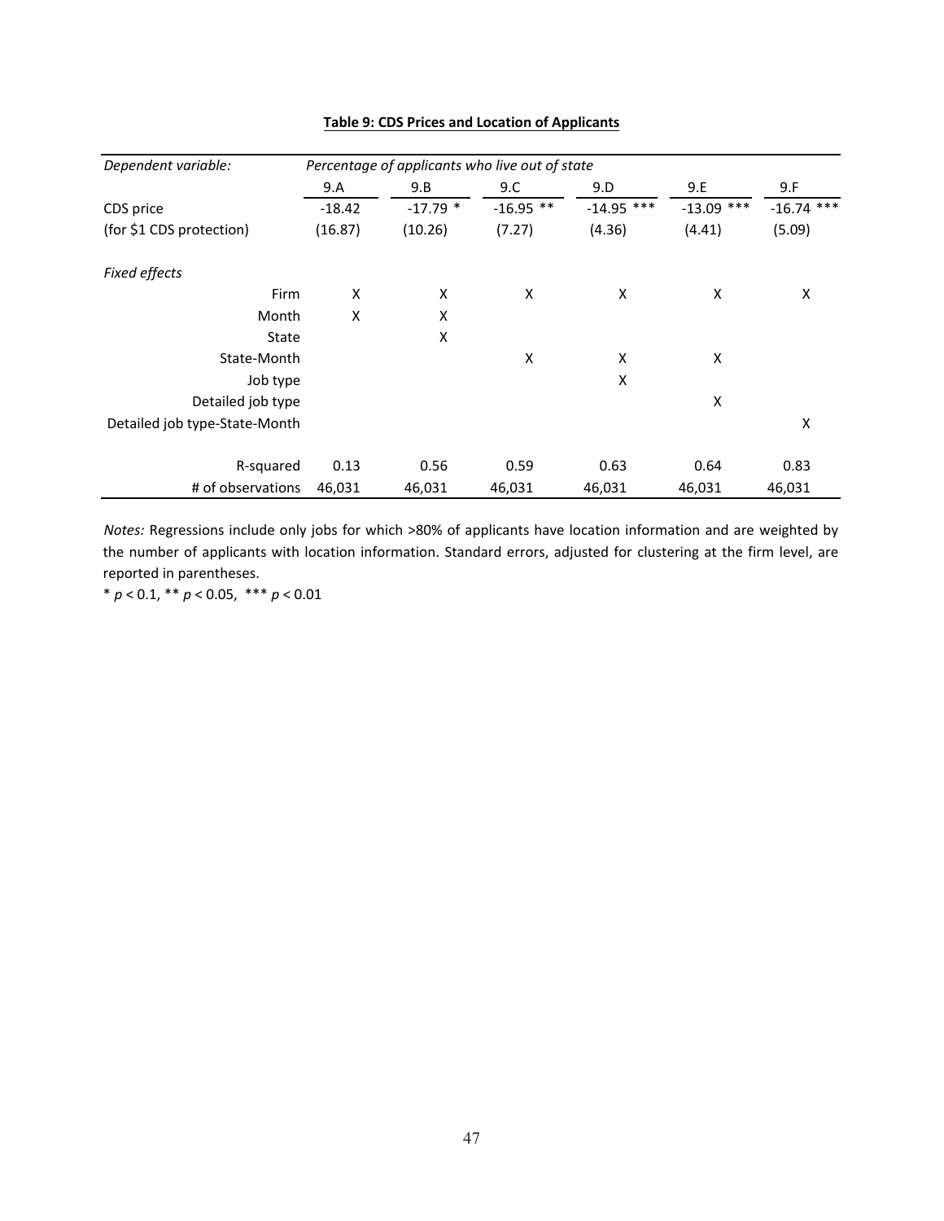**Table 9: CDS Prices and Location of Applicants**

| *Dependent variable:* | *Percentage of applicants who live out of state* | | | | | |
|---|---|---|---|---|---|---|
| | 9.A | 9.B | 9.C | 9.D | 9.E | 9.F |
| CDS price | -18.42 | -17.79 * | -16.95 ** | -14.95 *** | -13.09 *** | -16.74 *** |
| (for $1 CDS protection) | (16.87) | (10.26) | (7.27) | (4.36) | (4.41) | (5.09) |
| *Fixed effects* | | | | | | |
| Firm | X | X | X | X | X | X |
| Month | X | X | | | | |
| State | | X | | | | |
| State-Month | | | X | X | X | |
| Job type | | | | X | | |
| Detailed job type | | | | | X | |
| Detailed job type-State-Month | | | | | | X |
| R-squared | 0.13 | 0.56 | 0.59 | 0.63 | 0.64 | 0.83 |
| # of observations | 46,031 | 46,031 | 46,031 | 46,031 | 46,031 | 46,031 |

*Notes:* Regressions include only jobs for which >80% of applicants have location information and are weighted by the number of applicants with location information. Standard errors, adjusted for clustering at the firm level, are reported in parentheses.

* $p < 0.1$, ** $p < 0.05$, *** $p < 0.01$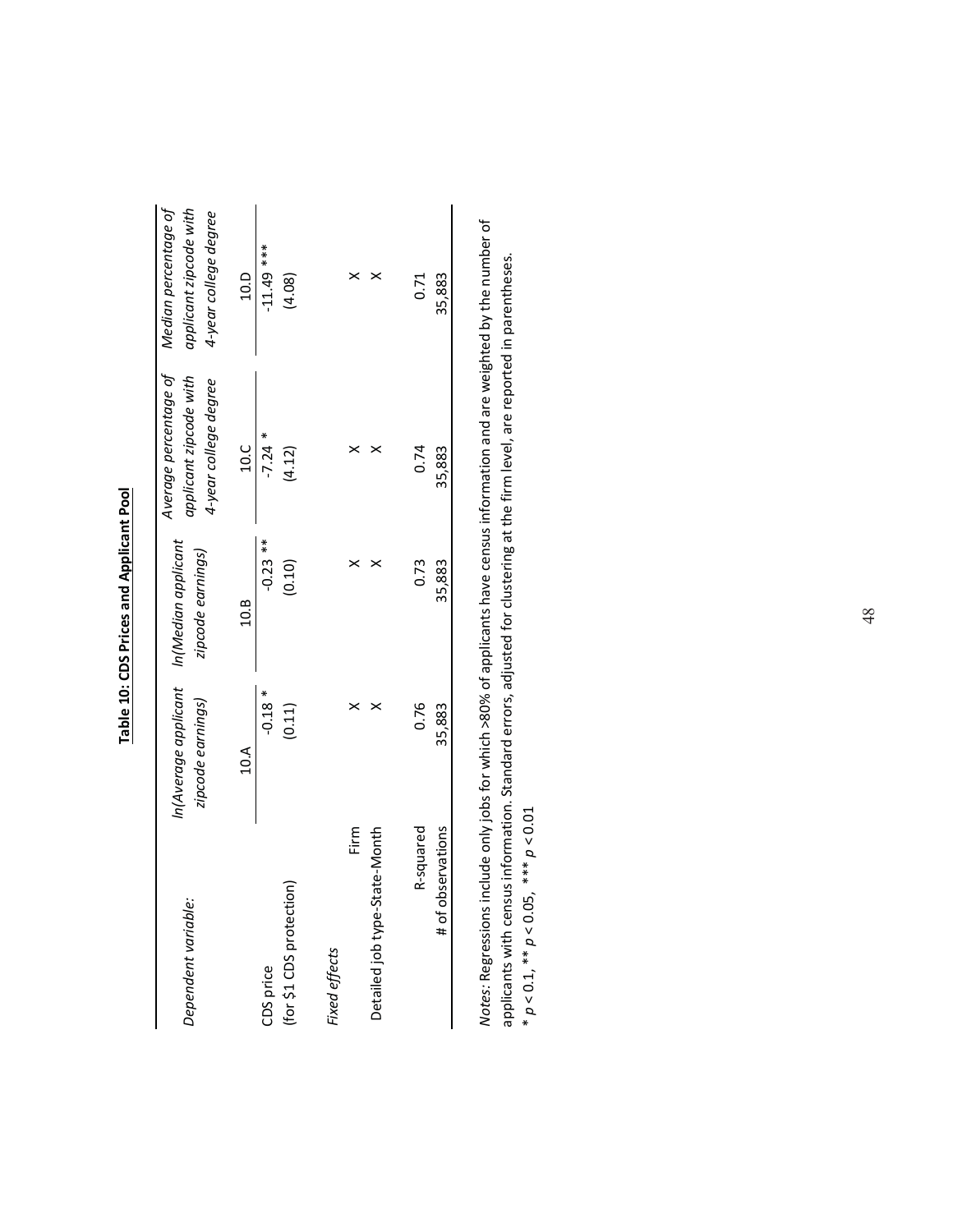**Table 10: CDS Prices and Applicant Pool**

| *Dependent variable:* | *ln(Average applicant zipcode earnings)* | *ln(Median applicant zipcode earnings)* | *Average percentage of applicant zipcode with 4-year college degree* | *Median percentage of applicant zipcode with 4-year college degree* |
|---|---|---|---|---|
| | 10.A | 10.B | 10.C | 10.D |
| CDS price | -0.18 * | -0.23 ** | -7.24 * | -11.49 *** |
| (for $1 CDS protection) | (0.11) | (0.10) | (4.12) | (4.08) |
| *Fixed effects* | | | | |
| Firm | X | X | X | X |
| Detailed job type-State-Month | X | X | X | X |
| R-squared | 0.76 | 0.73 | 0.74 | 0.71 |
| # of observations | 35,883 | 35,883 | 35,883 | 35,883 |

*Notes*: Regressions include only jobs for which >80% of applicants have census information and are weighted by the number of applicants with census information. Standard errors, adjusted for clustering at the firm level, are reported in parentheses.
* $p < 0.1$, ** $p < 0.05$, *** $p < 0.01$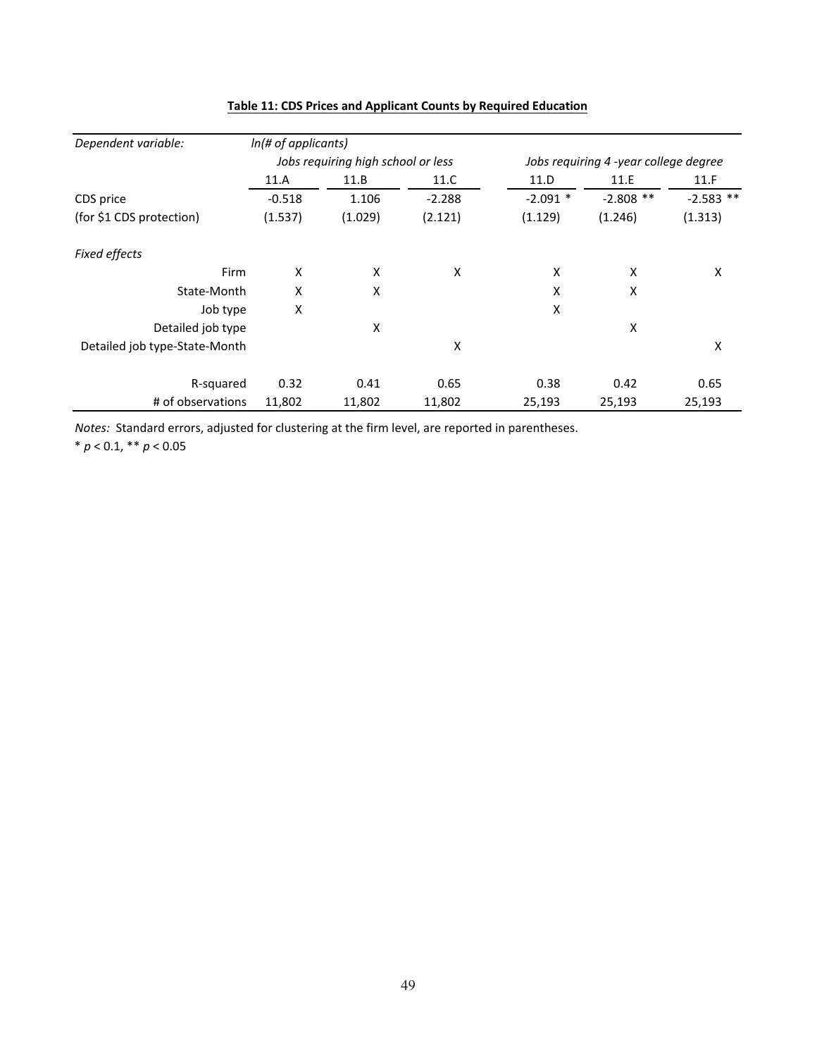**Table 11: CDS Prices and Applicant Counts by Required Education**

| *Dependent variable:* | *ln(# of applicants)* | | | | | |
|---|---|---|---|---|---|---|
| | *Jobs requiring high school or less* | | | *Jobs requiring 4 -year college degree* | | |
| | 11.A | 11.B | 11.C | 11.D | 11.E | 11.F |
| CDS price | -0.518 | 1.106 | -2.288 | -2.091 * | -2.808 ** | -2.583 ** |
| (for $1 CDS protection) | (1.537) | (1.029) | (2.121) | (1.129) | (1.246) | (1.313) |
| *Fixed effects* | | | | | | |
| Firm | X | X | X | X | X | X |
| State-Month | X | X | | X | X | |
| Job type | X | | | X | | |
| Detailed job type | | X | | | X | |
| Detailed job type-State-Month | | | X | | | X |
| R-squared | 0.32 | 0.41 | 0.65 | 0.38 | 0.42 | 0.65 |
| # of observations | 11,802 | 11,802 | 11,802 | 25,193 | 25,193 | 25,193 |

*Notes:* Standard errors, adjusted for clustering at the firm level, are reported in parentheses.
\* $p < 0.1$, ** $p < 0.05$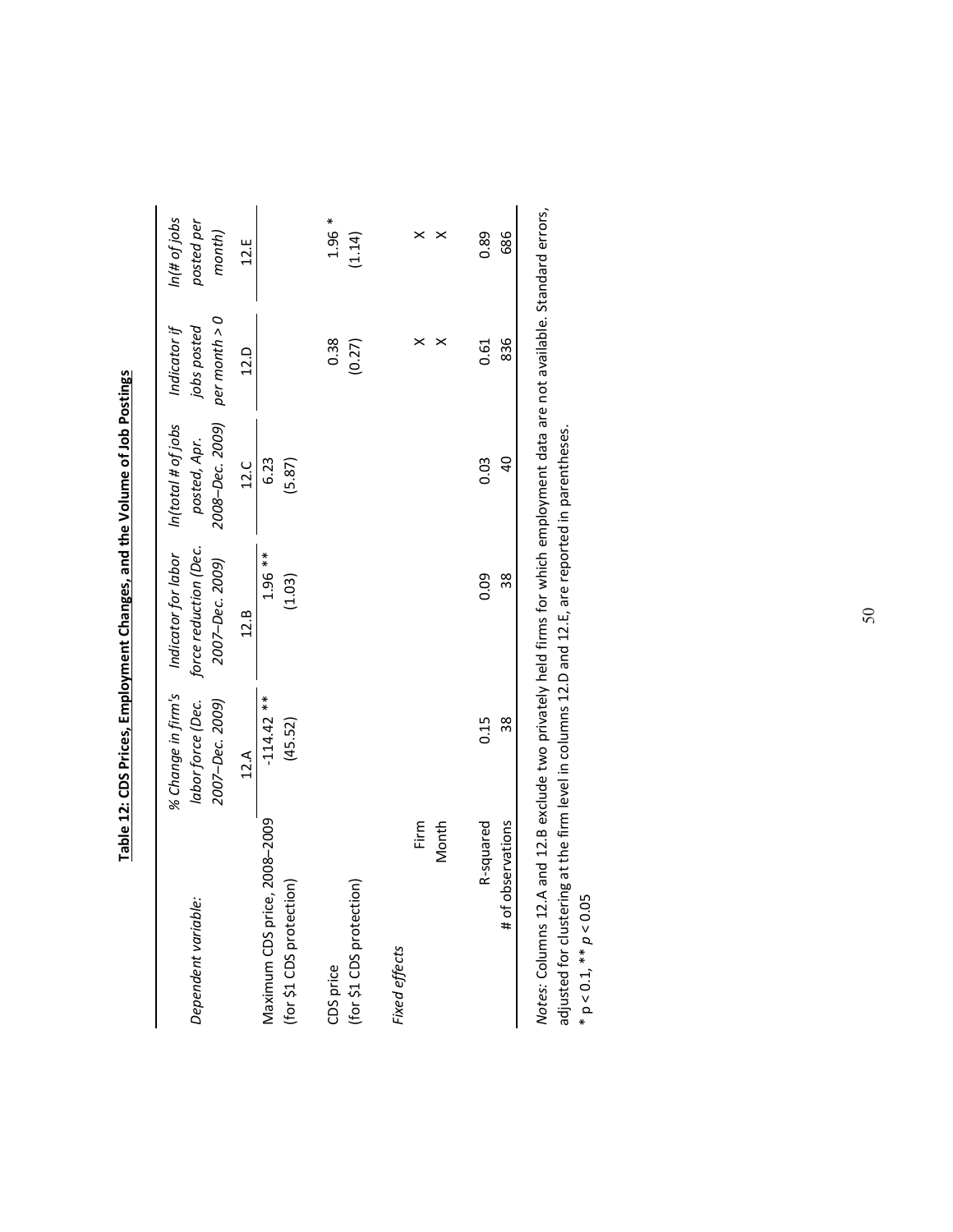**Table 12: CDS Prices, Employment Changes, and the Volume of Job Postings**

| *Dependent variable:* | *% Change in firm's labor force (Dec. 2007–Dec. 2009)* | *Indicator for labor force reduction (Dec. 2007–Dec. 2009)* | *ln(total # of jobs posted, Apr. 2008–Dec. 2009)* | *Indicator if jobs posted per month > 0* | *ln(# of jobs posted per month)* |
|---|---|---|---|---|---|
| | 12.A | 12.B | 12.C | 12.D | 12.E |
| Maximum CDS price, 2008–2009 (for $1 CDS protection) | -114.42 ** (45.52) | 1.96 ** (1.03) | 6.23 (5.87) | | |
| CDS price (for $1 CDS protection) | | | | 0.38 (0.27) | 1.96 * (1.14) |
| *Fixed effects* | | | | | |
| Firm | | | | X | X |
| Month | | | | X | X |
| R-squared | 0.15 | 0.09 | 0.03 | 0.61 | 0.89 |
| # of observations | 38 | 38 | 40 | 836 | 686 |

*Notes:* Columns 12.A and 12.B exclude two privately held firms for which employment data are not available. Standard errors, adjusted for clustering at the firm level in columns 12.D and 12.E, are reported in parentheses.

\* $p < 0.1$, \*\* $p < 0.05$